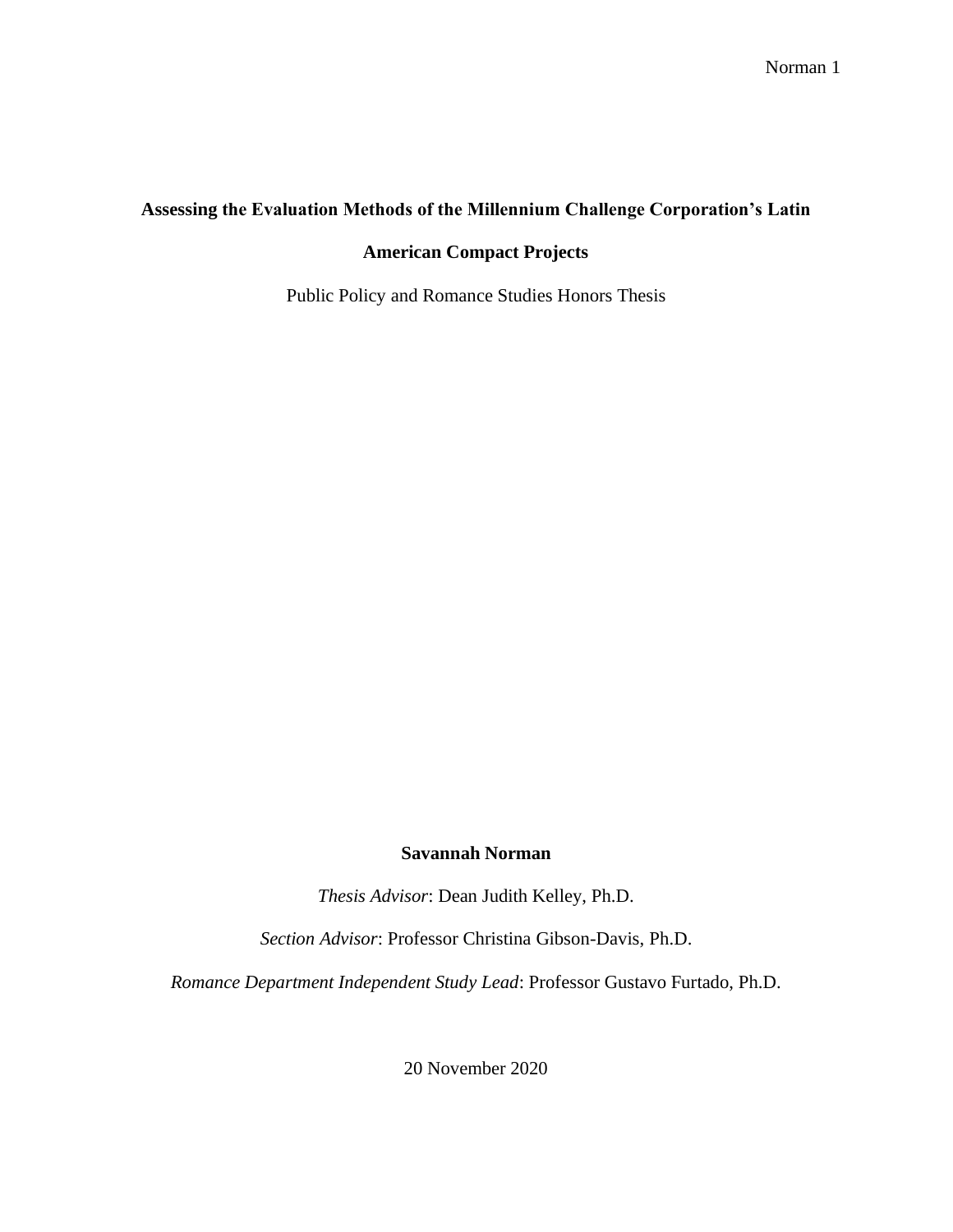# Assessing the Evaluation Methods of the Millennium Challenge Corporation's Latin American Compact Projects

Public Policy and Romance Studies Honors Thesis

**Savannah Norman**

*Thesis Advisor*: Dean Judith Kelley, Ph.D.

*Section Advisor*: Professor Christina Gibson-Davis, Ph.D.

*Romance Department Independent Study Lead*: Professor Gustavo Furtado, Ph.D.

20 November 2020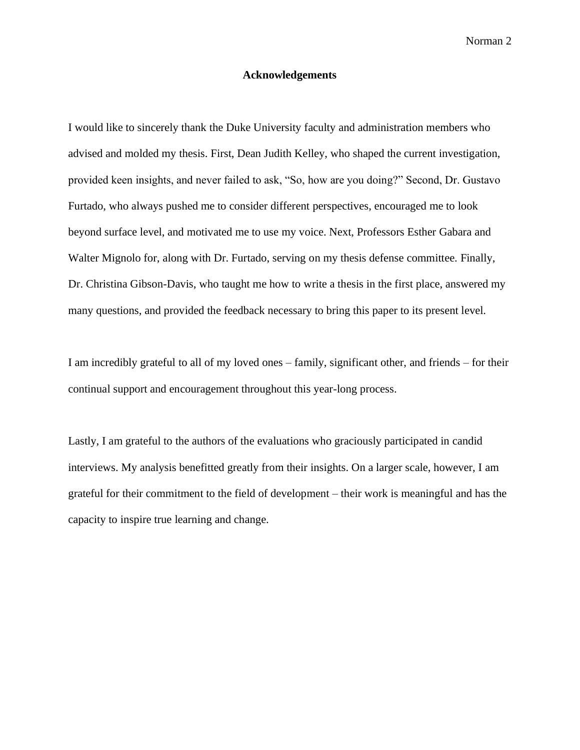# Acknowledgements

I would like to sincerely thank the Duke University faculty and administration members who advised and molded my thesis. First, Dean Judith Kelley, who shaped the current investigation, provided keen insights, and never failed to ask, "So, how are you doing?" Second, Dr. Gustavo Furtado, who always pushed me to consider different perspectives, encouraged me to look beyond surface level, and motivated me to use my voice. Next, Professors Esther Gabara and Walter Mignolo for, along with Dr. Furtado, serving on my thesis defense committee. Finally, Dr. Christina Gibson-Davis, who taught me how to write a thesis in the first place, answered my many questions, and provided the feedback necessary to bring this paper to its present level.

I am incredibly grateful to all of my loved ones – family, significant other, and friends – for their continual support and encouragement throughout this year-long process.

Lastly, I am grateful to the authors of the evaluations who graciously participated in candid interviews. My analysis benefitted greatly from their insights. On a larger scale, however, I am grateful for their commitment to the field of development – their work is meaningful and has the capacity to inspire true learning and change.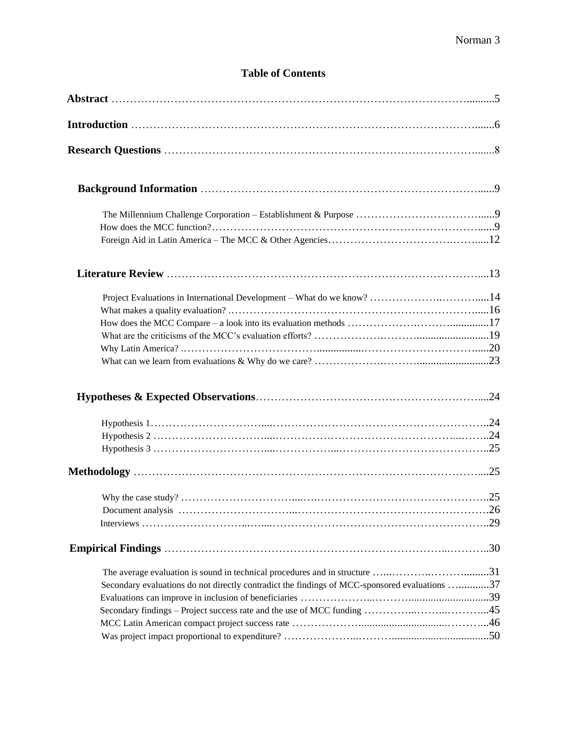# Table of Contents

**Abstract** ........................................................................................................5

**Introduction** ....................................................................................................6

**Research Questions** ........................................................................................8

**Background Information** ................................................................................9

- The Millennium Challenge Corporation – Establishment & Purpose ..........................9
- How does the MCC function? .........................................................................9
- Foreign Aid in Latin America – The MCC & Other Agencies ................................12

**Literature Review** ..........................................................................................13

- Project Evaluations in International Development – What do we know? ....................14
- What makes a quality evaluation? ...................................................................16
- How does the MCC Compare – a look into its evaluation methods ...........................17
- What are the criticisms of the MCC's evaluation efforts? ......................................19
- Why Latin America? .....................................................................................20
- What can we learn from evaluations & Why do we care? .......................................23

**Hypotheses & Expected Observations** ...............................................................24

- Hypothesis 1 ................................................................................................24
- Hypothesis 2 ................................................................................................24
- Hypothesis 3 ................................................................................................25

**Methodology** ..................................................................................................25

- Why the case study? .......................................................................................25
- Document analysis .........................................................................................26
- Interviews .....................................................................................................29

**Empirical Findings** .........................................................................................30

- The average evaluation is sound in technical procedures and in structure ..................31
- Secondary evaluations do not directly contradict the findings of MCC-sponsored evaluations ..........37
- Evaluations can improve in inclusion of beneficiaries ...........................................39
- Secondary findings – Project success rate and the use of MCC funding .....................45
- MCC Latin American compact project success rate ...............................................46
- Was project impact proportional to expenditure? ...................................................50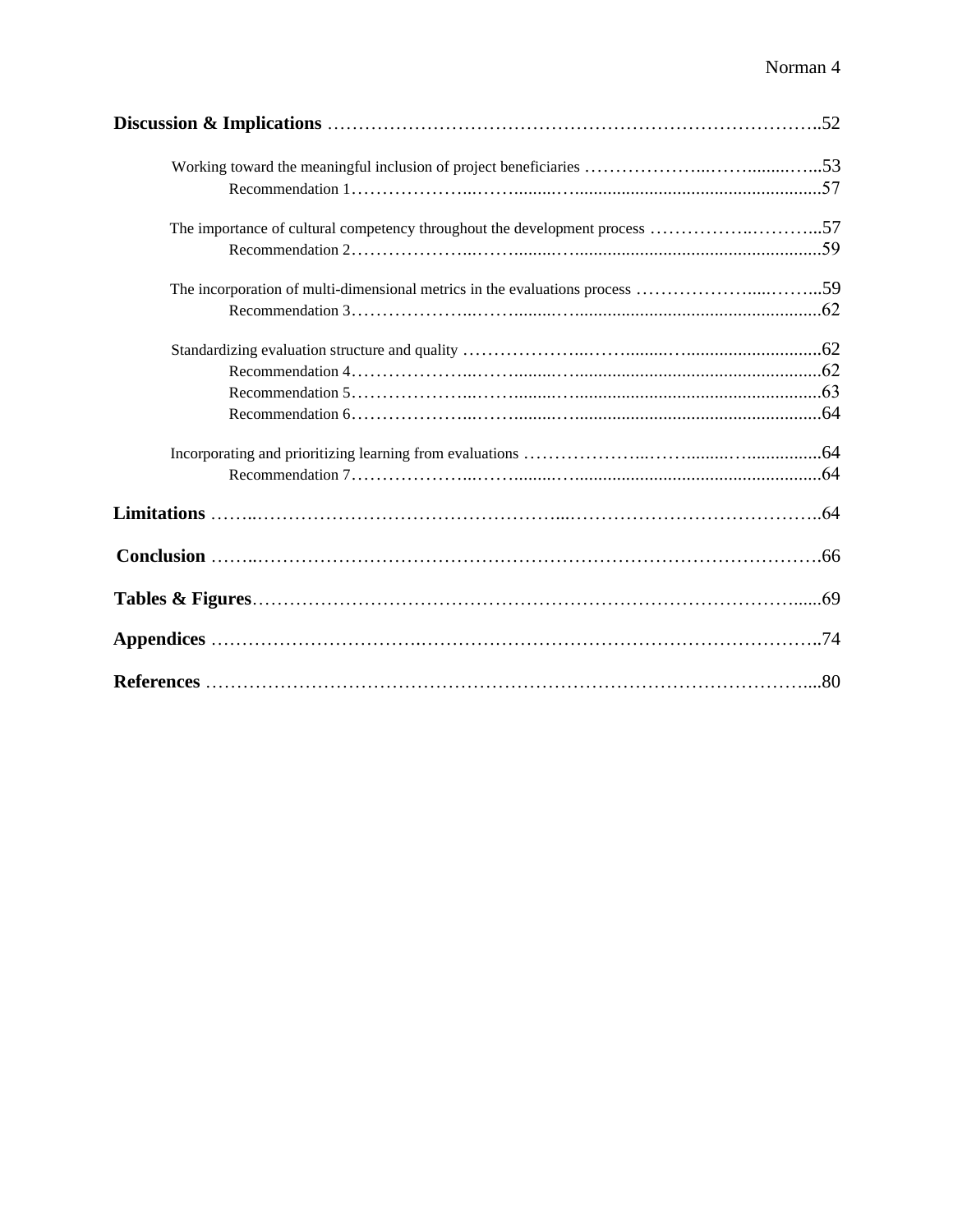**Discussion & Implications** ……………………………………………………………………..52

- Working toward the meaningful inclusion of project beneficiaries ………………..……........…..53
  - Recommendation 1………………..……........….....................................................57
- The importance of cultural competency throughout the development process ……………..………..57
  - Recommendation 2………………..……........….....................................................59
- The incorporation of multi-dimensional metrics in the evaluations process ………………....……..59
  - Recommendation 3………………..……........….....................................................62
- Standardizing evaluation structure and quality ………………..……........…............................62
  - Recommendation 4………………..……........….....................................................62
  - Recommendation 5………………..……........….....................................................63
  - Recommendation 6………………..……........….....................................................64
- Incorporating and prioritizing learning from evaluations ………………..……........…...............64
  - Recommendation 7………………..……........….....................................................64

**Limitations** ……..…………………………………………...……………………………………..64

**Conclusion** ……..…………………………………………………………………………………….66

**Tables & Figures**…………………………………………………………………………......69

**Appendices** ……………………………..……………………………………………………….74

**References** ……………………………………………………………………………………....80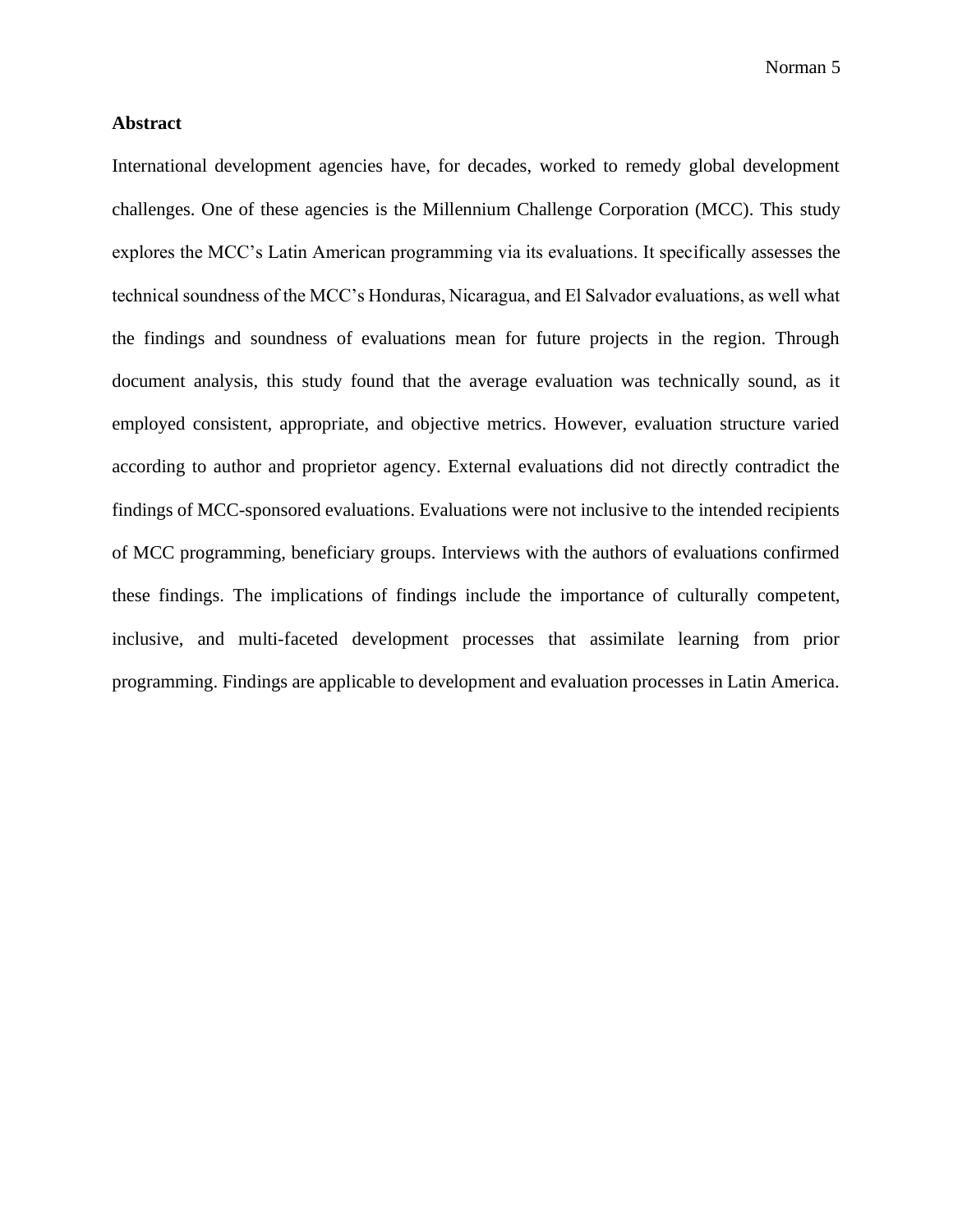## Abstract

International development agencies have, for decades, worked to remedy global development challenges. One of these agencies is the Millennium Challenge Corporation (MCC). This study explores the MCC's Latin American programming via its evaluations. It specifically assesses the technical soundness of the MCC's Honduras, Nicaragua, and El Salvador evaluations, as well what the findings and soundness of evaluations mean for future projects in the region. Through document analysis, this study found that the average evaluation was technically sound, as it employed consistent, appropriate, and objective metrics. However, evaluation structure varied according to author and proprietor agency. External evaluations did not directly contradict the findings of MCC-sponsored evaluations. Evaluations were not inclusive to the intended recipients of MCC programming, beneficiary groups. Interviews with the authors of evaluations confirmed these findings. The implications of findings include the importance of culturally competent, inclusive, and multi-faceted development processes that assimilate learning from prior programming. Findings are applicable to development and evaluation processes in Latin America.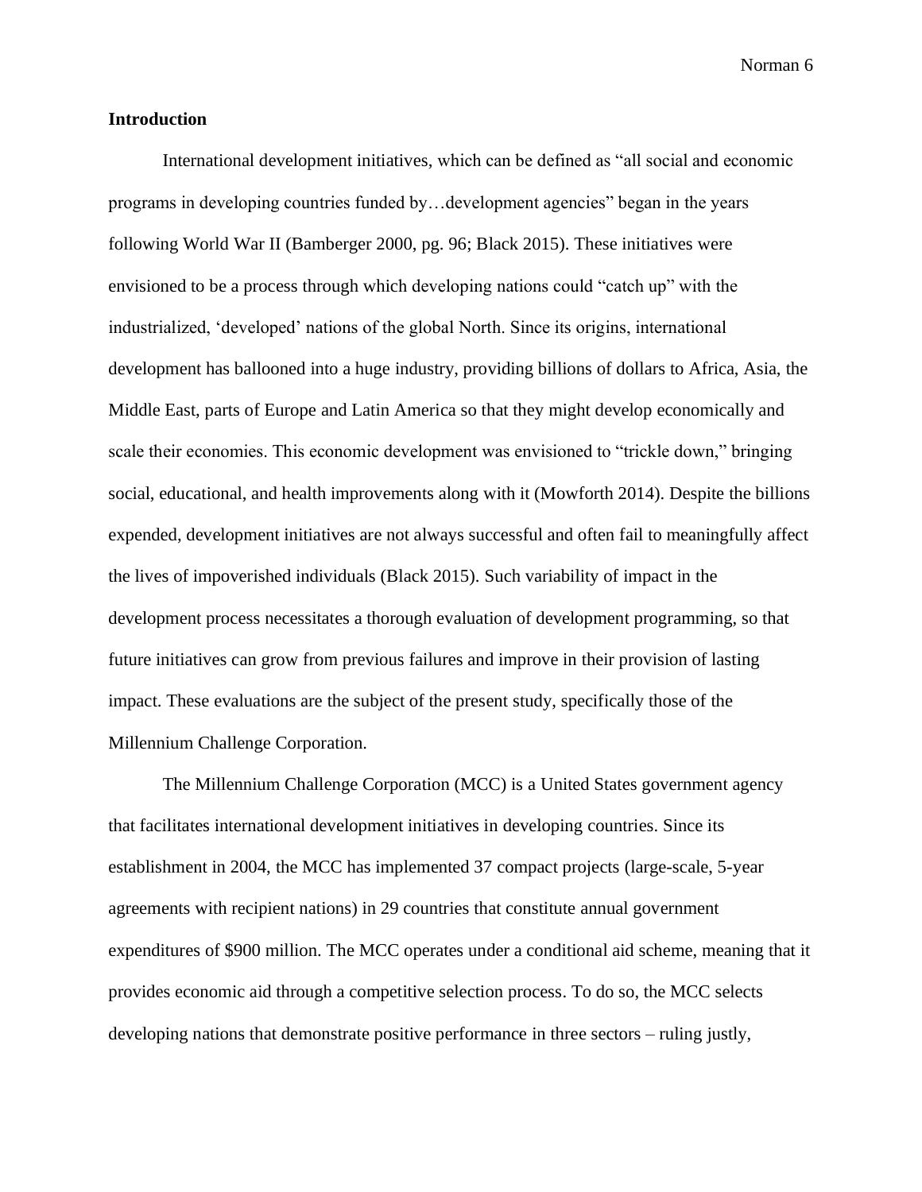## Introduction

International development initiatives, which can be defined as "all social and economic programs in developing countries funded by…development agencies" began in the years following World War II (Bamberger 2000, pg. 96; Black 2015). These initiatives were envisioned to be a process through which developing nations could "catch up" with the industrialized, 'developed' nations of the global North. Since its origins, international development has ballooned into a huge industry, providing billions of dollars to Africa, Asia, the Middle East, parts of Europe and Latin America so that they might develop economically and scale their economies. This economic development was envisioned to "trickle down," bringing social, educational, and health improvements along with it (Mowforth 2014). Despite the billions expended, development initiatives are not always successful and often fail to meaningfully affect the lives of impoverished individuals (Black 2015). Such variability of impact in the development process necessitates a thorough evaluation of development programming, so that future initiatives can grow from previous failures and improve in their provision of lasting impact. These evaluations are the subject of the present study, specifically those of the Millennium Challenge Corporation.

The Millennium Challenge Corporation (MCC) is a United States government agency that facilitates international development initiatives in developing countries. Since its establishment in 2004, the MCC has implemented 37 compact projects (large-scale, 5-year agreements with recipient nations) in 29 countries that constitute annual government expenditures of $900 million. The MCC operates under a conditional aid scheme, meaning that it provides economic aid through a competitive selection process. To do so, the MCC selects developing nations that demonstrate positive performance in three sectors – ruling justly,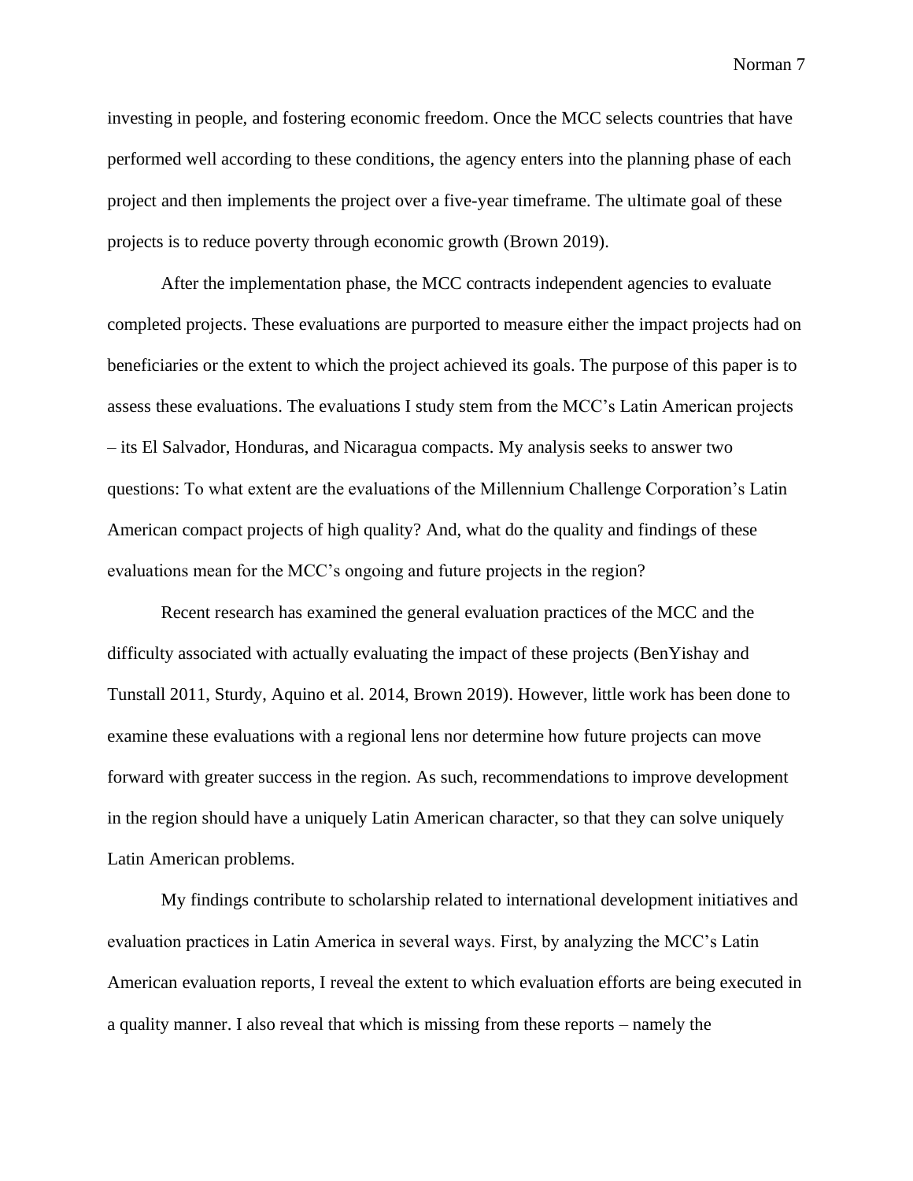investing in people, and fostering economic freedom. Once the MCC selects countries that have performed well according to these conditions, the agency enters into the planning phase of each project and then implements the project over a five-year timeframe. The ultimate goal of these projects is to reduce poverty through economic growth (Brown 2019).

After the implementation phase, the MCC contracts independent agencies to evaluate completed projects. These evaluations are purported to measure either the impact projects had on beneficiaries or the extent to which the project achieved its goals. The purpose of this paper is to assess these evaluations. The evaluations I study stem from the MCC's Latin American projects – its El Salvador, Honduras, and Nicaragua compacts. My analysis seeks to answer two questions: To what extent are the evaluations of the Millennium Challenge Corporation's Latin American compact projects of high quality? And, what do the quality and findings of these evaluations mean for the MCC's ongoing and future projects in the region?

Recent research has examined the general evaluation practices of the MCC and the difficulty associated with actually evaluating the impact of these projects (BenYishay and Tunstall 2011, Sturdy, Aquino et al. 2014, Brown 2019). However, little work has been done to examine these evaluations with a regional lens nor determine how future projects can move forward with greater success in the region. As such, recommendations to improve development in the region should have a uniquely Latin American character, so that they can solve uniquely Latin American problems.

My findings contribute to scholarship related to international development initiatives and evaluation practices in Latin America in several ways. First, by analyzing the MCC's Latin American evaluation reports, I reveal the extent to which evaluation efforts are being executed in a quality manner. I also reveal that which is missing from these reports – namely the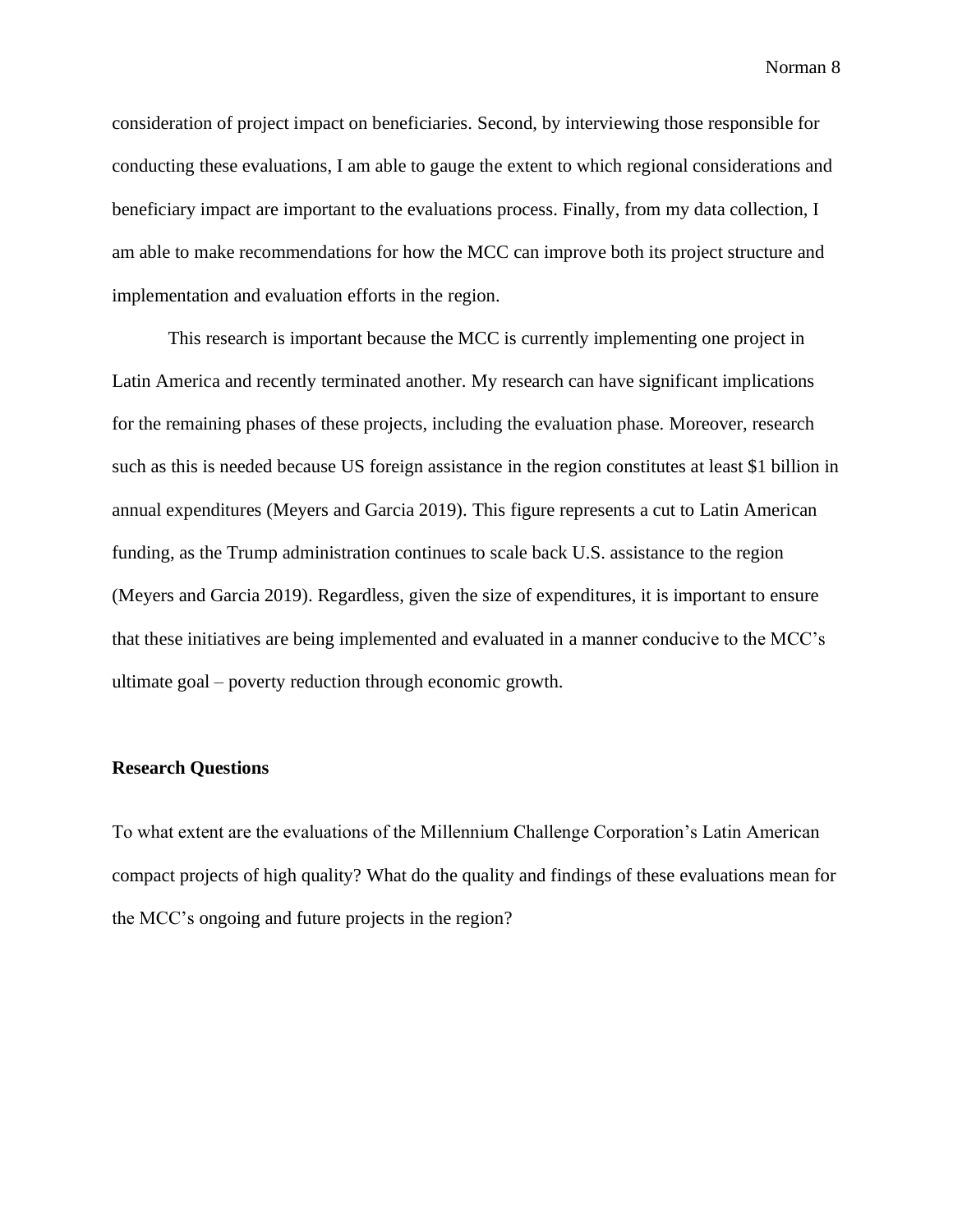consideration of project impact on beneficiaries. Second, by interviewing those responsible for conducting these evaluations, I am able to gauge the extent to which regional considerations and beneficiary impact are important to the evaluations process. Finally, from my data collection, I am able to make recommendations for how the MCC can improve both its project structure and implementation and evaluation efforts in the region.

This research is important because the MCC is currently implementing one project in Latin America and recently terminated another. My research can have significant implications for the remaining phases of these projects, including the evaluation phase. Moreover, research such as this is needed because US foreign assistance in the region constitutes at least $1 billion in annual expenditures (Meyers and Garcia 2019). This figure represents a cut to Latin American funding, as the Trump administration continues to scale back U.S. assistance to the region (Meyers and Garcia 2019). Regardless, given the size of expenditures, it is important to ensure that these initiatives are being implemented and evaluated in a manner conducive to the MCC's ultimate goal – poverty reduction through economic growth.

**Research Questions**

To what extent are the evaluations of the Millennium Challenge Corporation's Latin American compact projects of high quality? What do the quality and findings of these evaluations mean for the MCC's ongoing and future projects in the region?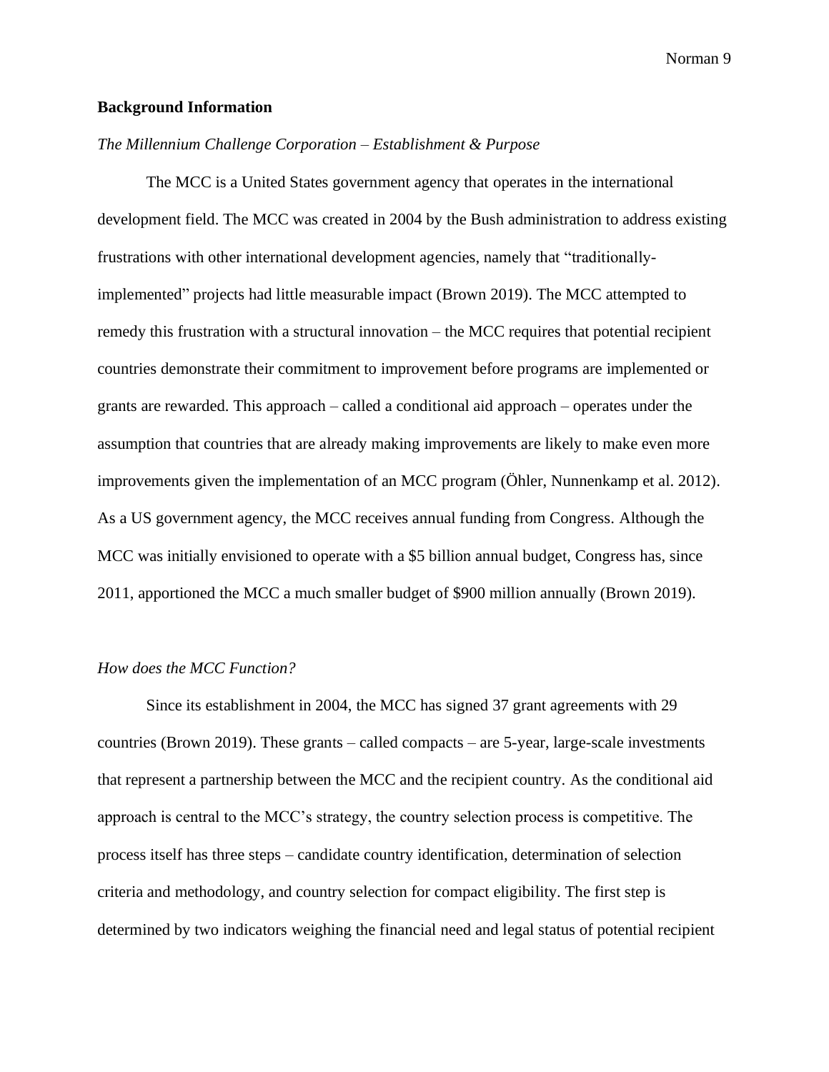**Background Information**

*The Millennium Challenge Corporation – Establishment & Purpose*

The MCC is a United States government agency that operates in the international development field. The MCC was created in 2004 by the Bush administration to address existing frustrations with other international development agencies, namely that "traditionally-implemented" projects had little measurable impact (Brown 2019). The MCC attempted to remedy this frustration with a structural innovation – the MCC requires that potential recipient countries demonstrate their commitment to improvement before programs are implemented or grants are rewarded. This approach – called a conditional aid approach – operates under the assumption that countries that are already making improvements are likely to make even more improvements given the implementation of an MCC program (Öhler, Nunnenkamp et al. 2012). As a US government agency, the MCC receives annual funding from Congress. Although the MCC was initially envisioned to operate with a $5 billion annual budget, Congress has, since 2011, apportioned the MCC a much smaller budget of $900 million annually (Brown 2019).

*How does the MCC Function?*

Since its establishment in 2004, the MCC has signed 37 grant agreements with 29 countries (Brown 2019). These grants – called compacts – are 5-year, large-scale investments that represent a partnership between the MCC and the recipient country. As the conditional aid approach is central to the MCC's strategy, the country selection process is competitive. The process itself has three steps – candidate country identification, determination of selection criteria and methodology, and country selection for compact eligibility. The first step is determined by two indicators weighing the financial need and legal status of potential recipient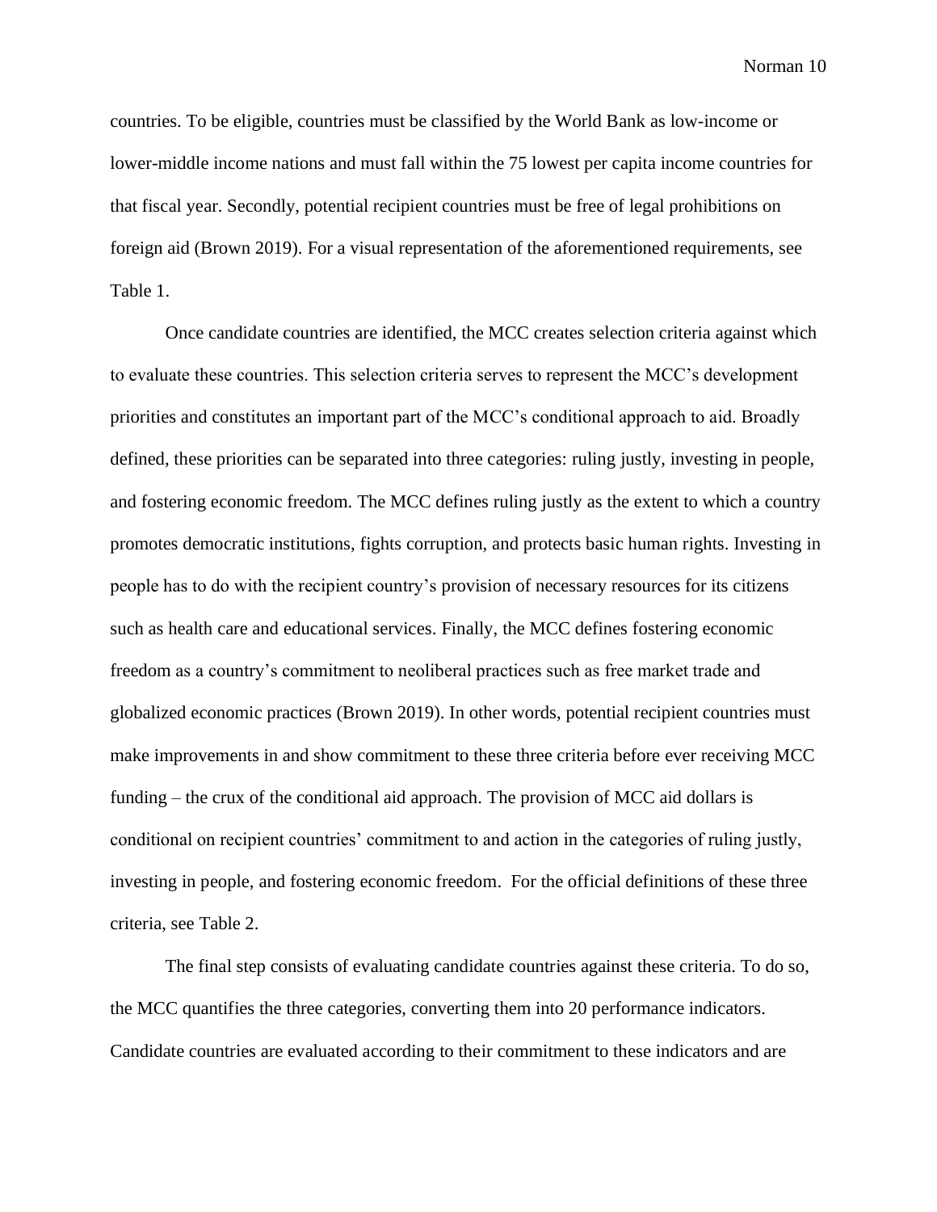countries. To be eligible, countries must be classified by the World Bank as low-income or lower-middle income nations and must fall within the 75 lowest per capita income countries for that fiscal year. Secondly, potential recipient countries must be free of legal prohibitions on foreign aid (Brown 2019). For a visual representation of the aforementioned requirements, see Table 1.

Once candidate countries are identified, the MCC creates selection criteria against which to evaluate these countries. This selection criteria serves to represent the MCC's development priorities and constitutes an important part of the MCC's conditional approach to aid. Broadly defined, these priorities can be separated into three categories: ruling justly, investing in people, and fostering economic freedom. The MCC defines ruling justly as the extent to which a country promotes democratic institutions, fights corruption, and protects basic human rights. Investing in people has to do with the recipient country's provision of necessary resources for its citizens such as health care and educational services. Finally, the MCC defines fostering economic freedom as a country's commitment to neoliberal practices such as free market trade and globalized economic practices (Brown 2019). In other words, potential recipient countries must make improvements in and show commitment to these three criteria before ever receiving MCC funding – the crux of the conditional aid approach. The provision of MCC aid dollars is conditional on recipient countries' commitment to and action in the categories of ruling justly, investing in people, and fostering economic freedom. For the official definitions of these three criteria, see Table 2.

The final step consists of evaluating candidate countries against these criteria. To do so, the MCC quantifies the three categories, converting them into 20 performance indicators. Candidate countries are evaluated according to their commitment to these indicators and are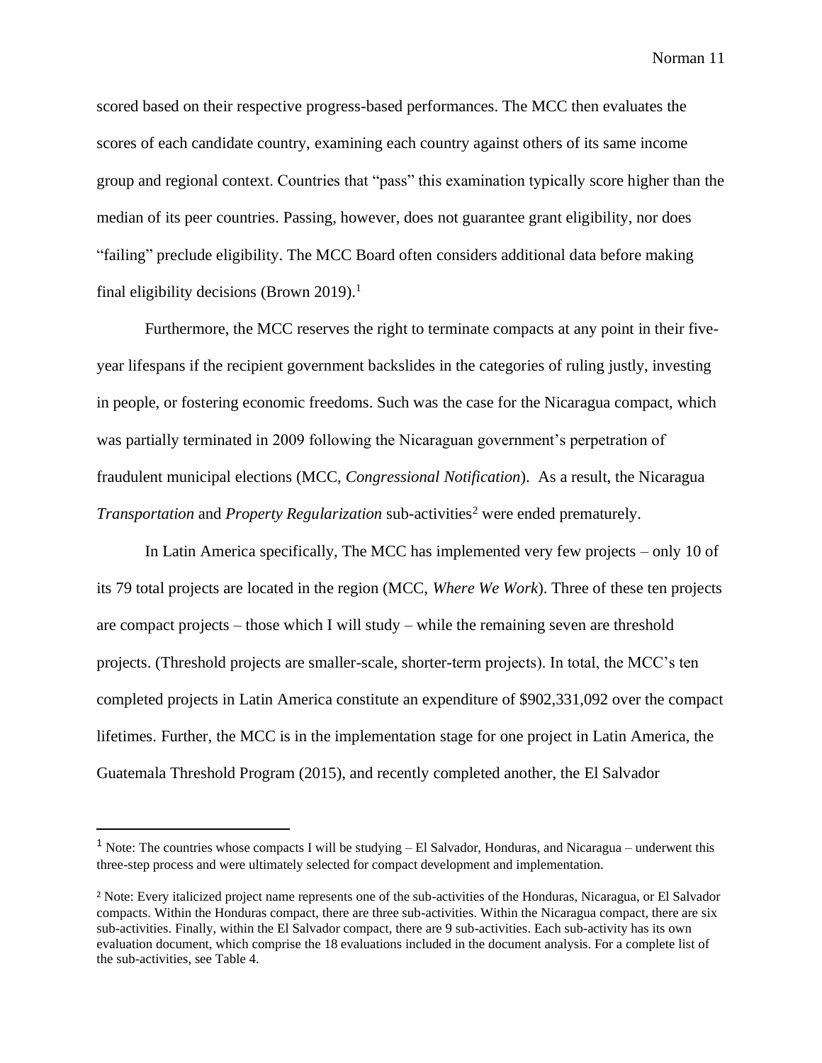scored based on their respective progress-based performances. The MCC then evaluates the scores of each candidate country, examining each country against others of its same income group and regional context. Countries that "pass" this examination typically score higher than the median of its peer countries. Passing, however, does not guarantee grant eligibility, nor does "failing" preclude eligibility. The MCC Board often considers additional data before making final eligibility decisions (Brown 2019).[1]

Furthermore, the MCC reserves the right to terminate compacts at any point in their five-year lifespans if the recipient government backslides in the categories of ruling justly, investing in people, or fostering economic freedoms. Such was the case for the Nicaragua compact, which was partially terminated in 2009 following the Nicaraguan government's perpetration of fraudulent municipal elections (MCC, *Congressional Notification*). As a result, the Nicaragua *Transportation* and *Property Regularization* sub-activities[2] were ended prematurely.

In Latin America specifically, The MCC has implemented very few projects – only 10 of its 79 total projects are located in the region (MCC, *Where We Work*). Three of these ten projects are compact projects – those which I will study – while the remaining seven are threshold projects. (Threshold projects are smaller-scale, shorter-term projects). In total, the MCC's ten completed projects in Latin America constitute an expenditure of $902,331,092 over the compact lifetimes. Further, the MCC is in the implementation stage for one project in Latin America, the Guatemala Threshold Program (2015), and recently completed another, the El Salvador

---

[1] Note: The countries whose compacts I will be studying – El Salvador, Honduras, and Nicaragua – underwent this three-step process and were ultimately selected for compact development and implementation.

[2] Note: Every italicized project name represents one of the sub-activities of the Honduras, Nicaragua, or El Salvador compacts. Within the Honduras compact, there are three sub-activities. Within the Nicaragua compact, there are six sub-activities. Finally, within the El Salvador compact, there are 9 sub-activities. Each sub-activity has its own evaluation document, which comprise the 18 evaluations included in the document analysis. For a complete list of the sub-activities, see Table 4.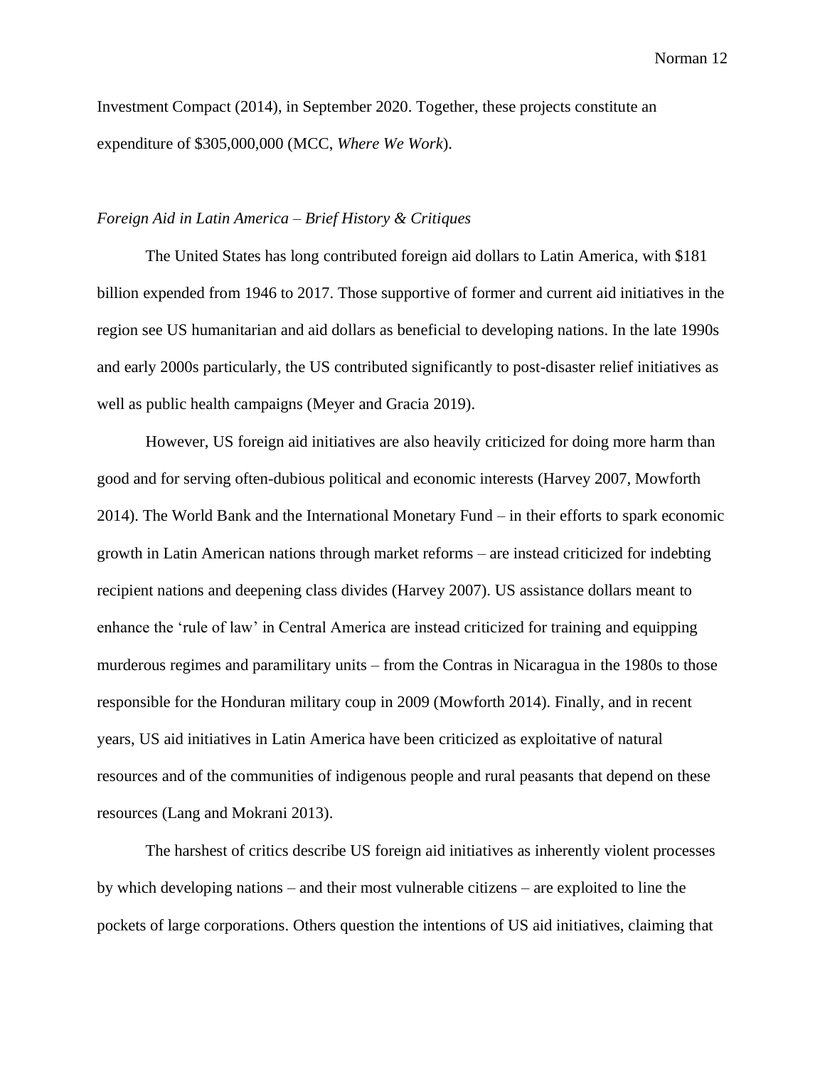Investment Compact (2014), in September 2020. Together, these projects constitute an expenditure of $305,000,000 (MCC, *Where We Work*).

### *Foreign Aid in Latin America – Brief History & Critiques*

The United States has long contributed foreign aid dollars to Latin America, with $181 billion expended from 1946 to 2017. Those supportive of former and current aid initiatives in the region see US humanitarian and aid dollars as beneficial to developing nations. In the late 1990s and early 2000s particularly, the US contributed significantly to post-disaster relief initiatives as well as public health campaigns (Meyer and Gracia 2019).

However, US foreign aid initiatives are also heavily criticized for doing more harm than good and for serving often-dubious political and economic interests (Harvey 2007, Mowforth 2014). The World Bank and the International Monetary Fund – in their efforts to spark economic growth in Latin American nations through market reforms – are instead criticized for indebting recipient nations and deepening class divides (Harvey 2007). US assistance dollars meant to enhance the 'rule of law' in Central America are instead criticized for training and equipping murderous regimes and paramilitary units – from the Contras in Nicaragua in the 1980s to those responsible for the Honduran military coup in 2009 (Mowforth 2014). Finally, and in recent years, US aid initiatives in Latin America have been criticized as exploitative of natural resources and of the communities of indigenous people and rural peasants that depend on these resources (Lang and Mokrani 2013).

The harshest of critics describe US foreign aid initiatives as inherently violent processes by which developing nations – and their most vulnerable citizens – are exploited to line the pockets of large corporations. Others question the intentions of US aid initiatives, claiming that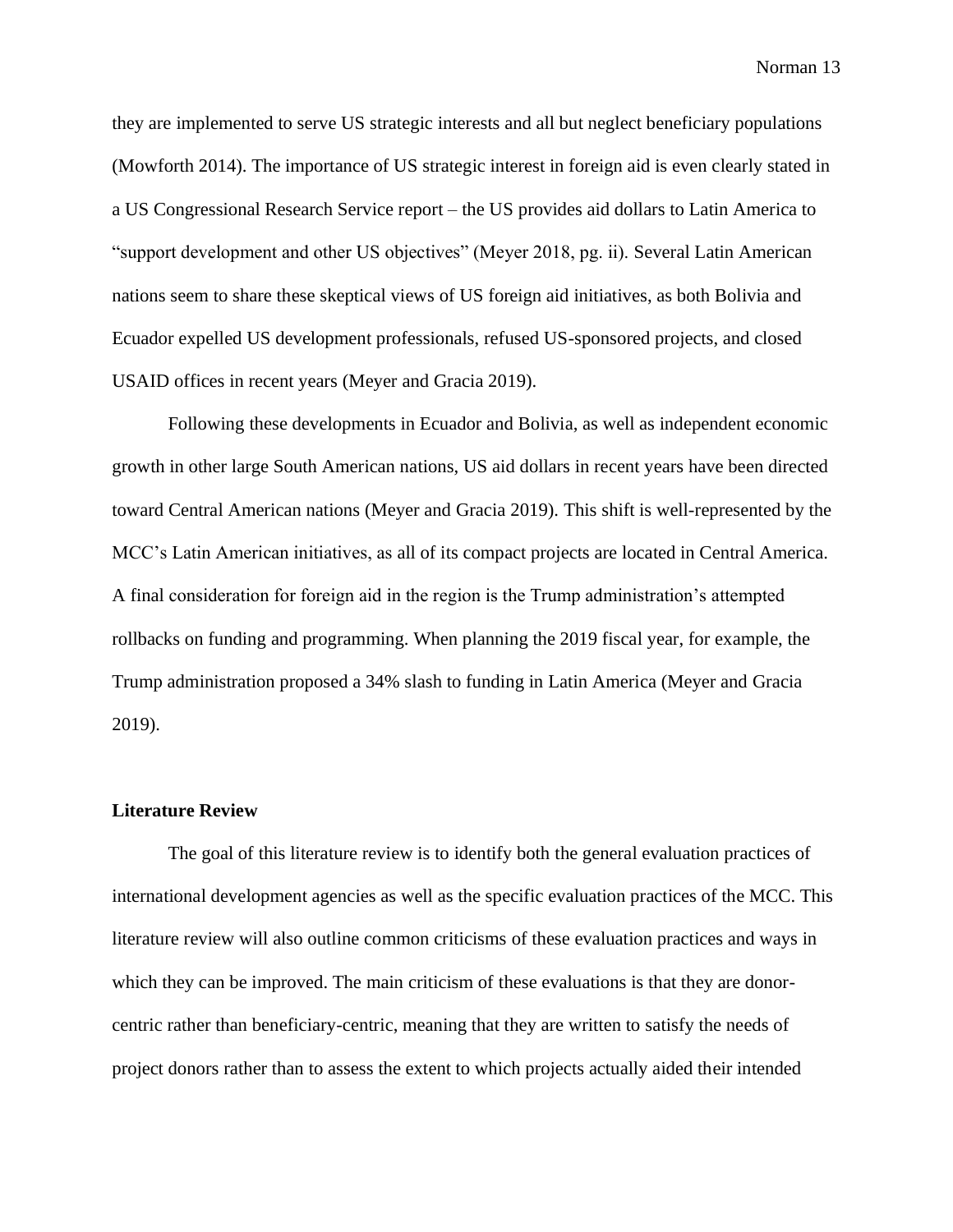they are implemented to serve US strategic interests and all but neglect beneficiary populations (Mowforth 2014). The importance of US strategic interest in foreign aid is even clearly stated in a US Congressional Research Service report – the US provides aid dollars to Latin America to "support development and other US objectives" (Meyer 2018, pg. ii). Several Latin American nations seem to share these skeptical views of US foreign aid initiatives, as both Bolivia and Ecuador expelled US development professionals, refused US-sponsored projects, and closed USAID offices in recent years (Meyer and Gracia 2019).

Following these developments in Ecuador and Bolivia, as well as independent economic growth in other large South American nations, US aid dollars in recent years have been directed toward Central American nations (Meyer and Gracia 2019). This shift is well-represented by the MCC's Latin American initiatives, as all of its compact projects are located in Central America. A final consideration for foreign aid in the region is the Trump administration's attempted rollbacks on funding and programming. When planning the 2019 fiscal year, for example, the Trump administration proposed a 34% slash to funding in Latin America (Meyer and Gracia 2019).

## Literature Review

The goal of this literature review is to identify both the general evaluation practices of international development agencies as well as the specific evaluation practices of the MCC. This literature review will also outline common criticisms of these evaluation practices and ways in which they can be improved. The main criticism of these evaluations is that they are donor-centric rather than beneficiary-centric, meaning that they are written to satisfy the needs of project donors rather than to assess the extent to which projects actually aided their intended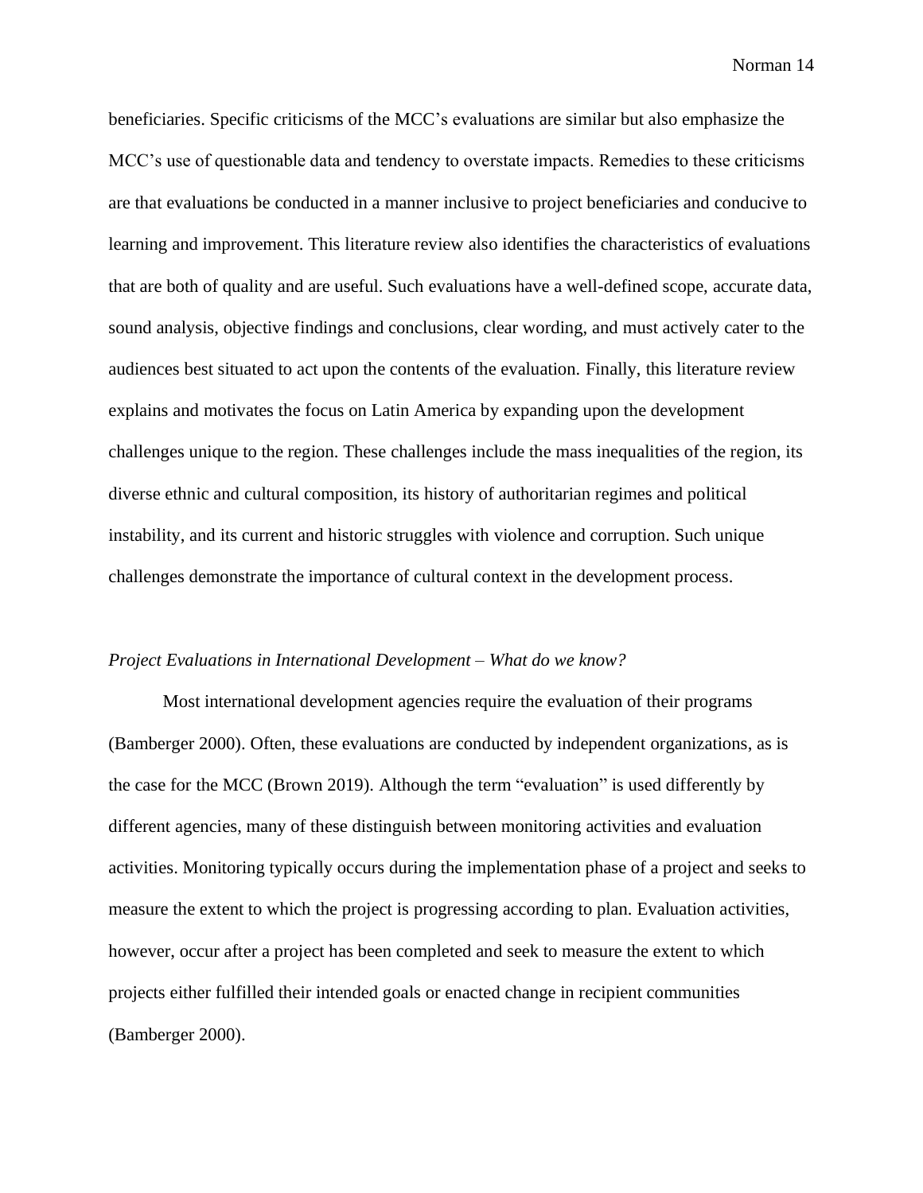beneficiaries. Specific criticisms of the MCC's evaluations are similar but also emphasize the MCC's use of questionable data and tendency to overstate impacts. Remedies to these criticisms are that evaluations be conducted in a manner inclusive to project beneficiaries and conducive to learning and improvement. This literature review also identifies the characteristics of evaluations that are both of quality and are useful. Such evaluations have a well-defined scope, accurate data, sound analysis, objective findings and conclusions, clear wording, and must actively cater to the audiences best situated to act upon the contents of the evaluation. Finally, this literature review explains and motivates the focus on Latin America by expanding upon the development challenges unique to the region. These challenges include the mass inequalities of the region, its diverse ethnic and cultural composition, its history of authoritarian regimes and political instability, and its current and historic struggles with violence and corruption. Such unique challenges demonstrate the importance of cultural context in the development process.

*Project Evaluations in International Development – What do we know?*

Most international development agencies require the evaluation of their programs (Bamberger 2000). Often, these evaluations are conducted by independent organizations, as is the case for the MCC (Brown 2019). Although the term "evaluation" is used differently by different agencies, many of these distinguish between monitoring activities and evaluation activities. Monitoring typically occurs during the implementation phase of a project and seeks to measure the extent to which the project is progressing according to plan. Evaluation activities, however, occur after a project has been completed and seek to measure the extent to which projects either fulfilled their intended goals or enacted change in recipient communities (Bamberger 2000).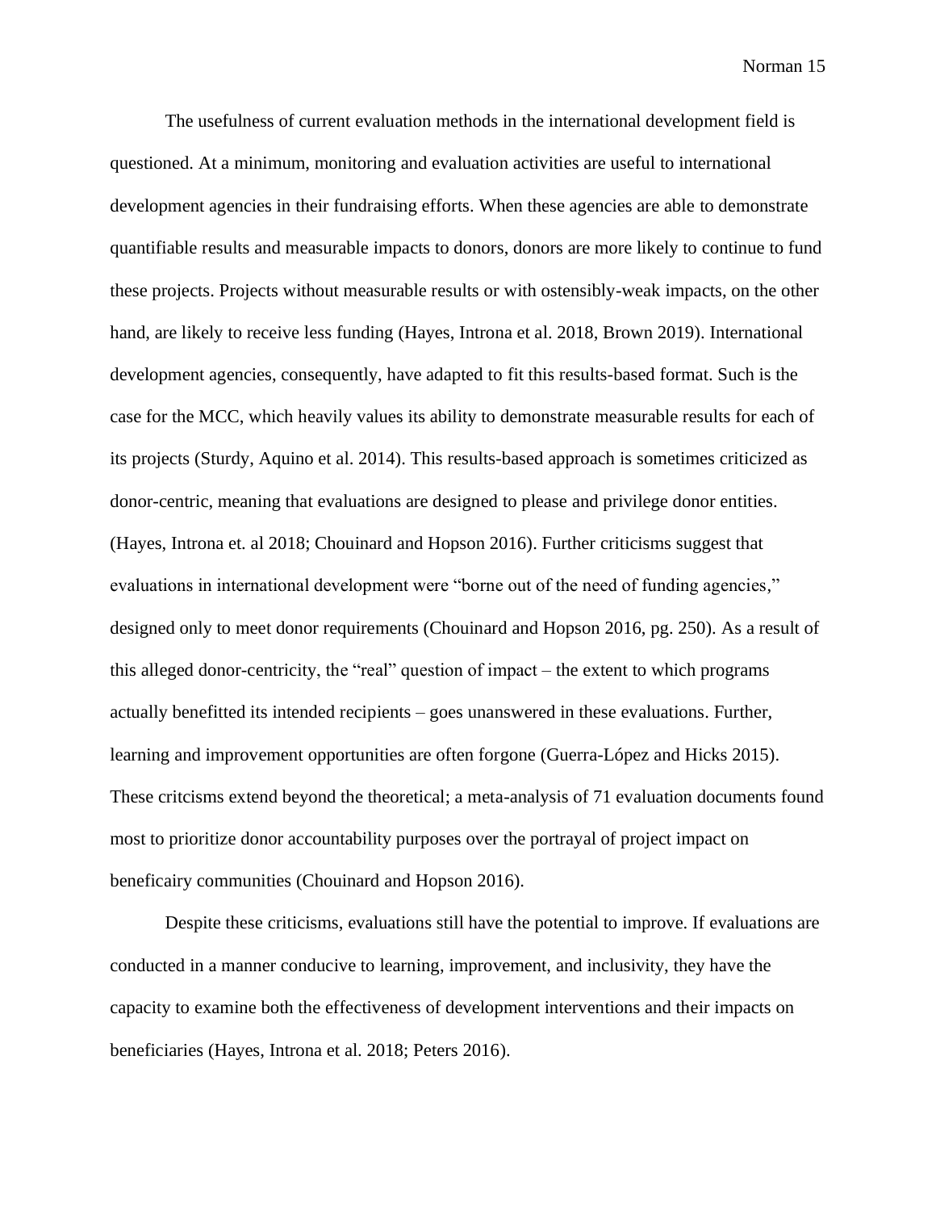The usefulness of current evaluation methods in the international development field is questioned. At a minimum, monitoring and evaluation activities are useful to international development agencies in their fundraising efforts. When these agencies are able to demonstrate quantifiable results and measurable impacts to donors, donors are more likely to continue to fund these projects. Projects without measurable results or with ostensibly-weak impacts, on the other hand, are likely to receive less funding (Hayes, Introna et al. 2018, Brown 2019). International development agencies, consequently, have adapted to fit this results-based format. Such is the case for the MCC, which heavily values its ability to demonstrate measurable results for each of its projects (Sturdy, Aquino et al. 2014). This results-based approach is sometimes criticized as donor-centric, meaning that evaluations are designed to please and privilege donor entities. (Hayes, Introna et. al 2018; Chouinard and Hopson 2016). Further criticisms suggest that evaluations in international development were "borne out of the need of funding agencies," designed only to meet donor requirements (Chouinard and Hopson 2016, pg. 250). As a result of this alleged donor-centricity, the "real" question of impact – the extent to which programs actually benefitted its intended recipients – goes unanswered in these evaluations. Further, learning and improvement opportunities are often forgone (Guerra-López and Hicks 2015). These critcisms extend beyond the theoretical; a meta-analysis of 71 evaluation documents found most to prioritize donor accountability purposes over the portrayal of project impact on beneficairy communities (Chouinard and Hopson 2016).

Despite these criticisms, evaluations still have the potential to improve. If evaluations are conducted in a manner conducive to learning, improvement, and inclusivity, they have the capacity to examine both the effectiveness of development interventions and their impacts on beneficiaries (Hayes, Introna et al. 2018; Peters 2016).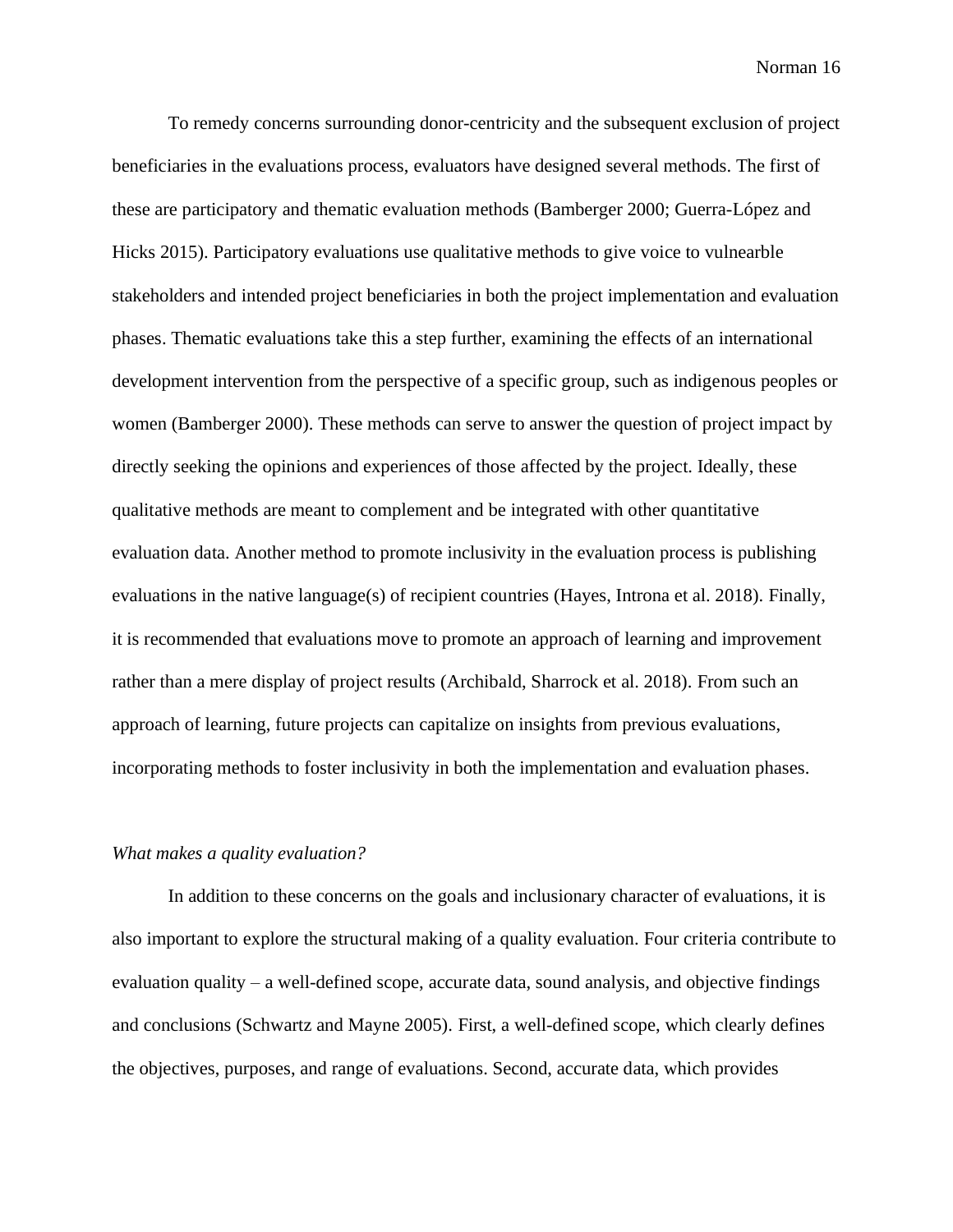To remedy concerns surrounding donor-centricity and the subsequent exclusion of project beneficiaries in the evaluations process, evaluators have designed several methods. The first of these are participatory and thematic evaluation methods (Bamberger 2000; Guerra-López and Hicks 2015). Participatory evaluations use qualitative methods to give voice to vulnearble stakeholders and intended project beneficiaries in both the project implementation and evaluation phases. Thematic evaluations take this a step further, examining the effects of an international development intervention from the perspective of a specific group, such as indigenous peoples or women (Bamberger 2000). These methods can serve to answer the question of project impact by directly seeking the opinions and experiences of those affected by the project. Ideally, these qualitative methods are meant to complement and be integrated with other quantitative evaluation data. Another method to promote inclusivity in the evaluation process is publishing evaluations in the native language(s) of recipient countries (Hayes, Introna et al. 2018). Finally, it is recommended that evaluations move to promote an approach of learning and improvement rather than a mere display of project results (Archibald, Sharrock et al. 2018). From such an approach of learning, future projects can capitalize on insights from previous evaluations, incorporating methods to foster inclusivity in both the implementation and evaluation phases.

*What makes a quality evaluation?*

In addition to these concerns on the goals and inclusionary character of evaluations, it is also important to explore the structural making of a quality evaluation. Four criteria contribute to evaluation quality – a well-defined scope, accurate data, sound analysis, and objective findings and conclusions (Schwartz and Mayne 2005). First, a well-defined scope, which clearly defines the objectives, purposes, and range of evaluations. Second, accurate data, which provides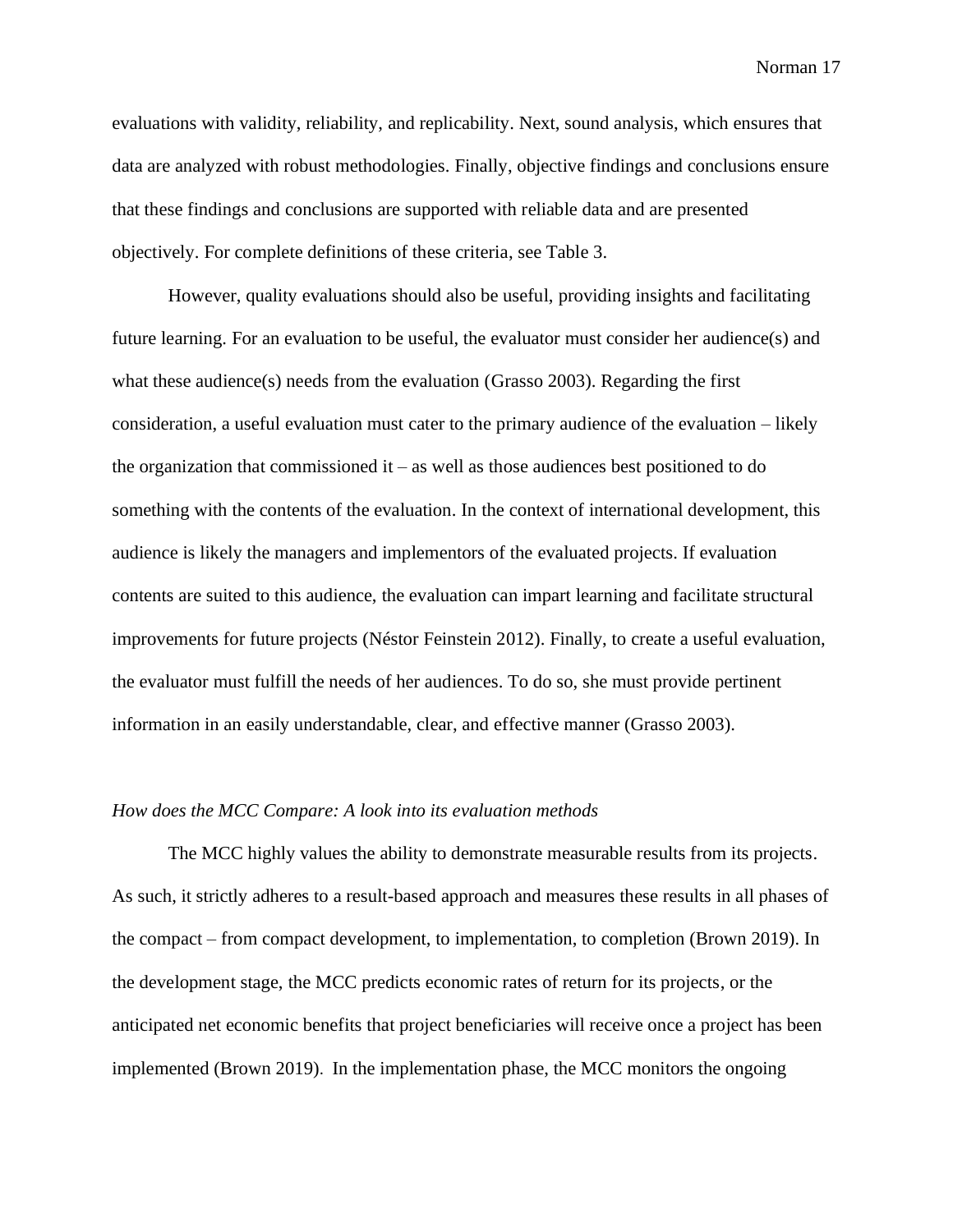evaluations with validity, reliability, and replicability. Next, sound analysis, which ensures that data are analyzed with robust methodologies. Finally, objective findings and conclusions ensure that these findings and conclusions are supported with reliable data and are presented objectively. For complete definitions of these criteria, see Table 3.

However, quality evaluations should also be useful, providing insights and facilitating future learning. For an evaluation to be useful, the evaluator must consider her audience(s) and what these audience(s) needs from the evaluation (Grasso 2003). Regarding the first consideration, a useful evaluation must cater to the primary audience of the evaluation – likely the organization that commissioned it – as well as those audiences best positioned to do something with the contents of the evaluation. In the context of international development, this audience is likely the managers and implementors of the evaluated projects. If evaluation contents are suited to this audience, the evaluation can impart learning and facilitate structural improvements for future projects (Néstor Feinstein 2012). Finally, to create a useful evaluation, the evaluator must fulfill the needs of her audiences. To do so, she must provide pertinent information in an easily understandable, clear, and effective manner (Grasso 2003).

*How does the MCC Compare: A look into its evaluation methods*

The MCC highly values the ability to demonstrate measurable results from its projects. As such, it strictly adheres to a result-based approach and measures these results in all phases of the compact – from compact development, to implementation, to completion (Brown 2019). In the development stage, the MCC predicts economic rates of return for its projects, or the anticipated net economic benefits that project beneficiaries will receive once a project has been implemented (Brown 2019). In the implementation phase, the MCC monitors the ongoing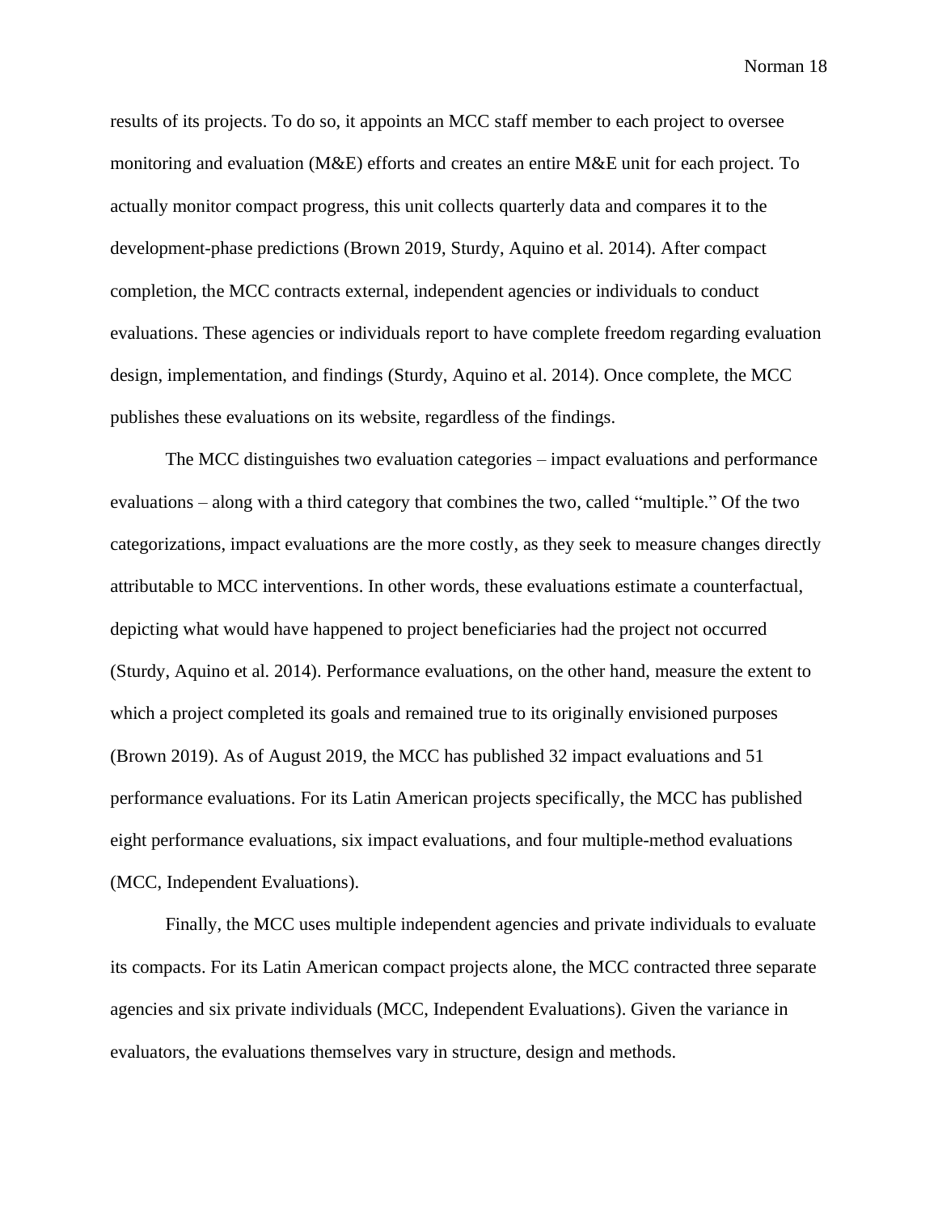results of its projects. To do so, it appoints an MCC staff member to each project to oversee monitoring and evaluation (M&E) efforts and creates an entire M&E unit for each project. To actually monitor compact progress, this unit collects quarterly data and compares it to the development-phase predictions (Brown 2019, Sturdy, Aquino et al. 2014). After compact completion, the MCC contracts external, independent agencies or individuals to conduct evaluations. These agencies or individuals report to have complete freedom regarding evaluation design, implementation, and findings (Sturdy, Aquino et al. 2014). Once complete, the MCC publishes these evaluations on its website, regardless of the findings.

The MCC distinguishes two evaluation categories – impact evaluations and performance evaluations – along with a third category that combines the two, called "multiple." Of the two categorizations, impact evaluations are the more costly, as they seek to measure changes directly attributable to MCC interventions. In other words, these evaluations estimate a counterfactual, depicting what would have happened to project beneficiaries had the project not occurred (Sturdy, Aquino et al. 2014). Performance evaluations, on the other hand, measure the extent to which a project completed its goals and remained true to its originally envisioned purposes (Brown 2019). As of August 2019, the MCC has published 32 impact evaluations and 51 performance evaluations. For its Latin American projects specifically, the MCC has published eight performance evaluations, six impact evaluations, and four multiple-method evaluations (MCC, Independent Evaluations).

Finally, the MCC uses multiple independent agencies and private individuals to evaluate its compacts. For its Latin American compact projects alone, the MCC contracted three separate agencies and six private individuals (MCC, Independent Evaluations). Given the variance in evaluators, the evaluations themselves vary in structure, design and methods.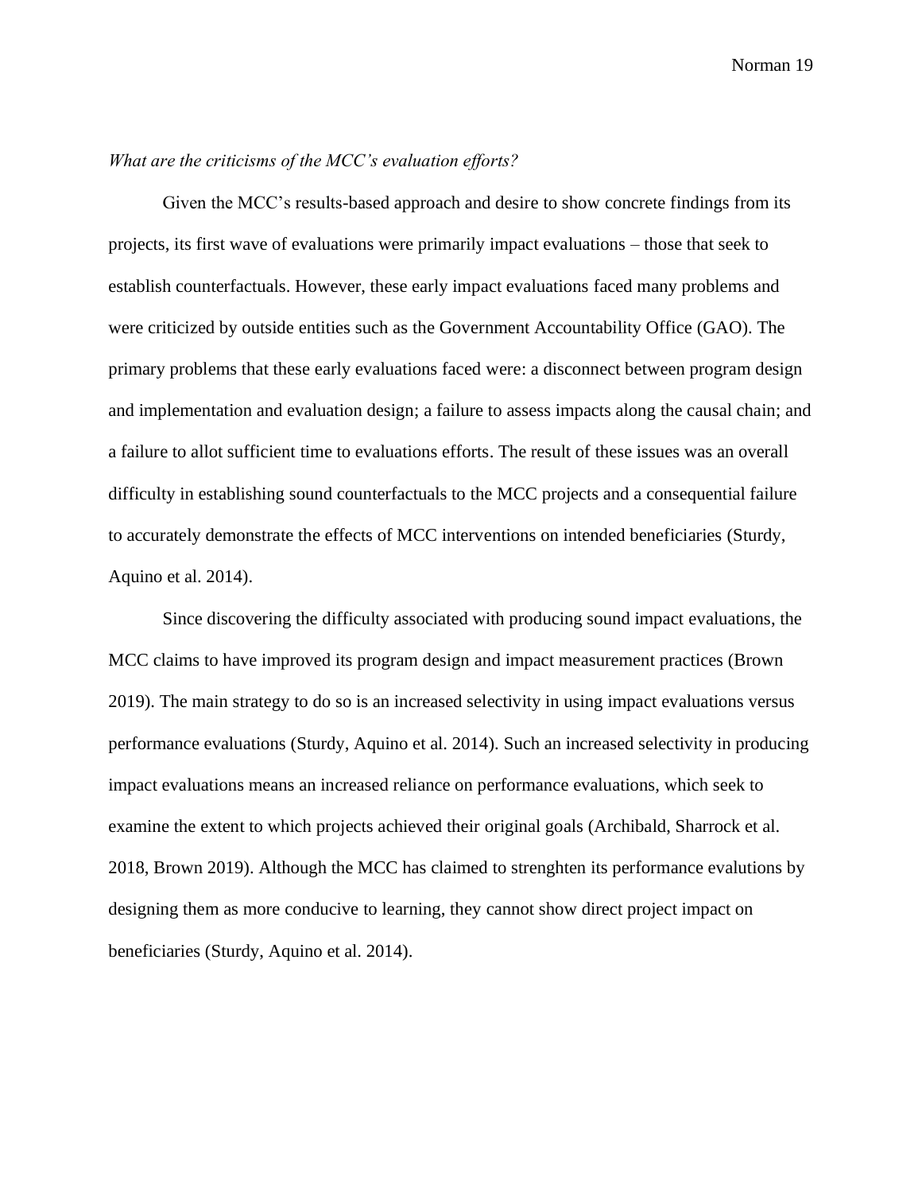*What are the criticisms of the MCC's evaluation efforts?*

Given the MCC's results-based approach and desire to show concrete findings from its projects, its first wave of evaluations were primarily impact evaluations – those that seek to establish counterfactuals. However, these early impact evaluations faced many problems and were criticized by outside entities such as the Government Accountability Office (GAO). The primary problems that these early evaluations faced were: a disconnect between program design and implementation and evaluation design; a failure to assess impacts along the causal chain; and a failure to allot sufficient time to evaluations efforts. The result of these issues was an overall difficulty in establishing sound counterfactuals to the MCC projects and a consequential failure to accurately demonstrate the effects of MCC interventions on intended beneficiaries (Sturdy, Aquino et al. 2014).

Since discovering the difficulty associated with producing sound impact evaluations, the MCC claims to have improved its program design and impact measurement practices (Brown 2019). The main strategy to do so is an increased selectivity in using impact evaluations versus performance evaluations (Sturdy, Aquino et al. 2014). Such an increased selectivity in producing impact evaluations means an increased reliance on performance evaluations, which seek to examine the extent to which projects achieved their original goals (Archibald, Sharrock et al. 2018, Brown 2019). Although the MCC has claimed to strenghten its performance evalutions by designing them as more conducive to learning, they cannot show direct project impact on beneficiaries (Sturdy, Aquino et al. 2014).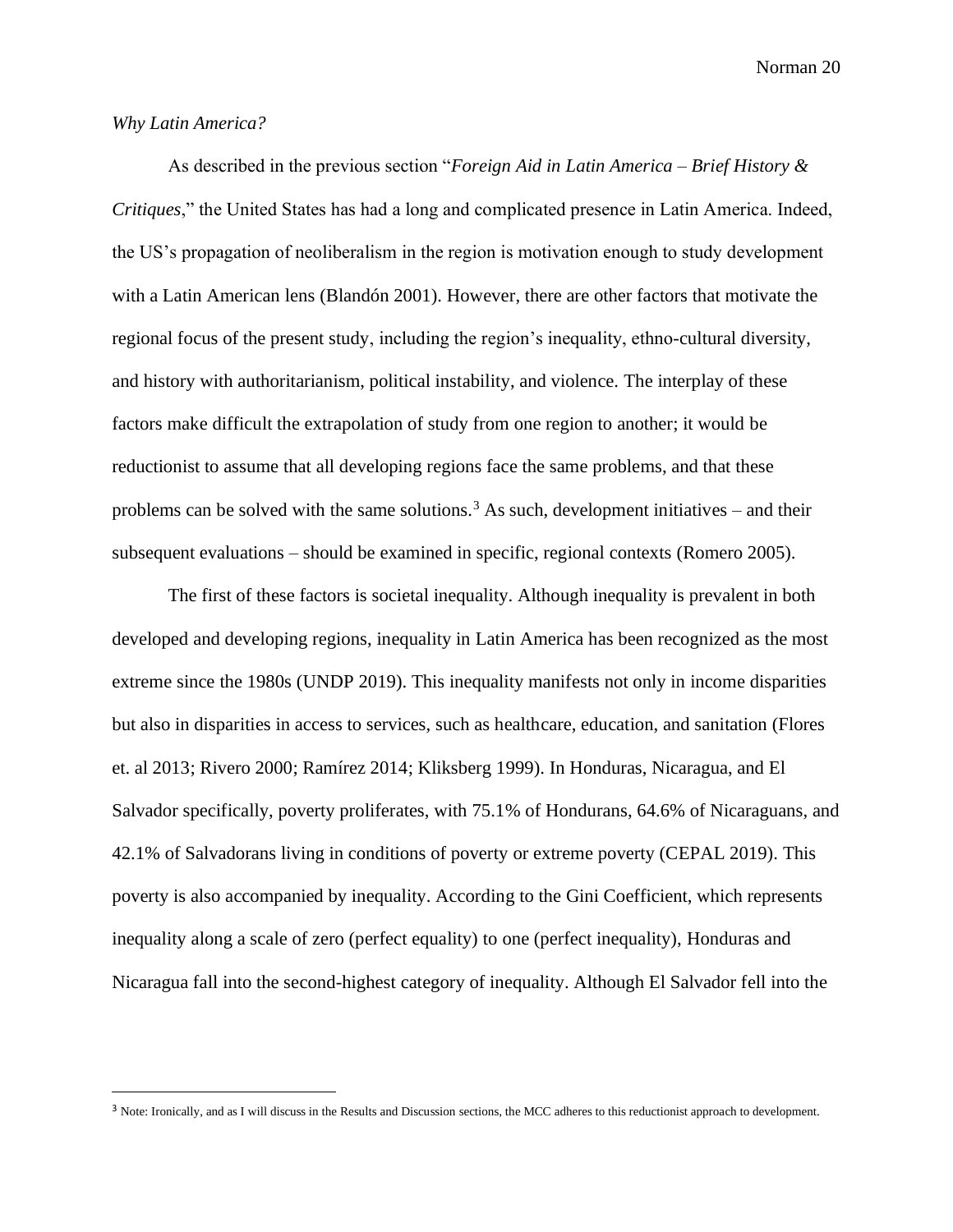*Why Latin America?*

As described in the previous section "*Foreign Aid in Latin America – Brief History & Critiques*," the United States has had a long and complicated presence in Latin America. Indeed, the US's propagation of neoliberalism in the region is motivation enough to study development with a Latin American lens (Blandón 2001). However, there are other factors that motivate the regional focus of the present study, including the region's inequality, ethno-cultural diversity, and history with authoritarianism, political instability, and violence. The interplay of these factors make difficult the extrapolation of study from one region to another; it would be reductionist to assume that all developing regions face the same problems, and that these problems can be solved with the same solutions.[3] As such, development initiatives – and their subsequent evaluations – should be examined in specific, regional contexts (Romero 2005).

The first of these factors is societal inequality. Although inequality is prevalent in both developed and developing regions, inequality in Latin America has been recognized as the most extreme since the 1980s (UNDP 2019). This inequality manifests not only in income disparities but also in disparities in access to services, such as healthcare, education, and sanitation (Flores et. al 2013; Rivero 2000; Ramírez 2014; Kliksberg 1999). In Honduras, Nicaragua, and El Salvador specifically, poverty proliferates, with 75.1% of Hondurans, 64.6% of Nicaraguans, and 42.1% of Salvadorans living in conditions of poverty or extreme poverty (CEPAL 2019). This poverty is also accompanied by inequality. According to the Gini Coefficient, which represents inequality along a scale of zero (perfect equality) to one (perfect inequality), Honduras and Nicaragua fall into the second-highest category of inequality. Although El Salvador fell into the

[3] Note: Ironically, and as I will discuss in the Results and Discussion sections, the MCC adheres to this reductionist approach to development.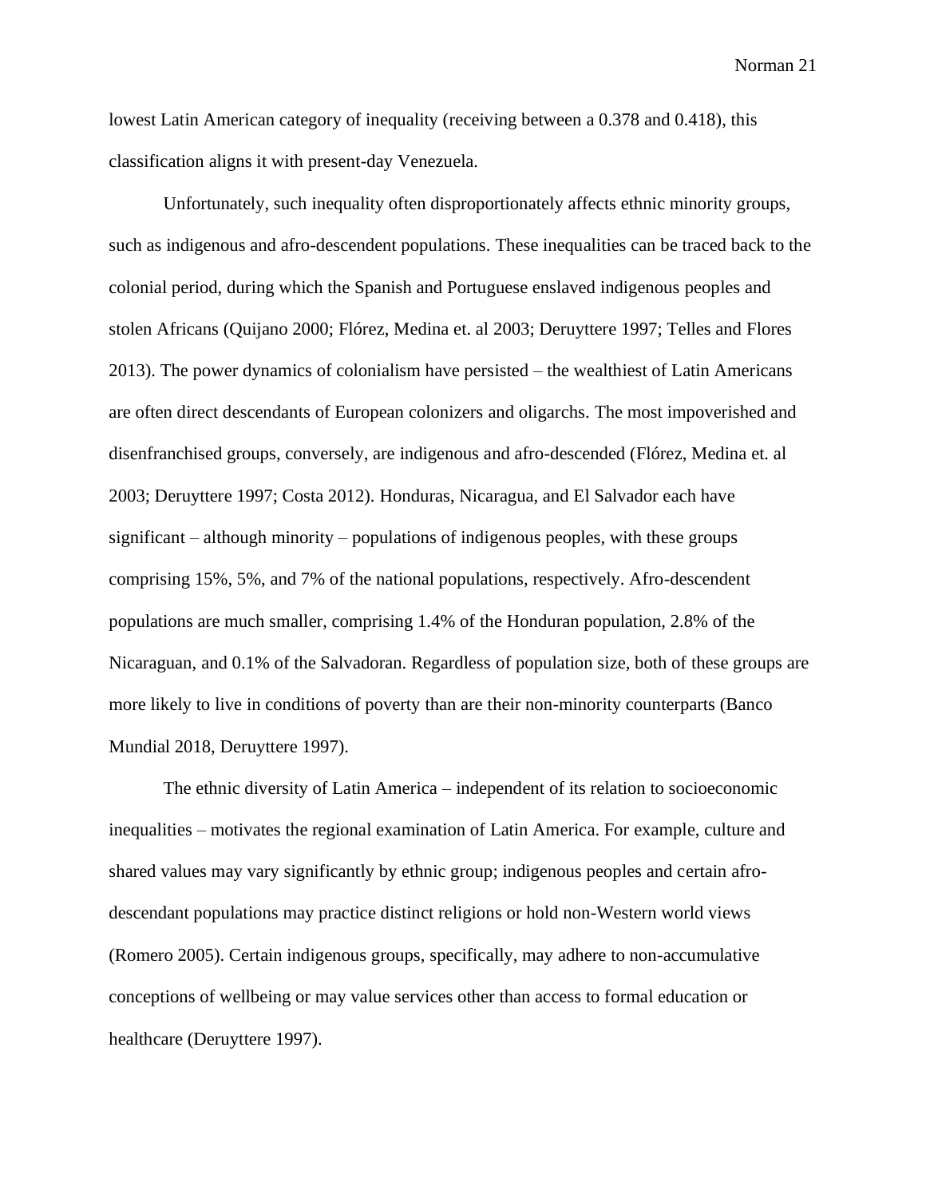lowest Latin American category of inequality (receiving between a 0.378 and 0.418), this classification aligns it with present-day Venezuela.

Unfortunately, such inequality often disproportionately affects ethnic minority groups, such as indigenous and afro-descendent populations. These inequalities can be traced back to the colonial period, during which the Spanish and Portuguese enslaved indigenous peoples and stolen Africans (Quijano 2000; Flórez, Medina et. al 2003; Deruyttere 1997; Telles and Flores 2013). The power dynamics of colonialism have persisted – the wealthiest of Latin Americans are often direct descendants of European colonizers and oligarchs. The most impoverished and disenfranchised groups, conversely, are indigenous and afro-descended (Flórez, Medina et. al 2003; Deruyttere 1997; Costa 2012). Honduras, Nicaragua, and El Salvador each have significant – although minority – populations of indigenous peoples, with these groups comprising 15%, 5%, and 7% of the national populations, respectively. Afro-descendent populations are much smaller, comprising 1.4% of the Honduran population, 2.8% of the Nicaraguan, and 0.1% of the Salvadoran. Regardless of population size, both of these groups are more likely to live in conditions of poverty than are their non-minority counterparts (Banco Mundial 2018, Deruyttere 1997).

The ethnic diversity of Latin America – independent of its relation to socioeconomic inequalities – motivates the regional examination of Latin America. For example, culture and shared values may vary significantly by ethnic group; indigenous peoples and certain afro-descendant populations may practice distinct religions or hold non-Western world views (Romero 2005). Certain indigenous groups, specifically, may adhere to non-accumulative conceptions of wellbeing or may value services other than access to formal education or healthcare (Deruyttere 1997).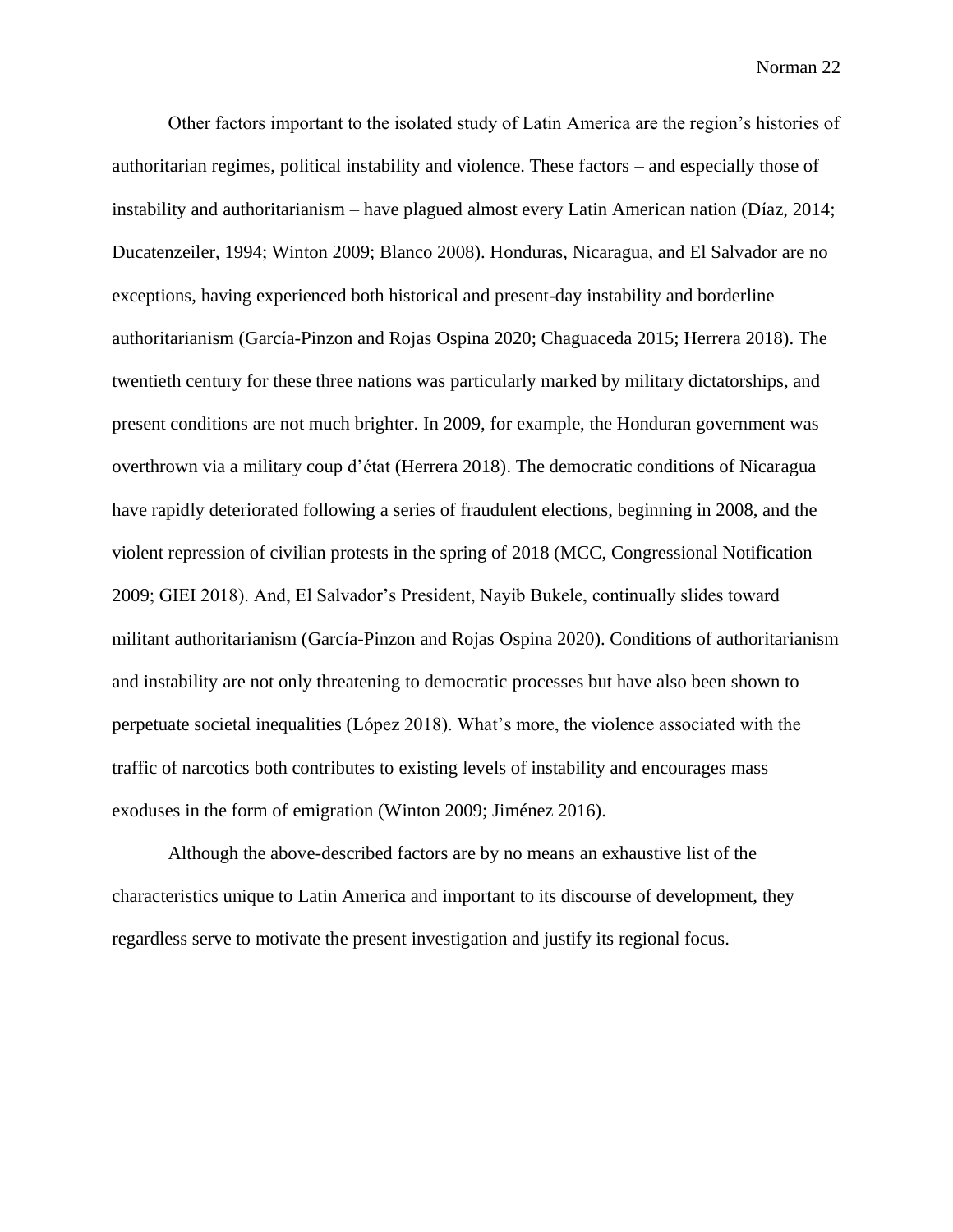Other factors important to the isolated study of Latin America are the region's histories of authoritarian regimes, political instability and violence. These factors – and especially those of instability and authoritarianism – have plagued almost every Latin American nation (Díaz, 2014; Ducatenzeiler, 1994; Winton 2009; Blanco 2008). Honduras, Nicaragua, and El Salvador are no exceptions, having experienced both historical and present-day instability and borderline authoritarianism (García-Pinzon and Rojas Ospina 2020; Chaguaceda 2015; Herrera 2018). The twentieth century for these three nations was particularly marked by military dictatorships, and present conditions are not much brighter. In 2009, for example, the Honduran government was overthrown via a military coup d'état (Herrera 2018). The democratic conditions of Nicaragua have rapidly deteriorated following a series of fraudulent elections, beginning in 2008, and the violent repression of civilian protests in the spring of 2018 (MCC, Congressional Notification 2009; GIEI 2018). And, El Salvador's President, Nayib Bukele, continually slides toward militant authoritarianism (García-Pinzon and Rojas Ospina 2020). Conditions of authoritarianism and instability are not only threatening to democratic processes but have also been shown to perpetuate societal inequalities (López 2018). What's more, the violence associated with the traffic of narcotics both contributes to existing levels of instability and encourages mass exoduses in the form of emigration (Winton 2009; Jiménez 2016).

Although the above-described factors are by no means an exhaustive list of the characteristics unique to Latin America and important to its discourse of development, they regardless serve to motivate the present investigation and justify its regional focus.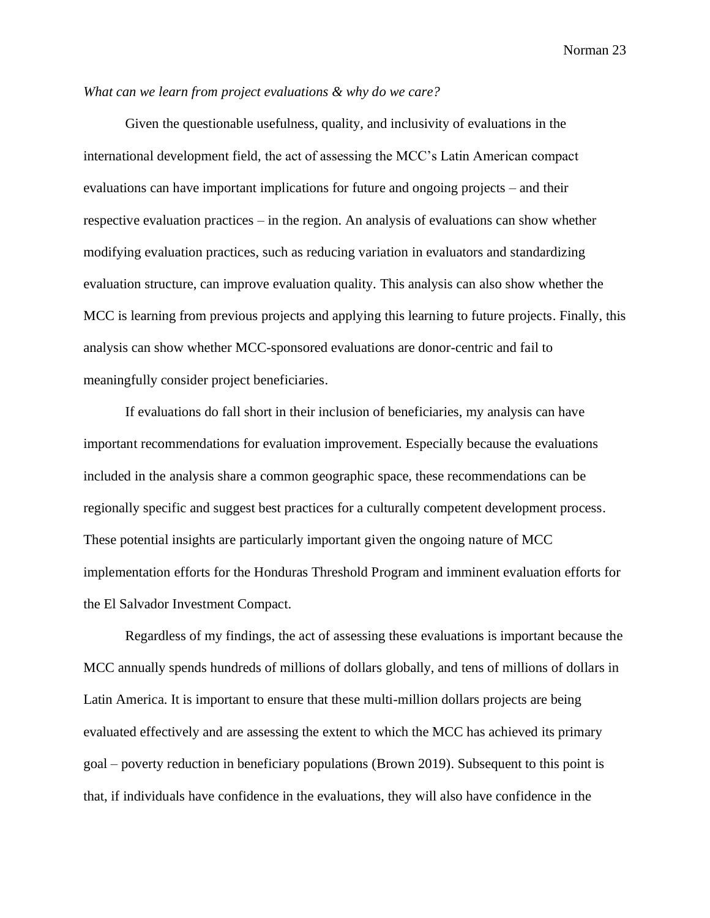*What can we learn from project evaluations & why do we care?*

Given the questionable usefulness, quality, and inclusivity of evaluations in the international development field, the act of assessing the MCC's Latin American compact evaluations can have important implications for future and ongoing projects – and their respective evaluation practices – in the region. An analysis of evaluations can show whether modifying evaluation practices, such as reducing variation in evaluators and standardizing evaluation structure, can improve evaluation quality. This analysis can also show whether the MCC is learning from previous projects and applying this learning to future projects. Finally, this analysis can show whether MCC-sponsored evaluations are donor-centric and fail to meaningfully consider project beneficiaries.

If evaluations do fall short in their inclusion of beneficiaries, my analysis can have important recommendations for evaluation improvement. Especially because the evaluations included in the analysis share a common geographic space, these recommendations can be regionally specific and suggest best practices for a culturally competent development process. These potential insights are particularly important given the ongoing nature of MCC implementation efforts for the Honduras Threshold Program and imminent evaluation efforts for the El Salvador Investment Compact.

Regardless of my findings, the act of assessing these evaluations is important because the MCC annually spends hundreds of millions of dollars globally, and tens of millions of dollars in Latin America. It is important to ensure that these multi-million dollars projects are being evaluated effectively and are assessing the extent to which the MCC has achieved its primary goal – poverty reduction in beneficiary populations (Brown 2019). Subsequent to this point is that, if individuals have confidence in the evaluations, they will also have confidence in the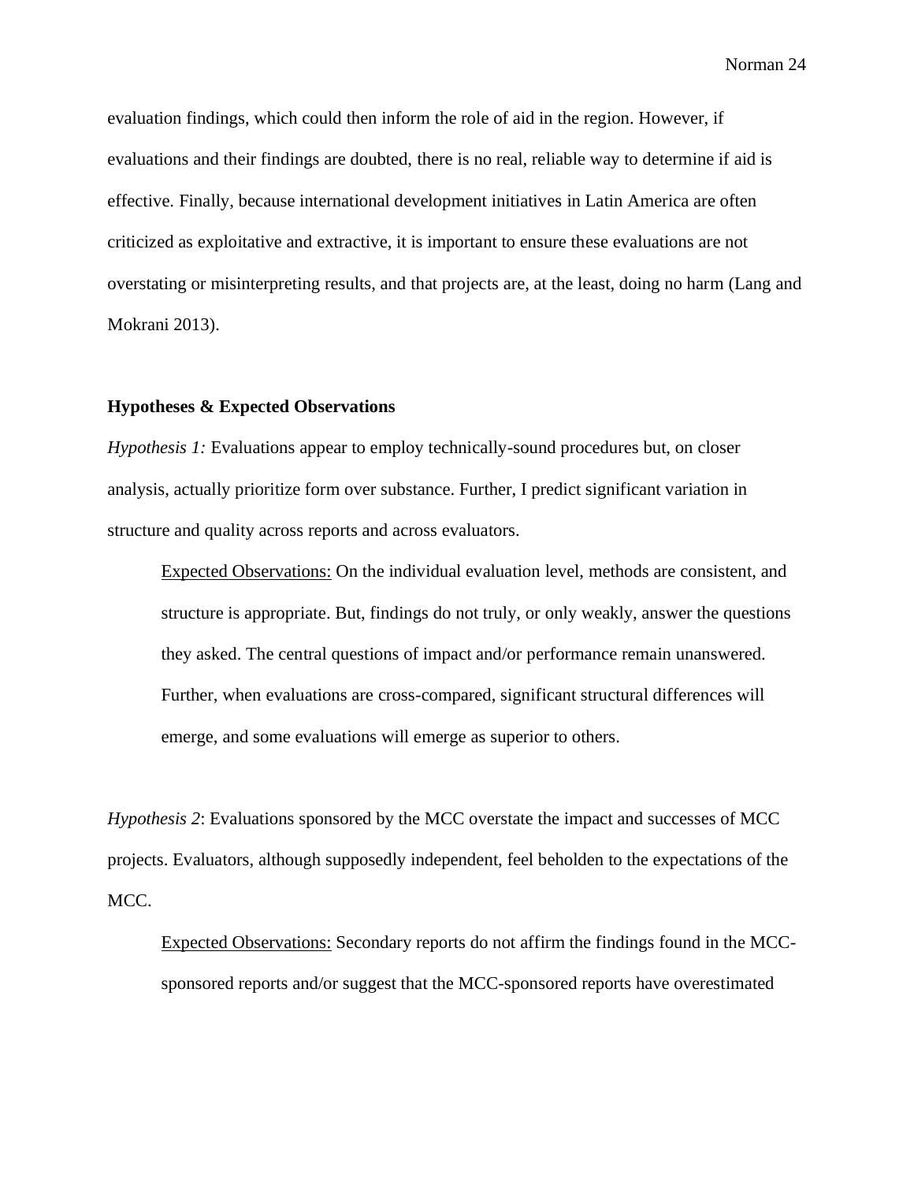evaluation findings, which could then inform the role of aid in the region. However, if evaluations and their findings are doubted, there is no real, reliable way to determine if aid is effective. Finally, because international development initiatives in Latin America are often criticized as exploitative and extractive, it is important to ensure these evaluations are not overstating or misinterpreting results, and that projects are, at the least, doing no harm (Lang and Mokrani 2013).

**Hypotheses & Expected Observations**

*Hypothesis 1:* Evaluations appear to employ technically-sound procedures but, on closer analysis, actually prioritize form over substance. Further, I predict significant variation in structure and quality across reports and across evaluators.

> <u>Expected Observations:</u> On the individual evaluation level, methods are consistent, and structure is appropriate. But, findings do not truly, or only weakly, answer the questions they asked. The central questions of impact and/or performance remain unanswered. Further, when evaluations are cross-compared, significant structural differences will emerge, and some evaluations will emerge as superior to others.

*Hypothesis 2*: Evaluations sponsored by the MCC overstate the impact and successes of MCC projects. Evaluators, although supposedly independent, feel beholden to the expectations of the MCC.

> <u>Expected Observations:</u> Secondary reports do not affirm the findings found in the MCC-sponsored reports and/or suggest that the MCC-sponsored reports have overestimated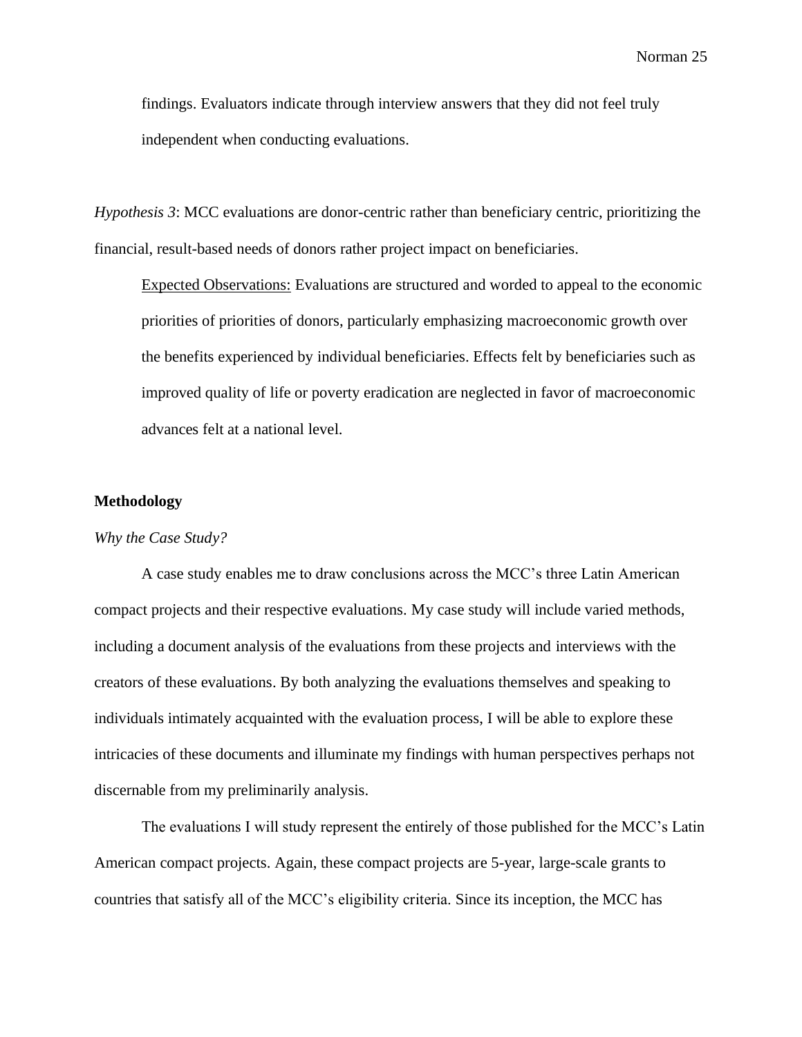findings. Evaluators indicate through interview answers that they did not feel truly independent when conducting evaluations.

*Hypothesis 3*: MCC evaluations are donor-centric rather than beneficiary centric, prioritizing the financial, result-based needs of donors rather project impact on beneficiaries.

Expected Observations: Evaluations are structured and worded to appeal to the economic priorities of priorities of donors, particularly emphasizing macroeconomic growth over the benefits experienced by individual beneficiaries. Effects felt by beneficiaries such as improved quality of life or poverty eradication are neglected in favor of macroeconomic advances felt at a national level.

**Methodology**

*Why the Case Study?*

A case study enables me to draw conclusions across the MCC's three Latin American compact projects and their respective evaluations. My case study will include varied methods, including a document analysis of the evaluations from these projects and interviews with the creators of these evaluations. By both analyzing the evaluations themselves and speaking to individuals intimately acquainted with the evaluation process, I will be able to explore these intricacies of these documents and illuminate my findings with human perspectives perhaps not discernable from my preliminarily analysis.

The evaluations I will study represent the entirely of those published for the MCC's Latin American compact projects. Again, these compact projects are 5-year, large-scale grants to countries that satisfy all of the MCC's eligibility criteria. Since its inception, the MCC has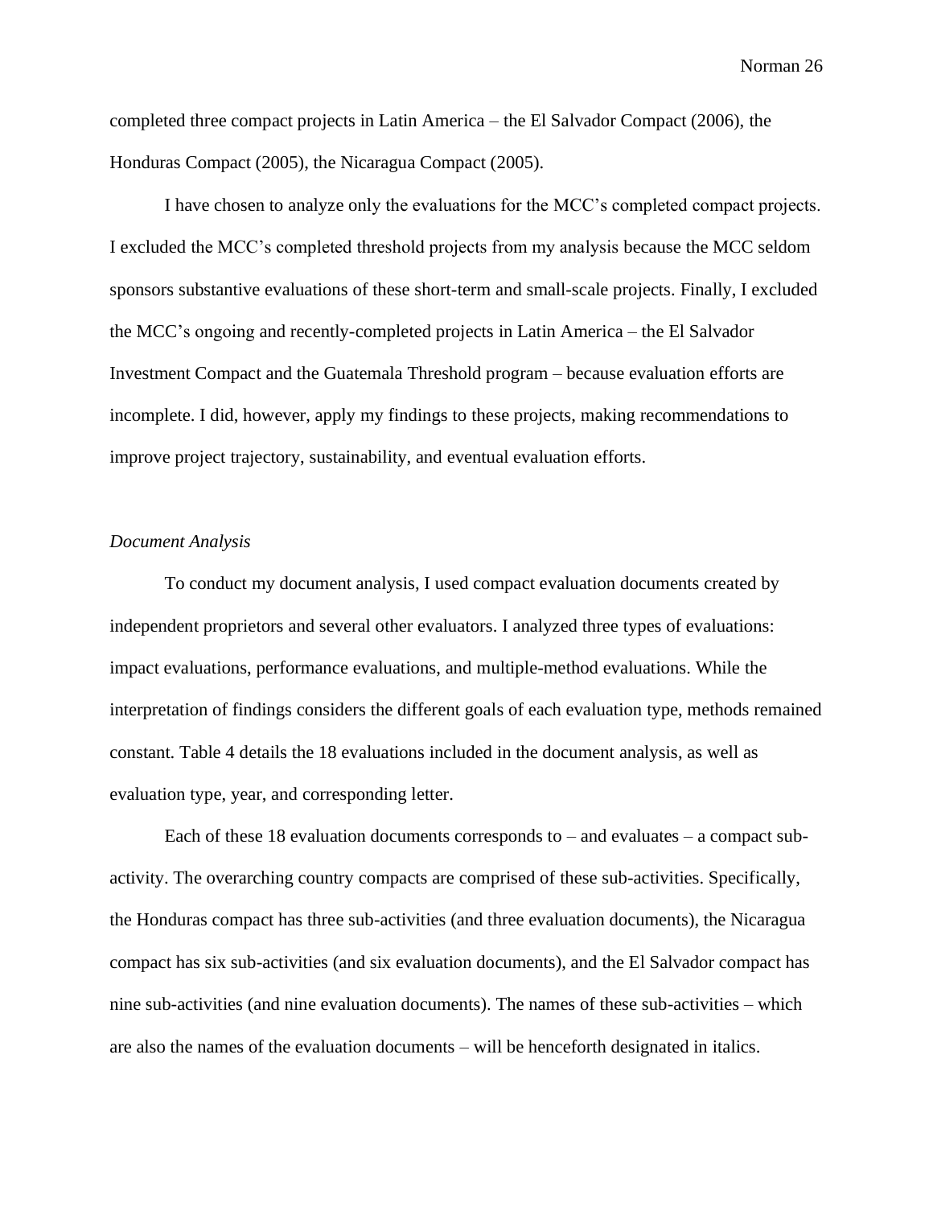completed three compact projects in Latin America – the El Salvador Compact (2006), the Honduras Compact (2005), the Nicaragua Compact (2005).

I have chosen to analyze only the evaluations for the MCC's completed compact projects. I excluded the MCC's completed threshold projects from my analysis because the MCC seldom sponsors substantive evaluations of these short-term and small-scale projects. Finally, I excluded the MCC's ongoing and recently-completed projects in Latin America – the El Salvador Investment Compact and the Guatemala Threshold program – because evaluation efforts are incomplete. I did, however, apply my findings to these projects, making recommendations to improve project trajectory, sustainability, and eventual evaluation efforts.

*Document Analysis*

To conduct my document analysis, I used compact evaluation documents created by independent proprietors and several other evaluators. I analyzed three types of evaluations: impact evaluations, performance evaluations, and multiple-method evaluations. While the interpretation of findings considers the different goals of each evaluation type, methods remained constant. Table 4 details the 18 evaluations included in the document analysis, as well as evaluation type, year, and corresponding letter.

Each of these 18 evaluation documents corresponds to – and evaluates – a compact sub-activity. The overarching country compacts are comprised of these sub-activities. Specifically, the Honduras compact has three sub-activities (and three evaluation documents), the Nicaragua compact has six sub-activities (and six evaluation documents), and the El Salvador compact has nine sub-activities (and nine evaluation documents). The names of these sub-activities – which are also the names of the evaluation documents – will be henceforth designated in italics.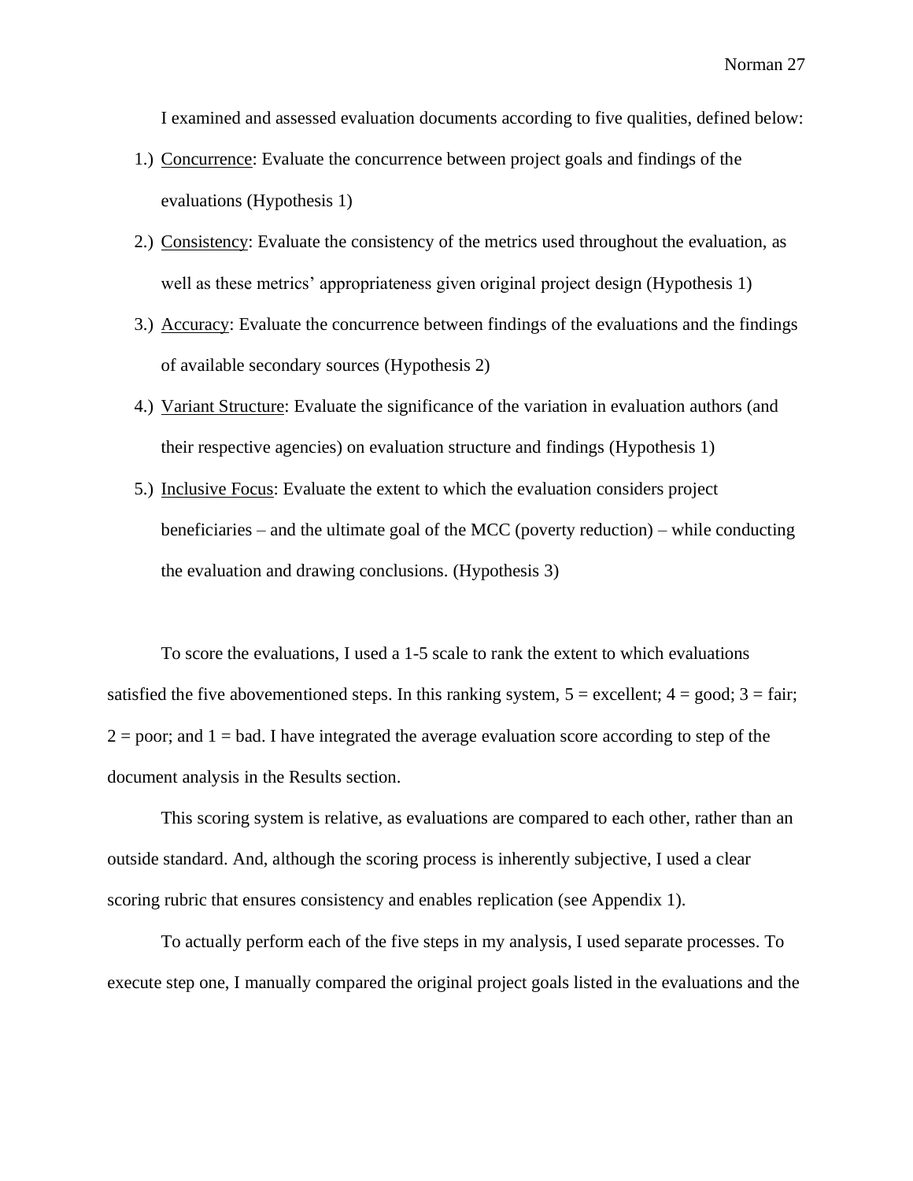I examined and assessed evaluation documents according to five qualities, defined below:

1.) <u>Concurrence</u>: Evaluate the concurrence between project goals and findings of the evaluations (Hypothesis 1)
2.) <u>Consistency</u>: Evaluate the consistency of the metrics used throughout the evaluation, as well as these metrics' appropriateness given original project design (Hypothesis 1)
3.) <u>Accuracy</u>: Evaluate the concurrence between findings of the evaluations and the findings of available secondary sources (Hypothesis 2)
4.) <u>Variant Structure</u>: Evaluate the significance of the variation in evaluation authors (and their respective agencies) on evaluation structure and findings (Hypothesis 1)
5.) <u>Inclusive Focus</u>: Evaluate the extent to which the evaluation considers project beneficiaries – and the ultimate goal of the MCC (poverty reduction) – while conducting the evaluation and drawing conclusions. (Hypothesis 3)

To score the evaluations, I used a 1-5 scale to rank the extent to which evaluations satisfied the five abovementioned steps. In this ranking system, 5 = excellent; 4 = good; 3 = fair; 2 = poor; and 1 = bad. I have integrated the average evaluation score according to step of the document analysis in the Results section.

This scoring system is relative, as evaluations are compared to each other, rather than an outside standard. And, although the scoring process is inherently subjective, I used a clear scoring rubric that ensures consistency and enables replication (see Appendix 1).

To actually perform each of the five steps in my analysis, I used separate processes. To execute step one, I manually compared the original project goals listed in the evaluations and the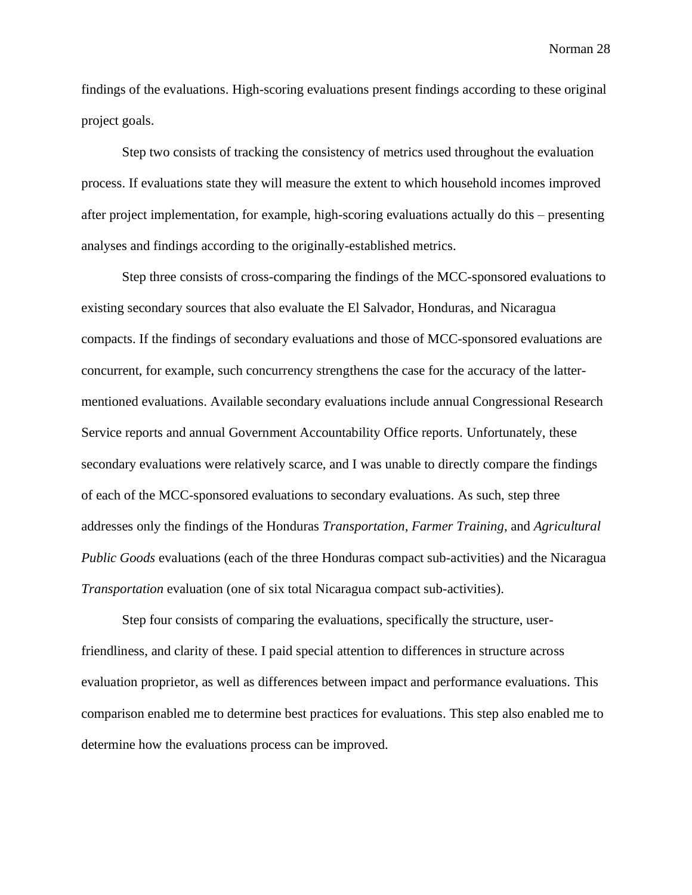findings of the evaluations. High-scoring evaluations present findings according to these original project goals.

Step two consists of tracking the consistency of metrics used throughout the evaluation process. If evaluations state they will measure the extent to which household incomes improved after project implementation, for example, high-scoring evaluations actually do this – presenting analyses and findings according to the originally-established metrics.

Step three consists of cross-comparing the findings of the MCC-sponsored evaluations to existing secondary sources that also evaluate the El Salvador, Honduras, and Nicaragua compacts. If the findings of secondary evaluations and those of MCC-sponsored evaluations are concurrent, for example, such concurrency strengthens the case for the accuracy of the latter-mentioned evaluations. Available secondary evaluations include annual Congressional Research Service reports and annual Government Accountability Office reports. Unfortunately, these secondary evaluations were relatively scarce, and I was unable to directly compare the findings of each of the MCC-sponsored evaluations to secondary evaluations. As such, step three addresses only the findings of the Honduras *Transportation*, *Farmer Training*, and *Agricultural Public Goods* evaluations (each of the three Honduras compact sub-activities) and the Nicaragua *Transportation* evaluation (one of six total Nicaragua compact sub-activities).

Step four consists of comparing the evaluations, specifically the structure, user-friendliness, and clarity of these. I paid special attention to differences in structure across evaluation proprietor, as well as differences between impact and performance evaluations. This comparison enabled me to determine best practices for evaluations. This step also enabled me to determine how the evaluations process can be improved.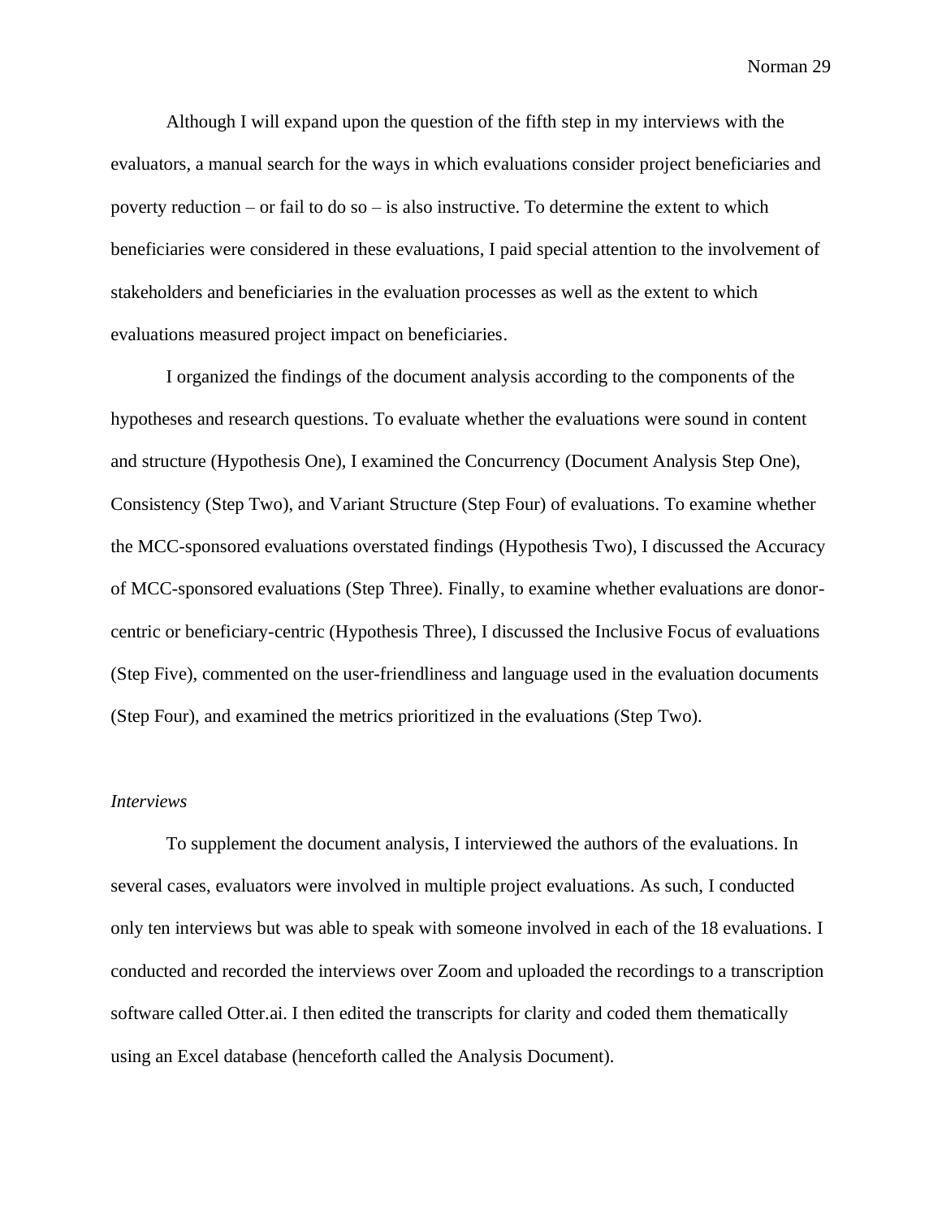Although I will expand upon the question of the fifth step in my interviews with the evaluators, a manual search for the ways in which evaluations consider project beneficiaries and poverty reduction – or fail to do so – is also instructive. To determine the extent to which beneficiaries were considered in these evaluations, I paid special attention to the involvement of stakeholders and beneficiaries in the evaluation processes as well as the extent to which evaluations measured project impact on beneficiaries.

I organized the findings of the document analysis according to the components of the hypotheses and research questions. To evaluate whether the evaluations were sound in content and structure (Hypothesis One), I examined the Concurrency (Document Analysis Step One), Consistency (Step Two), and Variant Structure (Step Four) of evaluations. To examine whether the MCC-sponsored evaluations overstated findings (Hypothesis Two), I discussed the Accuracy of MCC-sponsored evaluations (Step Three). Finally, to examine whether evaluations are donor-centric or beneficiary-centric (Hypothesis Three), I discussed the Inclusive Focus of evaluations (Step Five), commented on the user-friendliness and language used in the evaluation documents (Step Four), and examined the metrics prioritized in the evaluations (Step Two).

*Interviews*

To supplement the document analysis, I interviewed the authors of the evaluations. In several cases, evaluators were involved in multiple project evaluations. As such, I conducted only ten interviews but was able to speak with someone involved in each of the 18 evaluations. I conducted and recorded the interviews over Zoom and uploaded the recordings to a transcription software called Otter.ai. I then edited the transcripts for clarity and coded them thematically using an Excel database (henceforth called the Analysis Document).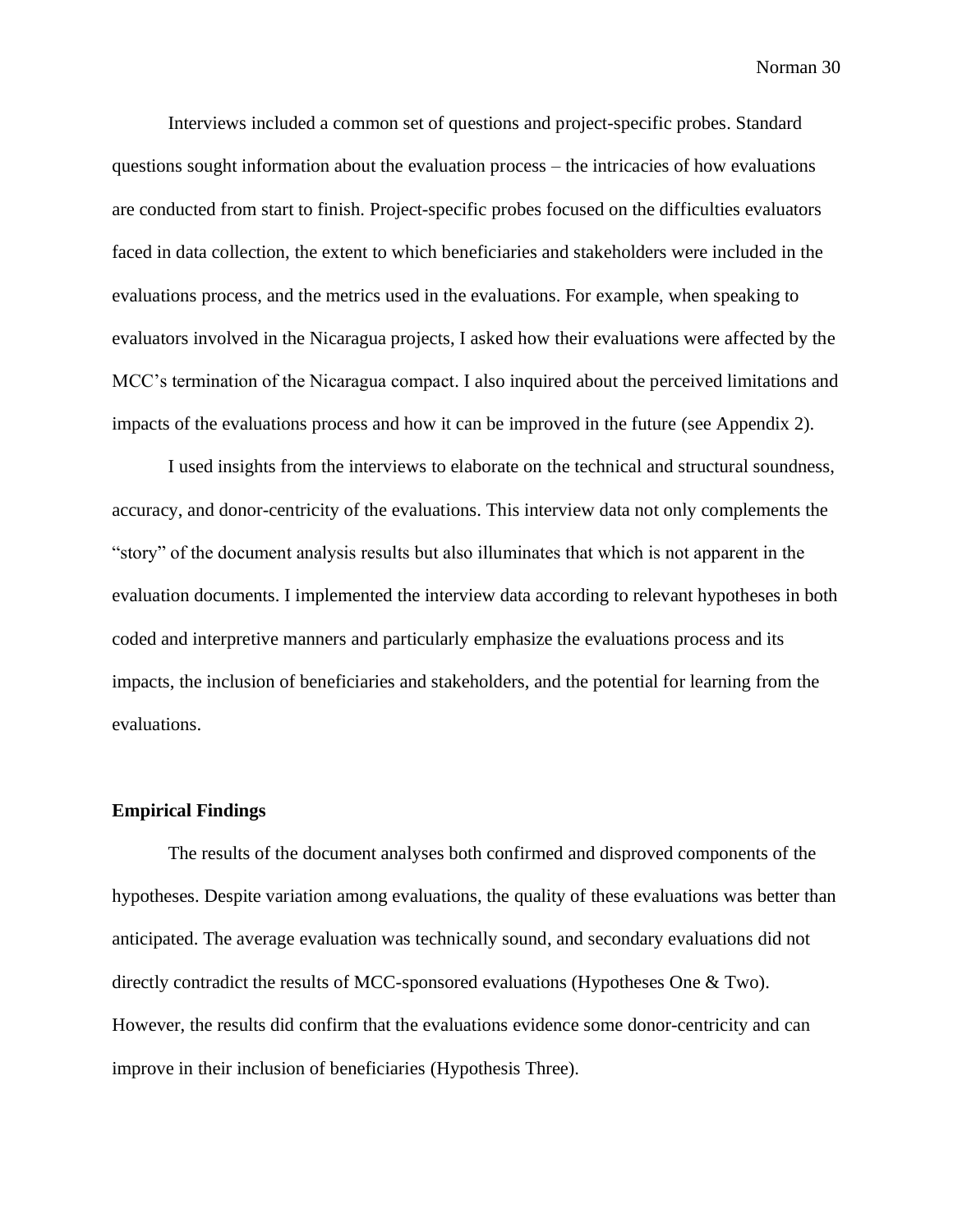Interviews included a common set of questions and project-specific probes. Standard questions sought information about the evaluation process – the intricacies of how evaluations are conducted from start to finish. Project-specific probes focused on the difficulties evaluators faced in data collection, the extent to which beneficiaries and stakeholders were included in the evaluations process, and the metrics used in the evaluations. For example, when speaking to evaluators involved in the Nicaragua projects, I asked how their evaluations were affected by the MCC's termination of the Nicaragua compact. I also inquired about the perceived limitations and impacts of the evaluations process and how it can be improved in the future (see Appendix 2).

I used insights from the interviews to elaborate on the technical and structural soundness, accuracy, and donor-centricity of the evaluations. This interview data not only complements the "story" of the document analysis results but also illuminates that which is not apparent in the evaluation documents. I implemented the interview data according to relevant hypotheses in both coded and interpretive manners and particularly emphasize the evaluations process and its impacts, the inclusion of beneficiaries and stakeholders, and the potential for learning from the evaluations.

## Empirical Findings

The results of the document analyses both confirmed and disproved components of the hypotheses. Despite variation among evaluations, the quality of these evaluations was better than anticipated. The average evaluation was technically sound, and secondary evaluations did not directly contradict the results of MCC-sponsored evaluations (Hypotheses One & Two). However, the results did confirm that the evaluations evidence some donor-centricity and can improve in their inclusion of beneficiaries (Hypothesis Three).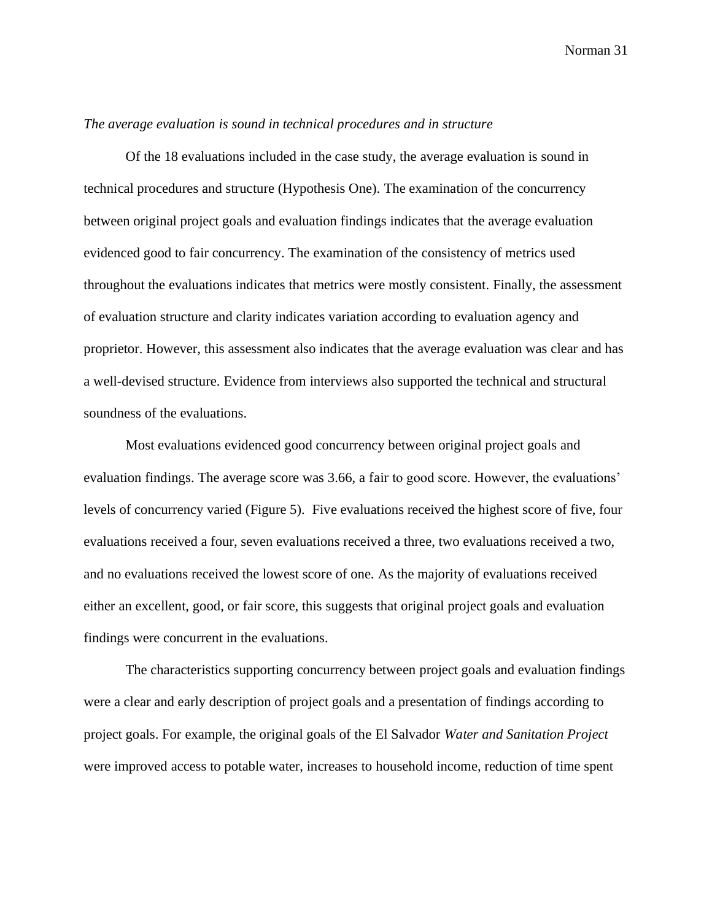*The average evaluation is sound in technical procedures and in structure*

Of the 18 evaluations included in the case study, the average evaluation is sound in technical procedures and structure (Hypothesis One). The examination of the concurrency between original project goals and evaluation findings indicates that the average evaluation evidenced good to fair concurrency. The examination of the consistency of metrics used throughout the evaluations indicates that metrics were mostly consistent. Finally, the assessment of evaluation structure and clarity indicates variation according to evaluation agency and proprietor. However, this assessment also indicates that the average evaluation was clear and has a well-devised structure. Evidence from interviews also supported the technical and structural soundness of the evaluations.

Most evaluations evidenced good concurrency between original project goals and evaluation findings. The average score was 3.66, a fair to good score. However, the evaluations' levels of concurrency varied (Figure 5). Five evaluations received the highest score of five, four evaluations received a four, seven evaluations received a three, two evaluations received a two, and no evaluations received the lowest score of one. As the majority of evaluations received either an excellent, good, or fair score, this suggests that original project goals and evaluation findings were concurrent in the evaluations.

The characteristics supporting concurrency between project goals and evaluation findings were a clear and early description of project goals and a presentation of findings according to project goals. For example, the original goals of the El Salvador *Water and Sanitation Project* were improved access to potable water, increases to household income, reduction of time spent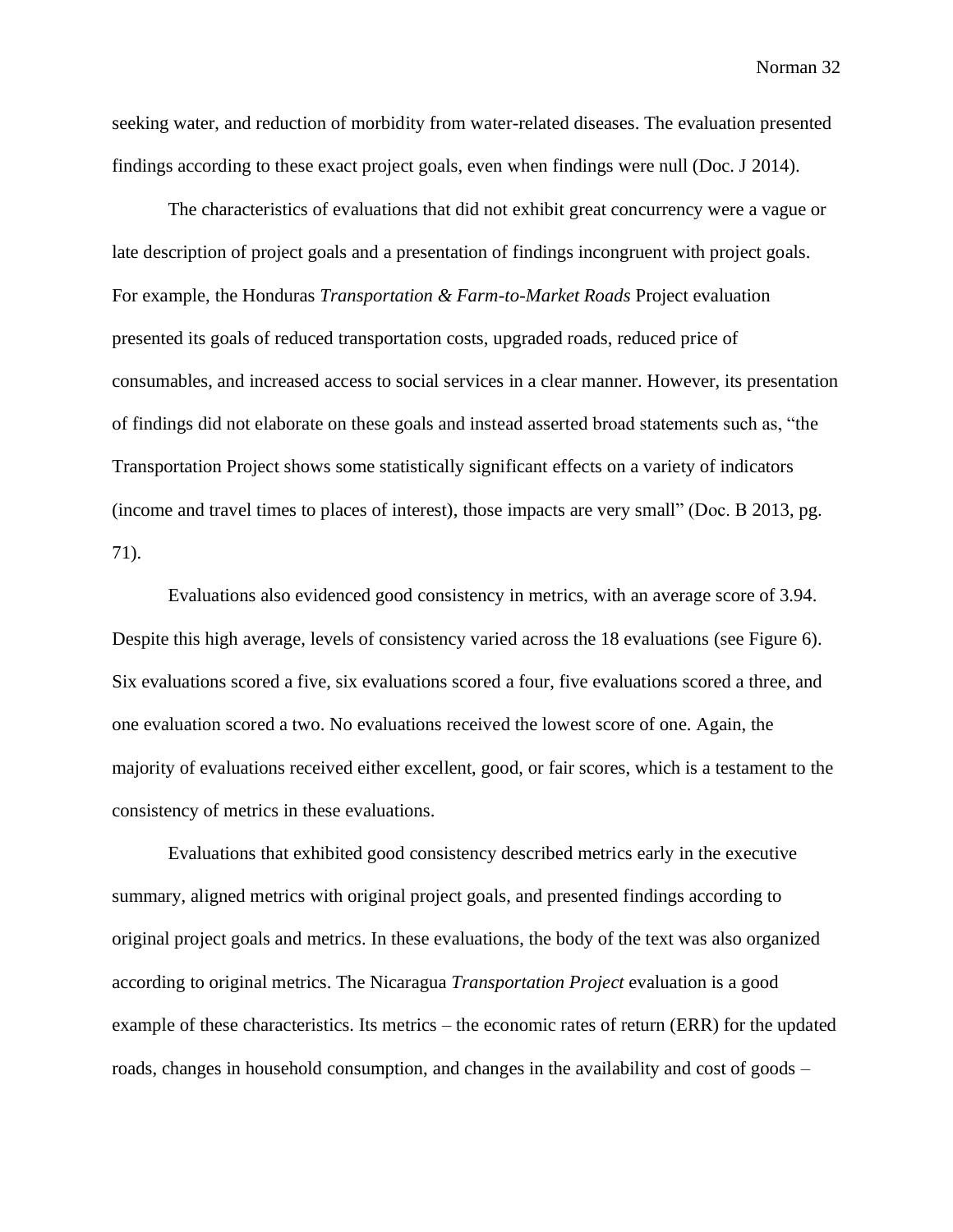seeking water, and reduction of morbidity from water-related diseases. The evaluation presented findings according to these exact project goals, even when findings were null (Doc. J 2014).

The characteristics of evaluations that did not exhibit great concurrency were a vague or late description of project goals and a presentation of findings incongruent with project goals. For example, the Honduras *Transportation & Farm-to-Market Roads* Project evaluation presented its goals of reduced transportation costs, upgraded roads, reduced price of consumables, and increased access to social services in a clear manner. However, its presentation of findings did not elaborate on these goals and instead asserted broad statements such as, "the Transportation Project shows some statistically significant effects on a variety of indicators (income and travel times to places of interest), those impacts are very small" (Doc. B 2013, pg. 71).

Evaluations also evidenced good consistency in metrics, with an average score of 3.94. Despite this high average, levels of consistency varied across the 18 evaluations (see Figure 6). Six evaluations scored a five, six evaluations scored a four, five evaluations scored a three, and one evaluation scored a two. No evaluations received the lowest score of one. Again, the majority of evaluations received either excellent, good, or fair scores, which is a testament to the consistency of metrics in these evaluations.

Evaluations that exhibited good consistency described metrics early in the executive summary, aligned metrics with original project goals, and presented findings according to original project goals and metrics. In these evaluations, the body of the text was also organized according to original metrics. The Nicaragua *Transportation Project* evaluation is a good example of these characteristics. Its metrics – the economic rates of return (ERR) for the updated roads, changes in household consumption, and changes in the availability and cost of goods –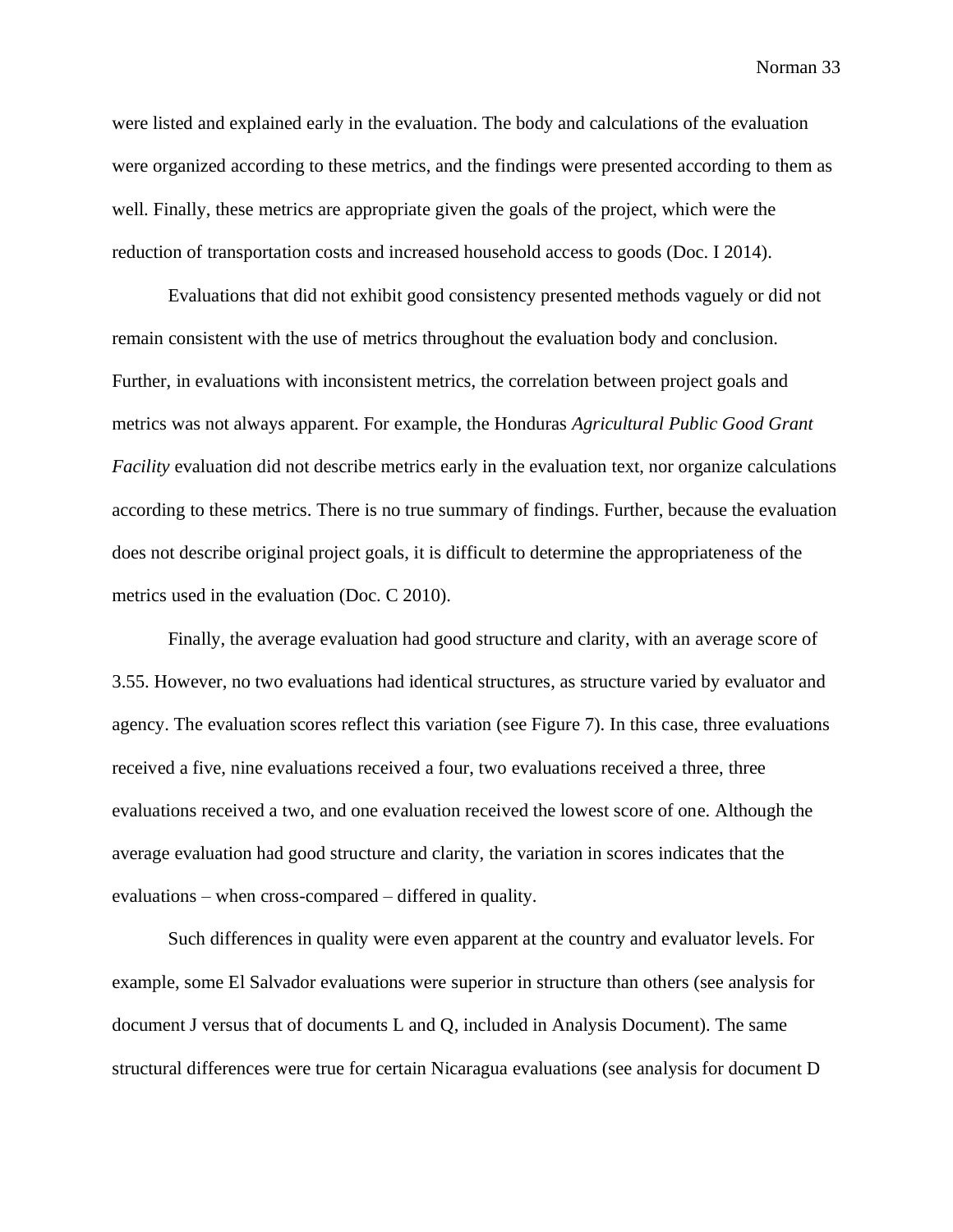were listed and explained early in the evaluation. The body and calculations of the evaluation were organized according to these metrics, and the findings were presented according to them as well. Finally, these metrics are appropriate given the goals of the project, which were the reduction of transportation costs and increased household access to goods (Doc. I 2014).

Evaluations that did not exhibit good consistency presented methods vaguely or did not remain consistent with the use of metrics throughout the evaluation body and conclusion. Further, in evaluations with inconsistent metrics, the correlation between project goals and metrics was not always apparent. For example, the Honduras *Agricultural Public Good Grant Facility* evaluation did not describe metrics early in the evaluation text, nor organize calculations according to these metrics. There is no true summary of findings. Further, because the evaluation does not describe original project goals, it is difficult to determine the appropriateness of the metrics used in the evaluation (Doc. C 2010).

Finally, the average evaluation had good structure and clarity, with an average score of 3.55. However, no two evaluations had identical structures, as structure varied by evaluator and agency. The evaluation scores reflect this variation (see Figure 7). In this case, three evaluations received a five, nine evaluations received a four, two evaluations received a three, three evaluations received a two, and one evaluation received the lowest score of one. Although the average evaluation had good structure and clarity, the variation in scores indicates that the evaluations – when cross-compared – differed in quality.

Such differences in quality were even apparent at the country and evaluator levels. For example, some El Salvador evaluations were superior in structure than others (see analysis for document J versus that of documents L and Q, included in Analysis Document). The same structural differences were true for certain Nicaragua evaluations (see analysis for document D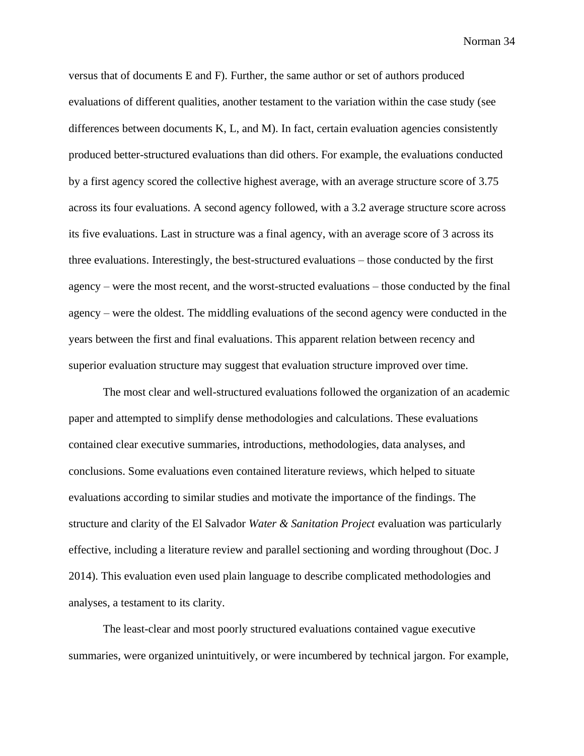versus that of documents E and F). Further, the same author or set of authors produced evaluations of different qualities, another testament to the variation within the case study (see differences between documents K, L, and M). In fact, certain evaluation agencies consistently produced better-structured evaluations than did others. For example, the evaluations conducted by a first agency scored the collective highest average, with an average structure score of 3.75 across its four evaluations. A second agency followed, with a 3.2 average structure score across its five evaluations. Last in structure was a final agency, with an average score of 3 across its three evaluations. Interestingly, the best-structured evaluations – those conducted by the first agency – were the most recent, and the worst-structed evaluations – those conducted by the final agency – were the oldest. The middling evaluations of the second agency were conducted in the years between the first and final evaluations. This apparent relation between recency and superior evaluation structure may suggest that evaluation structure improved over time.

The most clear and well-structured evaluations followed the organization of an academic paper and attempted to simplify dense methodologies and calculations. These evaluations contained clear executive summaries, introductions, methodologies, data analyses, and conclusions. Some evaluations even contained literature reviews, which helped to situate evaluations according to similar studies and motivate the importance of the findings. The structure and clarity of the El Salvador *Water & Sanitation Project* evaluation was particularly effective, including a literature review and parallel sectioning and wording throughout (Doc. J 2014). This evaluation even used plain language to describe complicated methodologies and analyses, a testament to its clarity.

The least-clear and most poorly structured evaluations contained vague executive summaries, were organized unintuitively, or were incumbered by technical jargon. For example,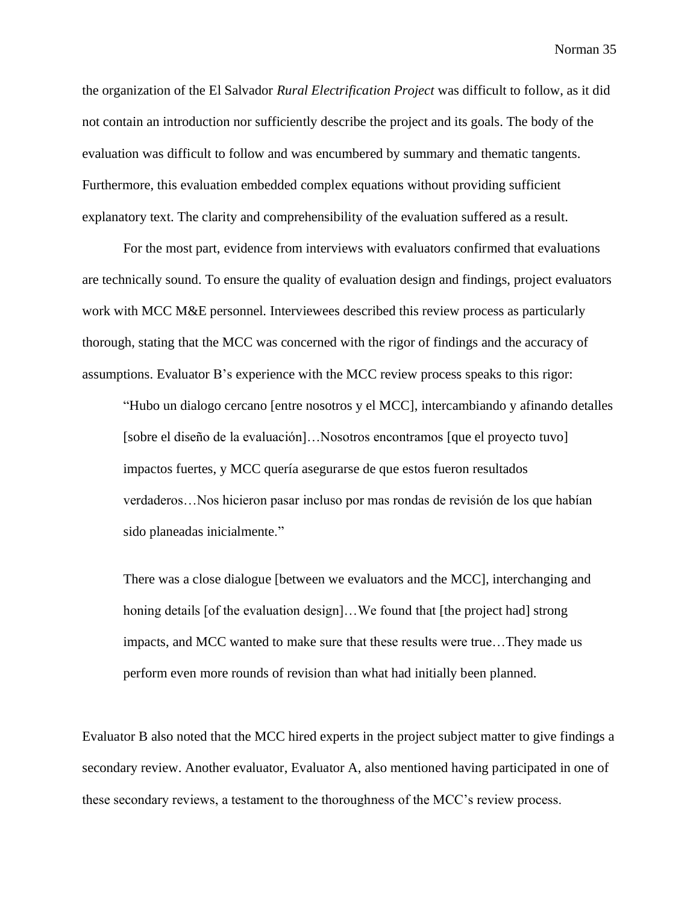the organization of the El Salvador *Rural Electrification Project* was difficult to follow, as it did not contain an introduction nor sufficiently describe the project and its goals. The body of the evaluation was difficult to follow and was encumbered by summary and thematic tangents. Furthermore, this evaluation embedded complex equations without providing sufficient explanatory text. The clarity and comprehensibility of the evaluation suffered as a result.

For the most part, evidence from interviews with evaluators confirmed that evaluations are technically sound. To ensure the quality of evaluation design and findings, project evaluators work with MCC M&E personnel. Interviewees described this review process as particularly thorough, stating that the MCC was concerned with the rigor of findings and the accuracy of assumptions. Evaluator B's experience with the MCC review process speaks to this rigor:

> "Hubo un dialogo cercano [entre nosotros y el MCC], intercambiando y afinando detalles [sobre el diseño de la evaluación]…Nosotros encontramos [que el proyecto tuvo] impactos fuertes, y MCC quería asegurarse de que estos fueron resultados verdaderos…Nos hicieron pasar incluso por mas rondas de revisión de los que habían sido planeadas inicialmente."
>
> There was a close dialogue [between we evaluators and the MCC], interchanging and honing details [of the evaluation design]…We found that [the project had] strong impacts, and MCC wanted to make sure that these results were true…They made us perform even more rounds of revision than what had initially been planned.

Evaluator B also noted that the MCC hired experts in the project subject matter to give findings a secondary review. Another evaluator, Evaluator A, also mentioned having participated in one of these secondary reviews, a testament to the thoroughness of the MCC's review process.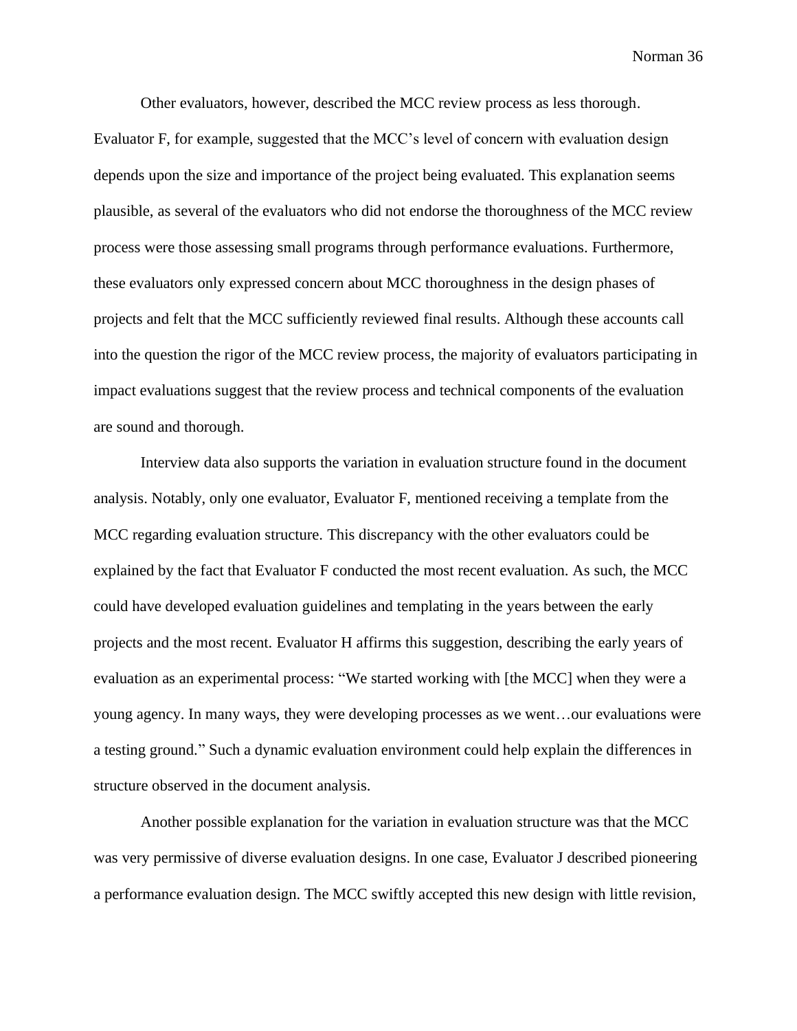Other evaluators, however, described the MCC review process as less thorough. Evaluator F, for example, suggested that the MCC's level of concern with evaluation design depends upon the size and importance of the project being evaluated. This explanation seems plausible, as several of the evaluators who did not endorse the thoroughness of the MCC review process were those assessing small programs through performance evaluations. Furthermore, these evaluators only expressed concern about MCC thoroughness in the design phases of projects and felt that the MCC sufficiently reviewed final results. Although these accounts call into the question the rigor of the MCC review process, the majority of evaluators participating in impact evaluations suggest that the review process and technical components of the evaluation are sound and thorough.

Interview data also supports the variation in evaluation structure found in the document analysis. Notably, only one evaluator, Evaluator F, mentioned receiving a template from the MCC regarding evaluation structure. This discrepancy with the other evaluators could be explained by the fact that Evaluator F conducted the most recent evaluation. As such, the MCC could have developed evaluation guidelines and templating in the years between the early projects and the most recent. Evaluator H affirms this suggestion, describing the early years of evaluation as an experimental process: "We started working with [the MCC] when they were a young agency. In many ways, they were developing processes as we went…our evaluations were a testing ground." Such a dynamic evaluation environment could help explain the differences in structure observed in the document analysis.

Another possible explanation for the variation in evaluation structure was that the MCC was very permissive of diverse evaluation designs. In one case, Evaluator J described pioneering a performance evaluation design. The MCC swiftly accepted this new design with little revision,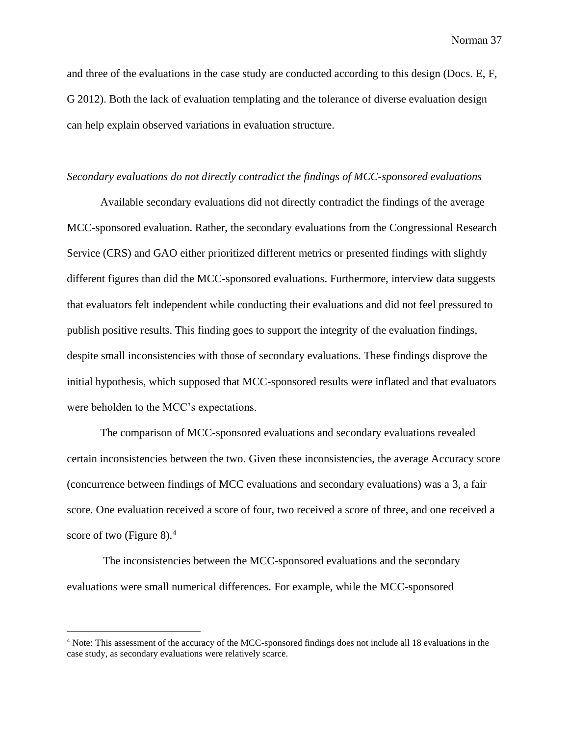and three of the evaluations in the case study are conducted according to this design (Docs. E, F, G 2012). Both the lack of evaluation templating and the tolerance of diverse evaluation design can help explain observed variations in evaluation structure.

*Secondary evaluations do not directly contradict the findings of MCC-sponsored evaluations*

Available secondary evaluations did not directly contradict the findings of the average MCC-sponsored evaluation. Rather, the secondary evaluations from the Congressional Research Service (CRS) and GAO either prioritized different metrics or presented findings with slightly different figures than did the MCC-sponsored evaluations. Furthermore, interview data suggests that evaluators felt independent while conducting their evaluations and did not feel pressured to publish positive results. This finding goes to support the integrity of the evaluation findings, despite small inconsistencies with those of secondary evaluations. These findings disprove the initial hypothesis, which supposed that MCC-sponsored results were inflated and that evaluators were beholden to the MCC's expectations.

The comparison of MCC-sponsored evaluations and secondary evaluations revealed certain inconsistencies between the two. Given these inconsistencies, the average Accuracy score (concurrence between findings of MCC evaluations and secondary evaluations) was a 3, a fair score. One evaluation received a score of four, two received a score of three, and one received a score of two (Figure 8).[4]

The inconsistencies between the MCC-sponsored evaluations and the secondary evaluations were small numerical differences. For example, while the MCC-sponsored

[4] Note: This assessment of the accuracy of the MCC-sponsored findings does not include all 18 evaluations in the case study, as secondary evaluations were relatively scarce.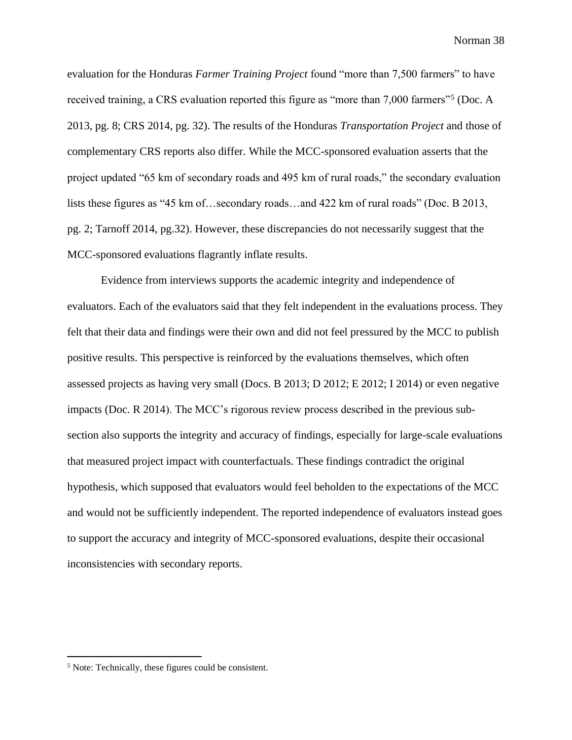evaluation for the Honduras *Farmer Training Project* found "more than 7,500 farmers" to have received training, a CRS evaluation reported this figure as "more than 7,000 farmers"[5] (Doc. A 2013, pg. 8; CRS 2014, pg. 32). The results of the Honduras *Transportation Project* and those of complementary CRS reports also differ. While the MCC-sponsored evaluation asserts that the project updated "65 km of secondary roads and 495 km of rural roads," the secondary evaluation lists these figures as "45 km of…secondary roads…and 422 km of rural roads" (Doc. B 2013, pg. 2; Tarnoff 2014, pg.32). However, these discrepancies do not necessarily suggest that the MCC-sponsored evaluations flagrantly inflate results.

Evidence from interviews supports the academic integrity and independence of evaluators. Each of the evaluators said that they felt independent in the evaluations process. They felt that their data and findings were their own and did not feel pressured by the MCC to publish positive results. This perspective is reinforced by the evaluations themselves, which often assessed projects as having very small (Docs. B 2013; D 2012; E 2012; I 2014) or even negative impacts (Doc. R 2014). The MCC's rigorous review process described in the previous sub-section also supports the integrity and accuracy of findings, especially for large-scale evaluations that measured project impact with counterfactuals. These findings contradict the original hypothesis, which supposed that evaluators would feel beholden to the expectations of the MCC and would not be sufficiently independent. The reported independence of evaluators instead goes to support the accuracy and integrity of MCC-sponsored evaluations, despite their occasional inconsistencies with secondary reports.

---

[5] Note: Technically, these figures could be consistent.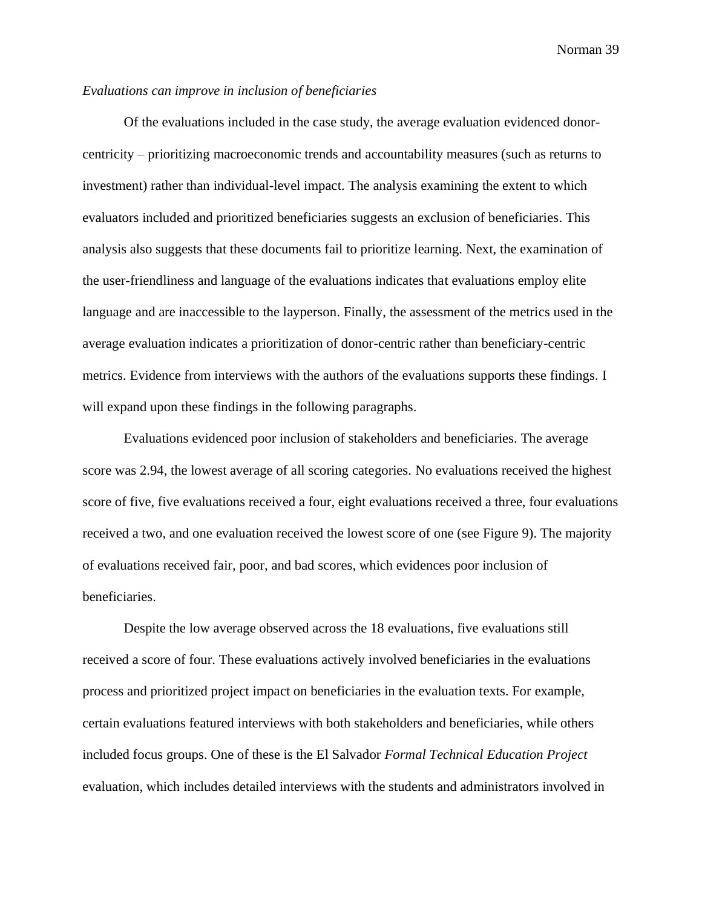*Evaluations can improve in inclusion of beneficiaries*

Of the evaluations included in the case study, the average evaluation evidenced donor-centricity – prioritizing macroeconomic trends and accountability measures (such as returns to investment) rather than individual-level impact. The analysis examining the extent to which evaluators included and prioritized beneficiaries suggests an exclusion of beneficiaries. This analysis also suggests that these documents fail to prioritize learning. Next, the examination of the user-friendliness and language of the evaluations indicates that evaluations employ elite language and are inaccessible to the layperson. Finally, the assessment of the metrics used in the average evaluation indicates a prioritization of donor-centric rather than beneficiary-centric metrics. Evidence from interviews with the authors of the evaluations supports these findings. I will expand upon these findings in the following paragraphs.

Evaluations evidenced poor inclusion of stakeholders and beneficiaries. The average score was 2.94, the lowest average of all scoring categories. No evaluations received the highest score of five, five evaluations received a four, eight evaluations received a three, four evaluations received a two, and one evaluation received the lowest score of one (see Figure 9). The majority of evaluations received fair, poor, and bad scores, which evidences poor inclusion of beneficiaries.

Despite the low average observed across the 18 evaluations, five evaluations still received a score of four. These evaluations actively involved beneficiaries in the evaluations process and prioritized project impact on beneficiaries in the evaluation texts. For example, certain evaluations featured interviews with both stakeholders and beneficiaries, while others included focus groups. One of these is the El Salvador *Formal Technical Education Project* evaluation, which includes detailed interviews with the students and administrators involved in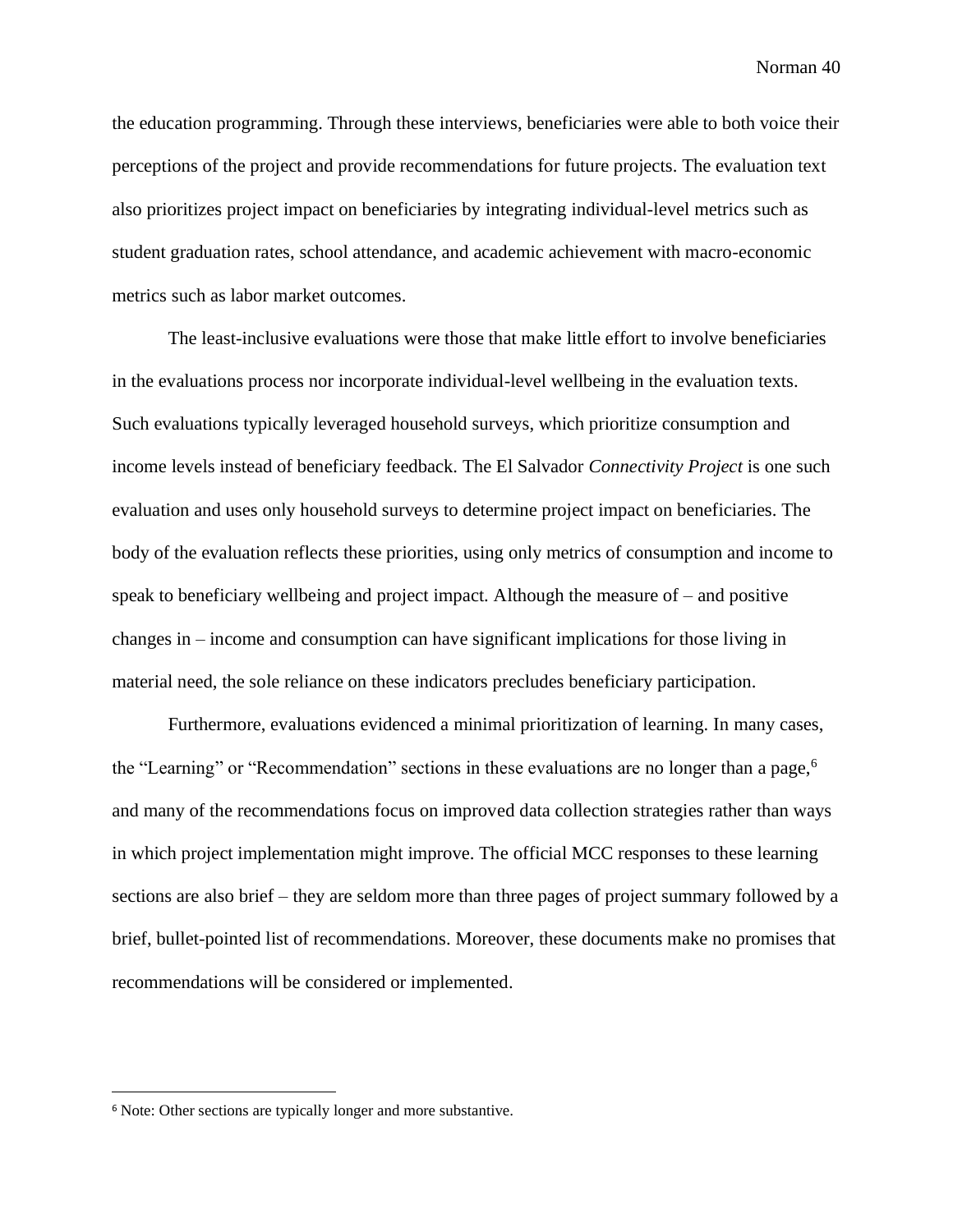the education programming. Through these interviews, beneficiaries were able to both voice their perceptions of the project and provide recommendations for future projects. The evaluation text also prioritizes project impact on beneficiaries by integrating individual-level metrics such as student graduation rates, school attendance, and academic achievement with macro-economic metrics such as labor market outcomes.

The least-inclusive evaluations were those that make little effort to involve beneficiaries in the evaluations process nor incorporate individual-level wellbeing in the evaluation texts. Such evaluations typically leveraged household surveys, which prioritize consumption and income levels instead of beneficiary feedback. The El Salvador *Connectivity Project* is one such evaluation and uses only household surveys to determine project impact on beneficiaries. The body of the evaluation reflects these priorities, using only metrics of consumption and income to speak to beneficiary wellbeing and project impact. Although the measure of – and positive changes in – income and consumption can have significant implications for those living in material need, the sole reliance on these indicators precludes beneficiary participation.

Furthermore, evaluations evidenced a minimal prioritization of learning. In many cases, the "Learning" or "Recommendation" sections in these evaluations are no longer than a page,[6] and many of the recommendations focus on improved data collection strategies rather than ways in which project implementation might improve. The official MCC responses to these learning sections are also brief – they are seldom more than three pages of project summary followed by a brief, bullet-pointed list of recommendations. Moreover, these documents make no promises that recommendations will be considered or implemented.

---

[6] Note: Other sections are typically longer and more substantive.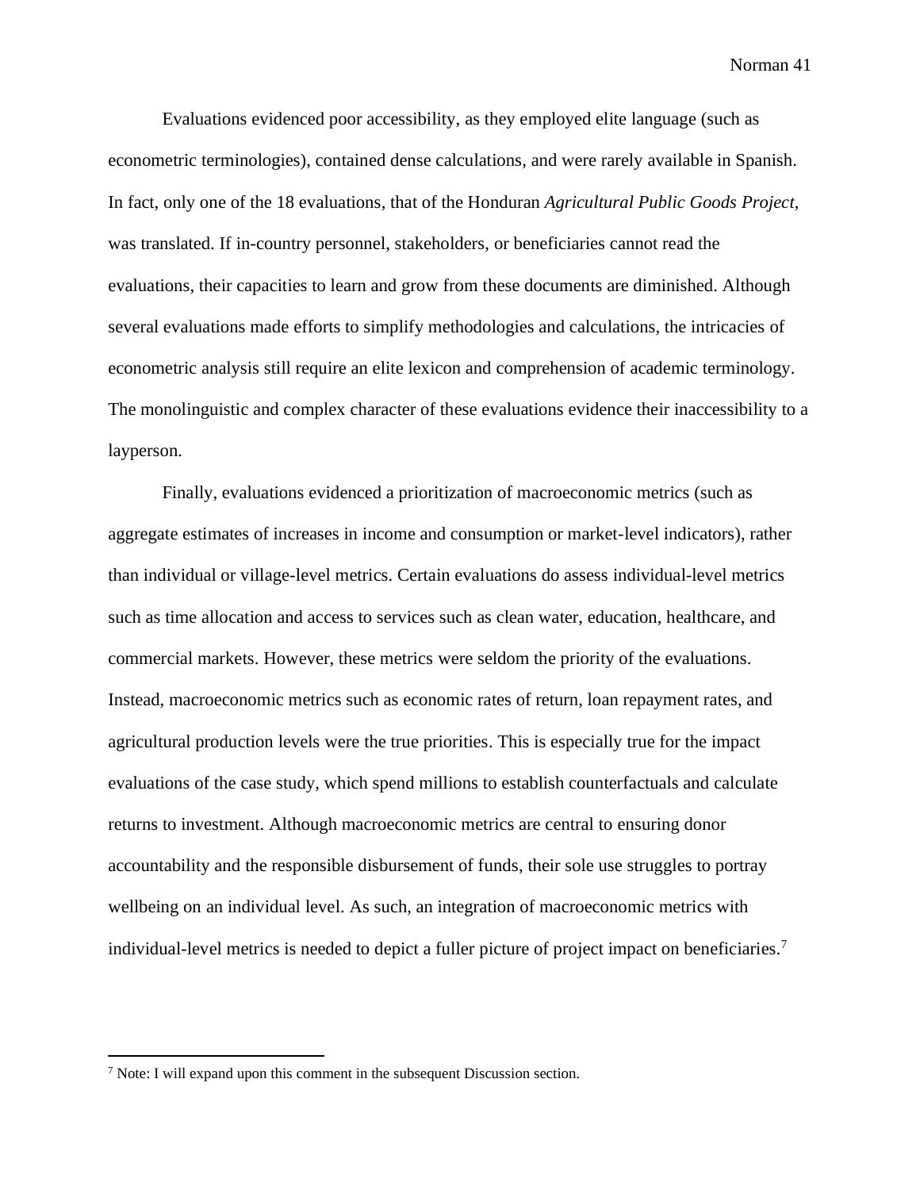Evaluations evidenced poor accessibility, as they employed elite language (such as econometric terminologies), contained dense calculations, and were rarely available in Spanish. In fact, only one of the 18 evaluations, that of the Honduran *Agricultural Public Goods Project*, was translated. If in-country personnel, stakeholders, or beneficiaries cannot read the evaluations, their capacities to learn and grow from these documents are diminished. Although several evaluations made efforts to simplify methodologies and calculations, the intricacies of econometric analysis still require an elite lexicon and comprehension of academic terminology. The monolinguistic and complex character of these evaluations evidence their inaccessibility to a layperson.

Finally, evaluations evidenced a prioritization of macroeconomic metrics (such as aggregate estimates of increases in income and consumption or market-level indicators), rather than individual or village-level metrics. Certain evaluations do assess individual-level metrics such as time allocation and access to services such as clean water, education, healthcare, and commercial markets. However, these metrics were seldom the priority of the evaluations. Instead, macroeconomic metrics such as economic rates of return, loan repayment rates, and agricultural production levels were the true priorities. This is especially true for the impact evaluations of the case study, which spend millions to establish counterfactuals and calculate returns to investment. Although macroeconomic metrics are central to ensuring donor accountability and the responsible disbursement of funds, their sole use struggles to portray wellbeing on an individual level. As such, an integration of macroeconomic metrics with individual-level metrics is needed to depict a fuller picture of project impact on beneficiaries.[7]

[7] Note: I will expand upon this comment in the subsequent Discussion section.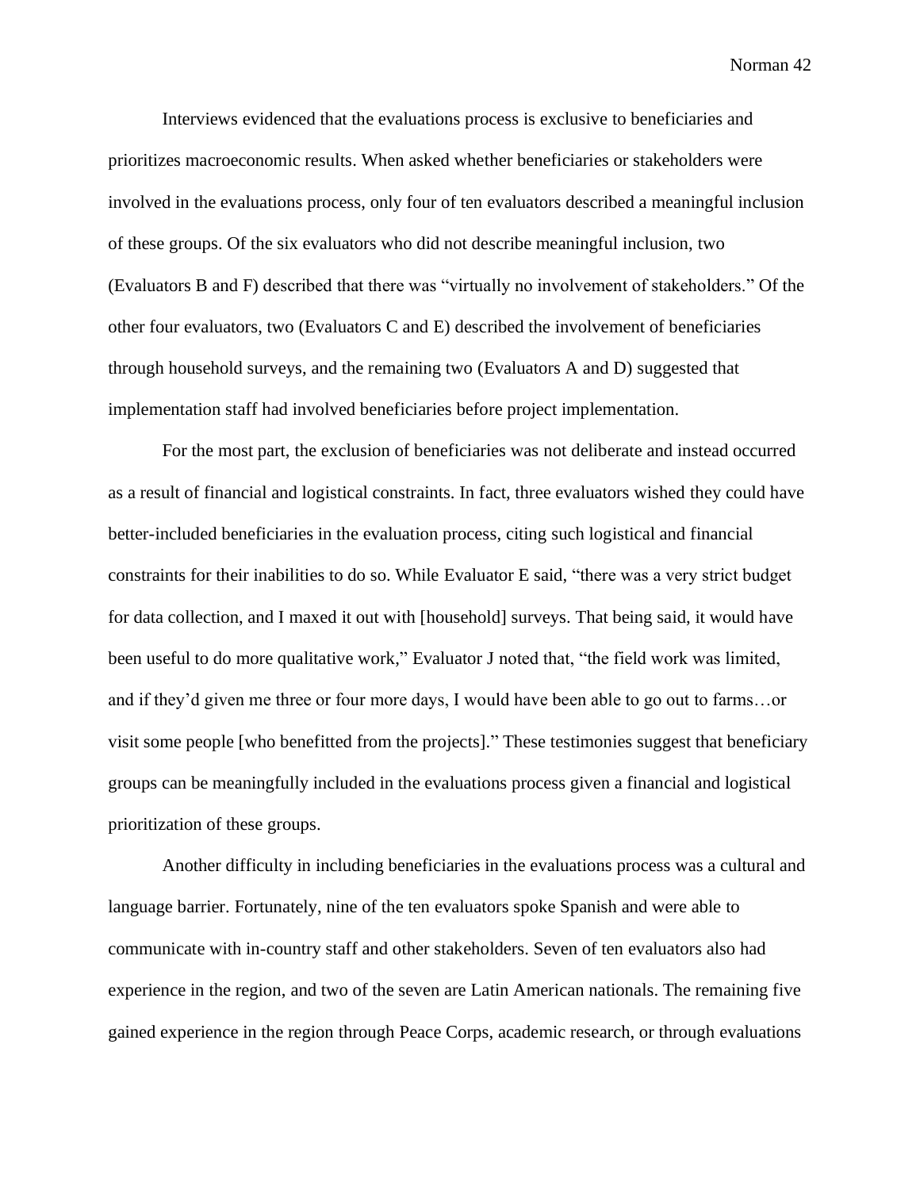Interviews evidenced that the evaluations process is exclusive to beneficiaries and prioritizes macroeconomic results. When asked whether beneficiaries or stakeholders were involved in the evaluations process, only four of ten evaluators described a meaningful inclusion of these groups. Of the six evaluators who did not describe meaningful inclusion, two (Evaluators B and F) described that there was "virtually no involvement of stakeholders." Of the other four evaluators, two (Evaluators C and E) described the involvement of beneficiaries through household surveys, and the remaining two (Evaluators A and D) suggested that implementation staff had involved beneficiaries before project implementation.

For the most part, the exclusion of beneficiaries was not deliberate and instead occurred as a result of financial and logistical constraints. In fact, three evaluators wished they could have better-included beneficiaries in the evaluation process, citing such logistical and financial constraints for their inabilities to do so. While Evaluator E said, "there was a very strict budget for data collection, and I maxed it out with [household] surveys. That being said, it would have been useful to do more qualitative work," Evaluator J noted that, "the field work was limited, and if they'd given me three or four more days, I would have been able to go out to farms…or visit some people [who benefitted from the projects]." These testimonies suggest that beneficiary groups can be meaningfully included in the evaluations process given a financial and logistical prioritization of these groups.

Another difficulty in including beneficiaries in the evaluations process was a cultural and language barrier. Fortunately, nine of the ten evaluators spoke Spanish and were able to communicate with in-country staff and other stakeholders. Seven of ten evaluators also had experience in the region, and two of the seven are Latin American nationals. The remaining five gained experience in the region through Peace Corps, academic research, or through evaluations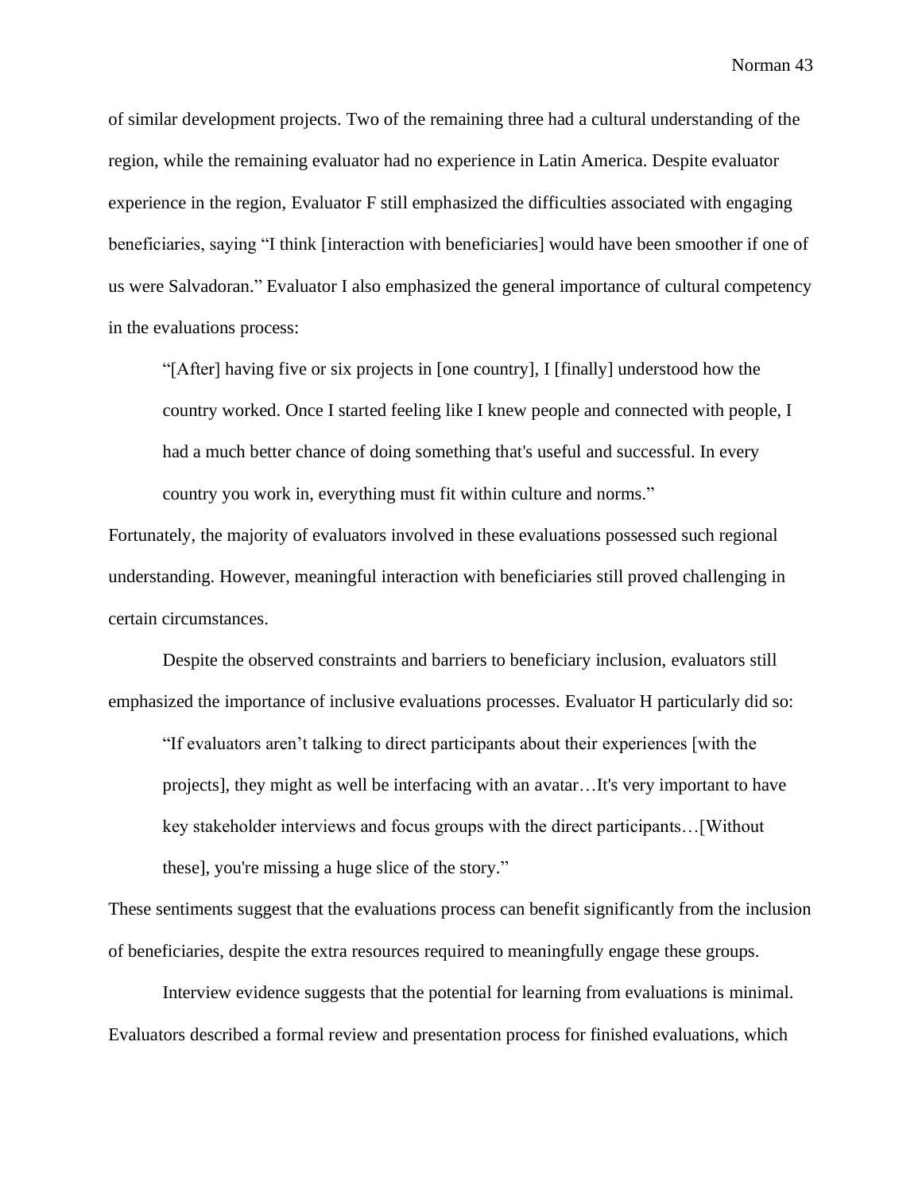of similar development projects. Two of the remaining three had a cultural understanding of the region, while the remaining evaluator had no experience in Latin America. Despite evaluator experience in the region, Evaluator F still emphasized the difficulties associated with engaging beneficiaries, saying "I think [interaction with beneficiaries] would have been smoother if one of us were Salvadoran." Evaluator I also emphasized the general importance of cultural competency in the evaluations process:

> "[After] having five or six projects in [one country], I [finally] understood how the country worked. Once I started feeling like I knew people and connected with people, I had a much better chance of doing something that's useful and successful. In every country you work in, everything must fit within culture and norms."

Fortunately, the majority of evaluators involved in these evaluations possessed such regional understanding. However, meaningful interaction with beneficiaries still proved challenging in certain circumstances.

Despite the observed constraints and barriers to beneficiary inclusion, evaluators still emphasized the importance of inclusive evaluations processes. Evaluator H particularly did so:

> "If evaluators aren't talking to direct participants about their experiences [with the projects], they might as well be interfacing with an avatar…It's very important to have key stakeholder interviews and focus groups with the direct participants…[Without these], you're missing a huge slice of the story."

These sentiments suggest that the evaluations process can benefit significantly from the inclusion of beneficiaries, despite the extra resources required to meaningfully engage these groups.

Interview evidence suggests that the potential for learning from evaluations is minimal. Evaluators described a formal review and presentation process for finished evaluations, which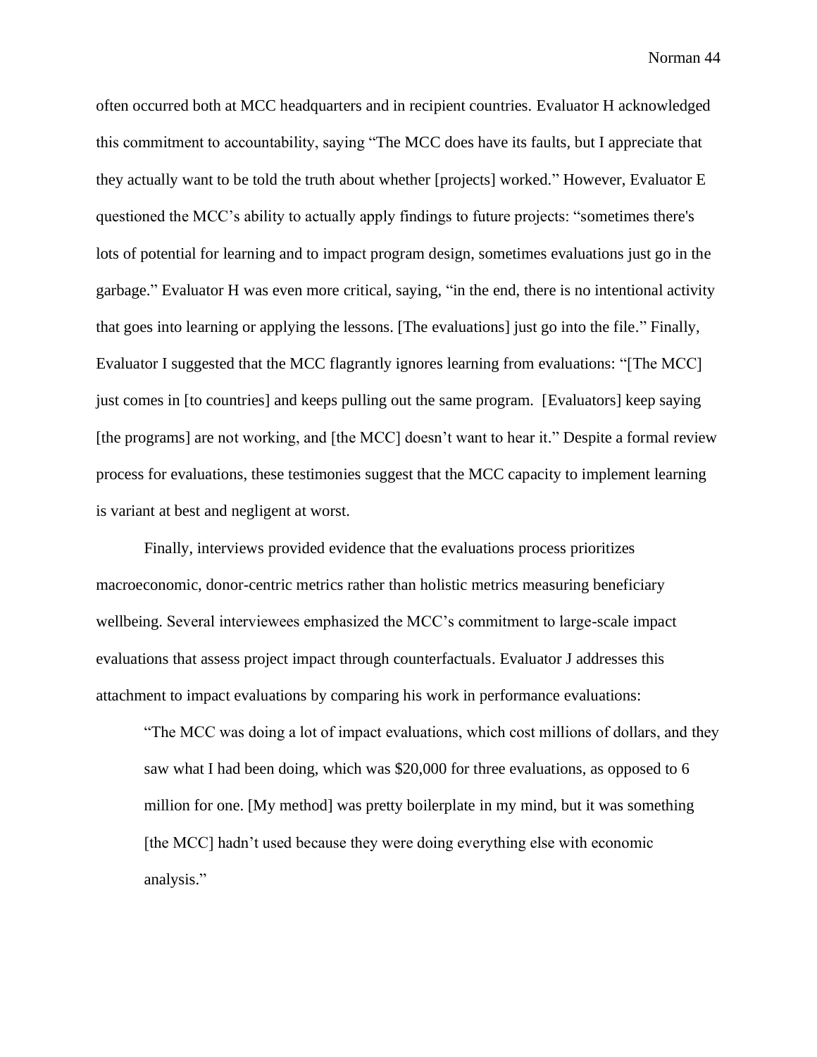often occurred both at MCC headquarters and in recipient countries. Evaluator H acknowledged this commitment to accountability, saying "The MCC does have its faults, but I appreciate that they actually want to be told the truth about whether [projects] worked." However, Evaluator E questioned the MCC's ability to actually apply findings to future projects: "sometimes there's lots of potential for learning and to impact program design, sometimes evaluations just go in the garbage." Evaluator H was even more critical, saying, "in the end, there is no intentional activity that goes into learning or applying the lessons. [The evaluations] just go into the file." Finally, Evaluator I suggested that the MCC flagrantly ignores learning from evaluations: "[The MCC] just comes in [to countries] and keeps pulling out the same program. [Evaluators] keep saying [the programs] are not working, and [the MCC] doesn't want to hear it." Despite a formal review process for evaluations, these testimonies suggest that the MCC capacity to implement learning is variant at best and negligent at worst.

Finally, interviews provided evidence that the evaluations process prioritizes macroeconomic, donor-centric metrics rather than holistic metrics measuring beneficiary wellbeing. Several interviewees emphasized the MCC's commitment to large-scale impact evaluations that assess project impact through counterfactuals. Evaluator J addresses this attachment to impact evaluations by comparing his work in performance evaluations:

> "The MCC was doing a lot of impact evaluations, which cost millions of dollars, and they saw what I had been doing, which was $20,000 for three evaluations, as opposed to 6 million for one. [My method] was pretty boilerplate in my mind, but it was something [the MCC] hadn't used because they were doing everything else with economic analysis."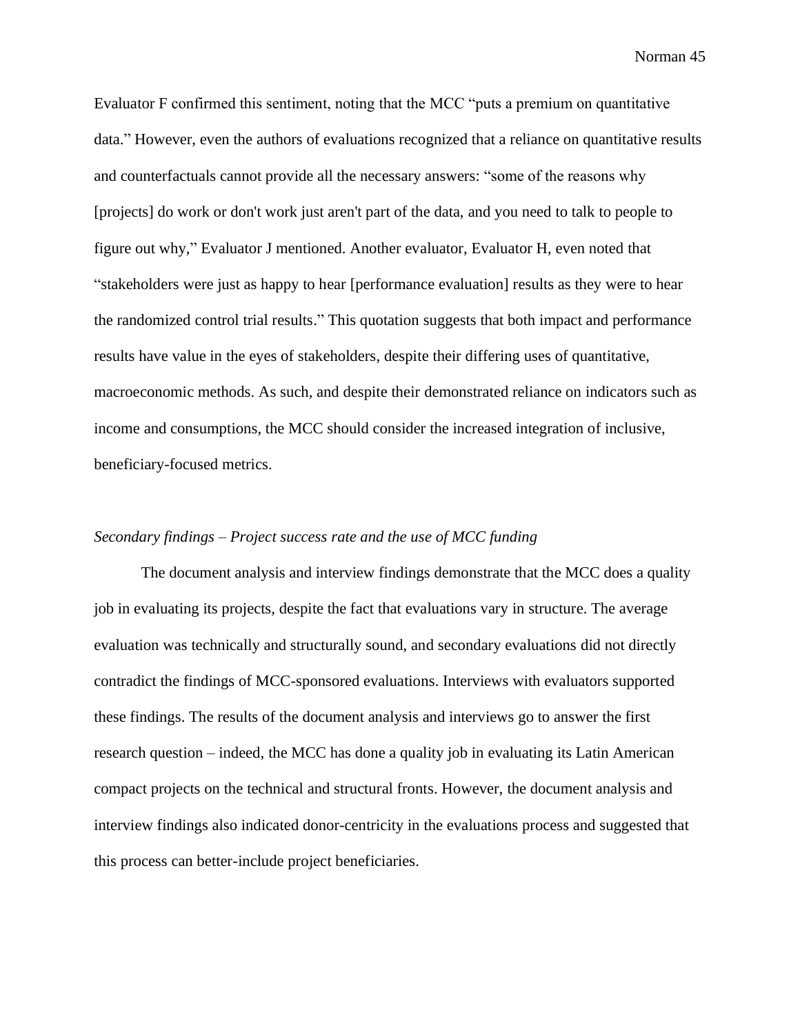Evaluator F confirmed this sentiment, noting that the MCC "puts a premium on quantitative data." However, even the authors of evaluations recognized that a reliance on quantitative results and counterfactuals cannot provide all the necessary answers: "some of the reasons why [projects] do work or don't work just aren't part of the data, and you need to talk to people to figure out why," Evaluator J mentioned. Another evaluator, Evaluator H, even noted that "stakeholders were just as happy to hear [performance evaluation] results as they were to hear the randomized control trial results." This quotation suggests that both impact and performance results have value in the eyes of stakeholders, despite their differing uses of quantitative, macroeconomic methods. As such, and despite their demonstrated reliance on indicators such as income and consumptions, the MCC should consider the increased integration of inclusive, beneficiary-focused metrics.

*Secondary findings – Project success rate and the use of MCC funding*

The document analysis and interview findings demonstrate that the MCC does a quality job in evaluating its projects, despite the fact that evaluations vary in structure. The average evaluation was technically and structurally sound, and secondary evaluations did not directly contradict the findings of MCC-sponsored evaluations. Interviews with evaluators supported these findings. The results of the document analysis and interviews go to answer the first research question – indeed, the MCC has done a quality job in evaluating its Latin American compact projects on the technical and structural fronts. However, the document analysis and interview findings also indicated donor-centricity in the evaluations process and suggested that this process can better-include project beneficiaries.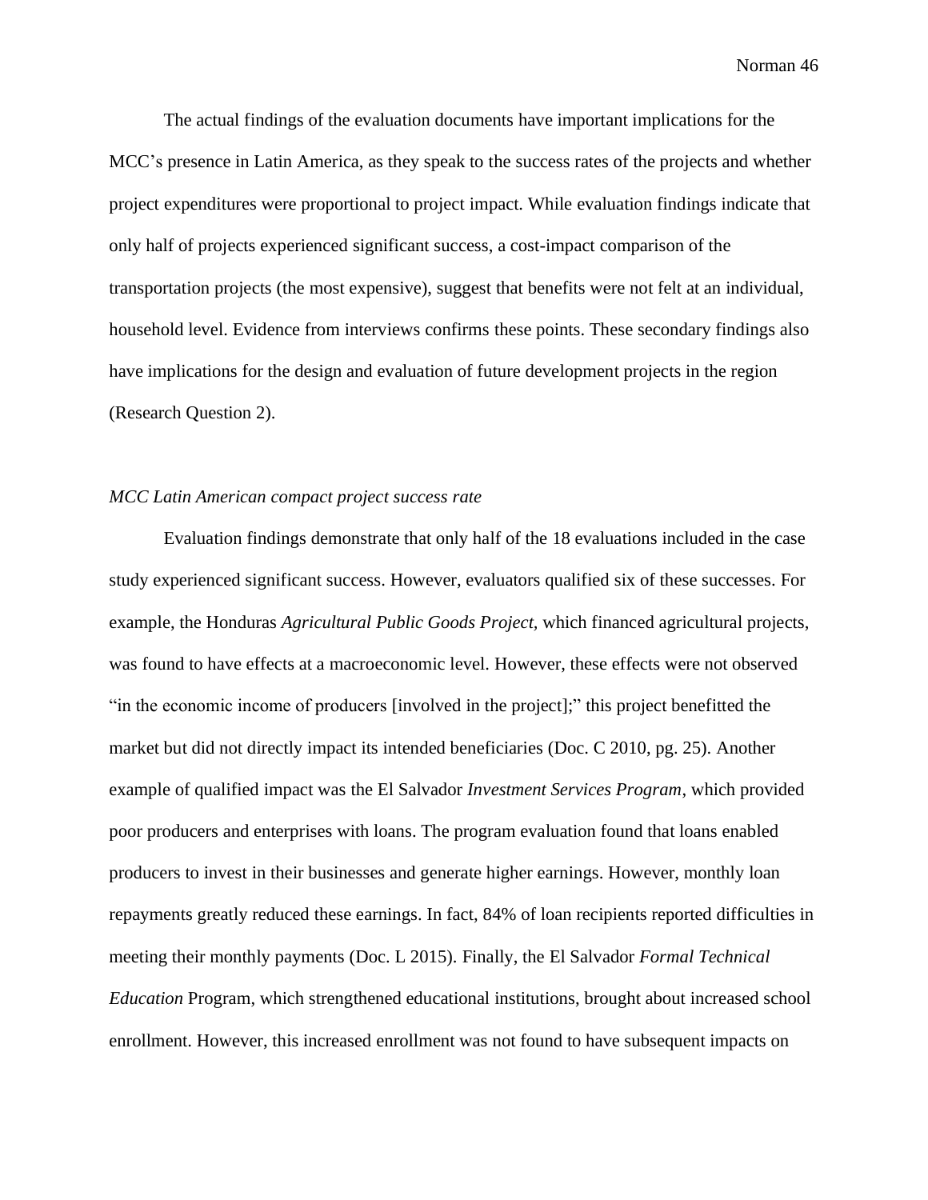The actual findings of the evaluation documents have important implications for the MCC's presence in Latin America, as they speak to the success rates of the projects and whether project expenditures were proportional to project impact. While evaluation findings indicate that only half of projects experienced significant success, a cost-impact comparison of the transportation projects (the most expensive), suggest that benefits were not felt at an individual, household level. Evidence from interviews confirms these points. These secondary findings also have implications for the design and evaluation of future development projects in the region (Research Question 2).

*MCC Latin American compact project success rate*

Evaluation findings demonstrate that only half of the 18 evaluations included in the case study experienced significant success. However, evaluators qualified six of these successes. For example, the Honduras *Agricultural Public Goods Project*, which financed agricultural projects, was found to have effects at a macroeconomic level. However, these effects were not observed "in the economic income of producers [involved in the project];" this project benefitted the market but did not directly impact its intended beneficiaries (Doc. C 2010, pg. 25). Another example of qualified impact was the El Salvador *Investment Services Program*, which provided poor producers and enterprises with loans. The program evaluation found that loans enabled producers to invest in their businesses and generate higher earnings. However, monthly loan repayments greatly reduced these earnings. In fact, 84% of loan recipients reported difficulties in meeting their monthly payments (Doc. L 2015). Finally, the El Salvador *Formal Technical Education* Program, which strengthened educational institutions, brought about increased school enrollment. However, this increased enrollment was not found to have subsequent impacts on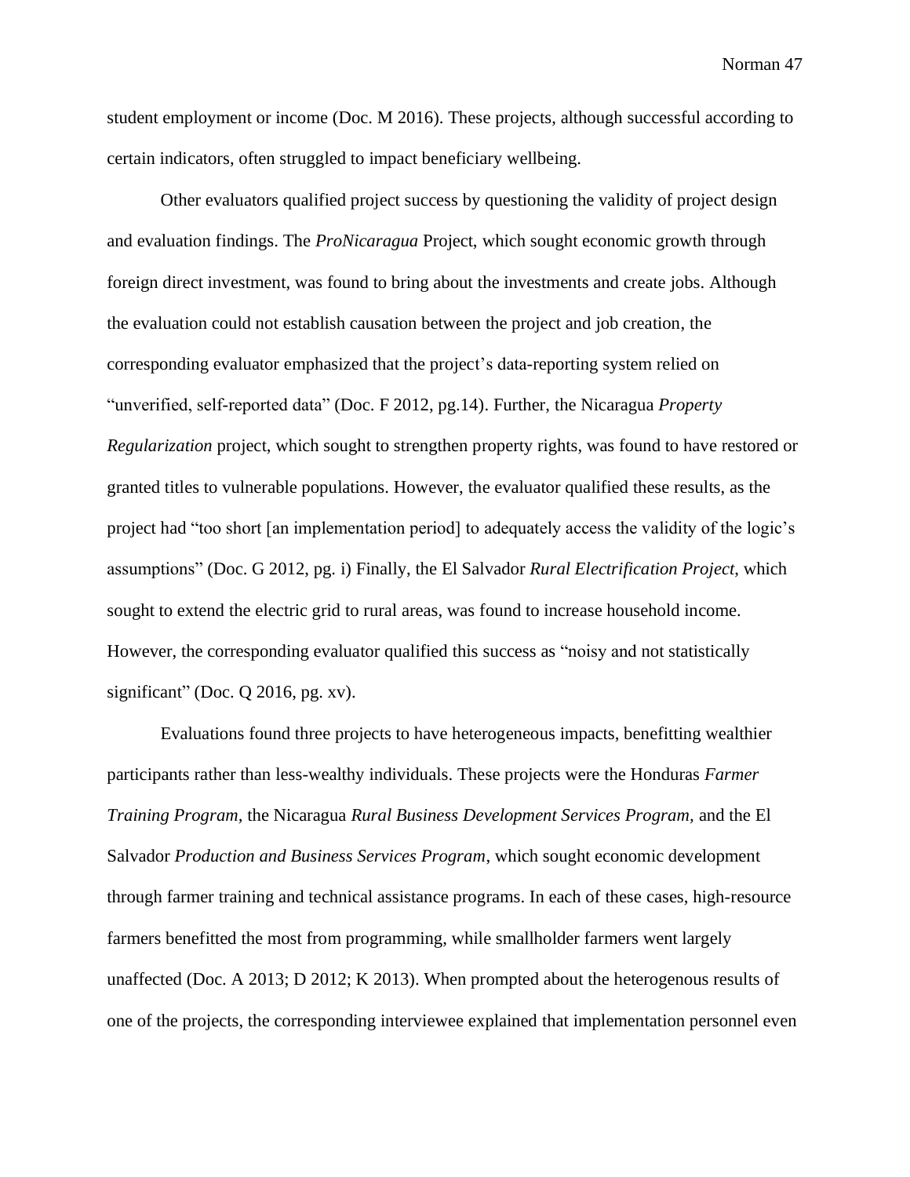student employment or income (Doc. M 2016). These projects, although successful according to certain indicators, often struggled to impact beneficiary wellbeing.

Other evaluators qualified project success by questioning the validity of project design and evaluation findings. The *ProNicaragua* Project, which sought economic growth through foreign direct investment, was found to bring about the investments and create jobs. Although the evaluation could not establish causation between the project and job creation, the corresponding evaluator emphasized that the project's data-reporting system relied on "unverified, self-reported data" (Doc. F 2012, pg.14). Further, the Nicaragua *Property Regularization* project, which sought to strengthen property rights, was found to have restored or granted titles to vulnerable populations. However, the evaluator qualified these results, as the project had "too short [an implementation period] to adequately access the validity of the logic's assumptions" (Doc. G 2012, pg. i) Finally, the El Salvador *Rural Electrification Project*, which sought to extend the electric grid to rural areas, was found to increase household income. However, the corresponding evaluator qualified this success as "noisy and not statistically significant" (Doc. Q 2016, pg. xv).

Evaluations found three projects to have heterogeneous impacts, benefitting wealthier participants rather than less-wealthy individuals. These projects were the Honduras *Farmer Training Program*, the Nicaragua *Rural Business Development Services Program*, and the El Salvador *Production and Business Services Program*, which sought economic development through farmer training and technical assistance programs. In each of these cases, high-resource farmers benefitted the most from programming, while smallholder farmers went largely unaffected (Doc. A 2013; D 2012; K 2013). When prompted about the heterogenous results of one of the projects, the corresponding interviewee explained that implementation personnel even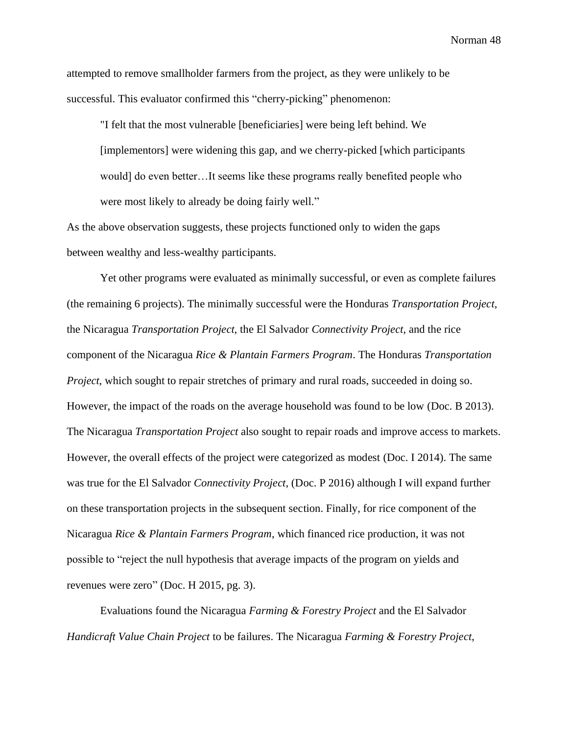attempted to remove smallholder farmers from the project, as they were unlikely to be successful. This evaluator confirmed this "cherry-picking" phenomenon:

> "I felt that the most vulnerable [beneficiaries] were being left behind. We [implementors] were widening this gap, and we cherry-picked [which participants would] do even better…It seems like these programs really benefited people who were most likely to already be doing fairly well."

As the above observation suggests, these projects functioned only to widen the gaps between wealthy and less-wealthy participants.

Yet other programs were evaluated as minimally successful, or even as complete failures (the remaining 6 projects). The minimally successful were the Honduras *Transportation Project*, the Nicaragua *Transportation Project*, the El Salvador *Connectivity Project*, and the rice component of the Nicaragua *Rice & Plantain Farmers Program*. The Honduras *Transportation Project*, which sought to repair stretches of primary and rural roads, succeeded in doing so. However, the impact of the roads on the average household was found to be low (Doc. B 2013). The Nicaragua *Transportation Project* also sought to repair roads and improve access to markets. However, the overall effects of the project were categorized as modest (Doc. I 2014). The same was true for the El Salvador *Connectivity Project*, (Doc. P 2016) although I will expand further on these transportation projects in the subsequent section. Finally, for rice component of the Nicaragua *Rice & Plantain Farmers Program*, which financed rice production, it was not possible to "reject the null hypothesis that average impacts of the program on yields and revenues were zero" (Doc. H 2015, pg. 3).

Evaluations found the Nicaragua *Farming & Forestry Project* and the El Salvador *Handicraft Value Chain Project* to be failures. The Nicaragua *Farming & Forestry Project*,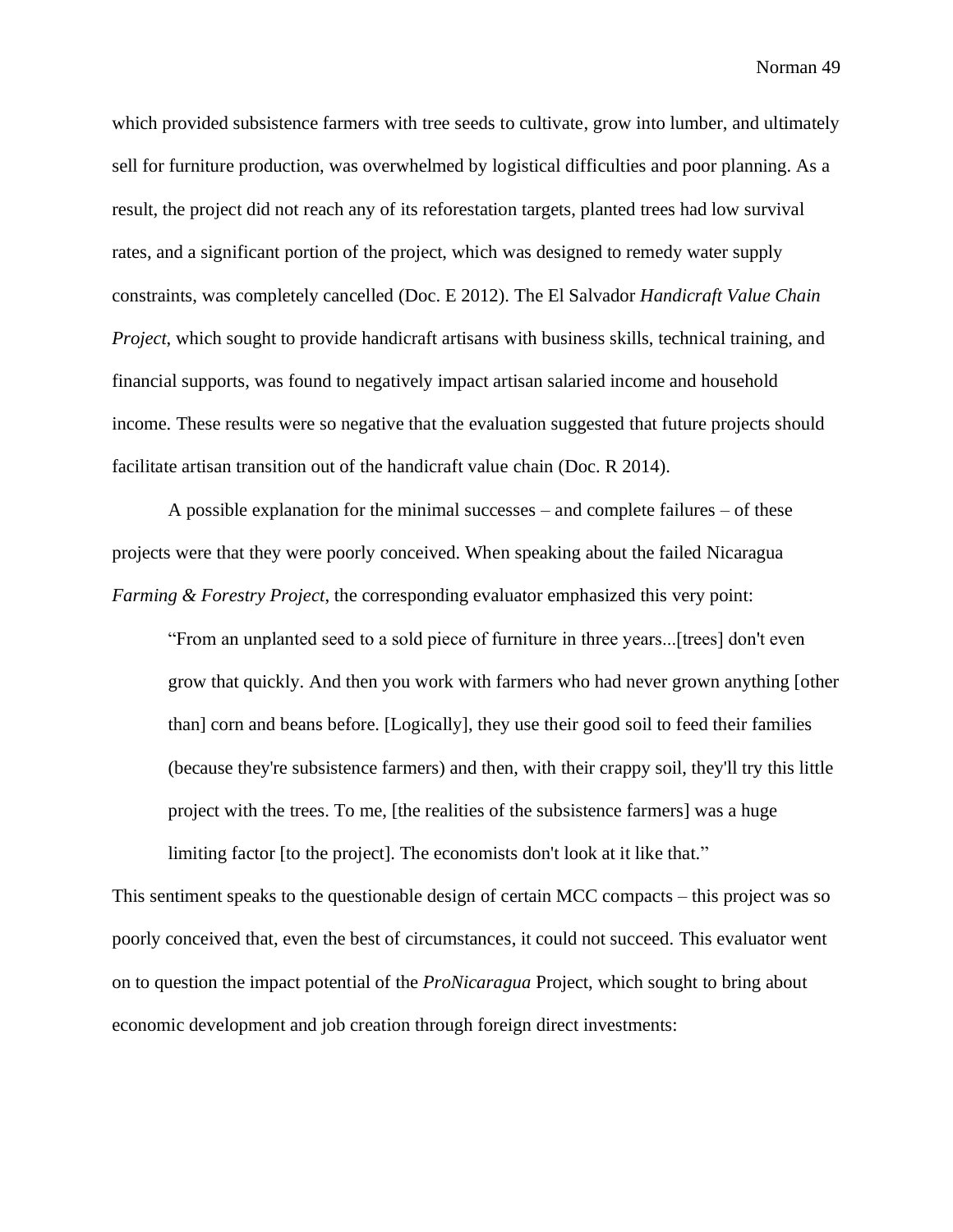which provided subsistence farmers with tree seeds to cultivate, grow into lumber, and ultimately sell for furniture production, was overwhelmed by logistical difficulties and poor planning. As a result, the project did not reach any of its reforestation targets, planted trees had low survival rates, and a significant portion of the project, which was designed to remedy water supply constraints, was completely cancelled (Doc. E 2012). The El Salvador *Handicraft Value Chain Project*, which sought to provide handicraft artisans with business skills, technical training, and financial supports, was found to negatively impact artisan salaried income and household income. These results were so negative that the evaluation suggested that future projects should facilitate artisan transition out of the handicraft value chain (Doc. R 2014).

A possible explanation for the minimal successes – and complete failures – of these projects were that they were poorly conceived. When speaking about the failed Nicaragua *Farming & Forestry Project*, the corresponding evaluator emphasized this very point:

> "From an unplanted seed to a sold piece of furniture in three years...[trees] don't even grow that quickly. And then you work with farmers who had never grown anything [other than] corn and beans before. [Logically], they use their good soil to feed their families (because they're subsistence farmers) and then, with their crappy soil, they'll try this little project with the trees. To me, [the realities of the subsistence farmers] was a huge limiting factor [to the project]. The economists don't look at it like that."

This sentiment speaks to the questionable design of certain MCC compacts – this project was so poorly conceived that, even the best of circumstances, it could not succeed. This evaluator went on to question the impact potential of the *ProNicaragua* Project, which sought to bring about economic development and job creation through foreign direct investments: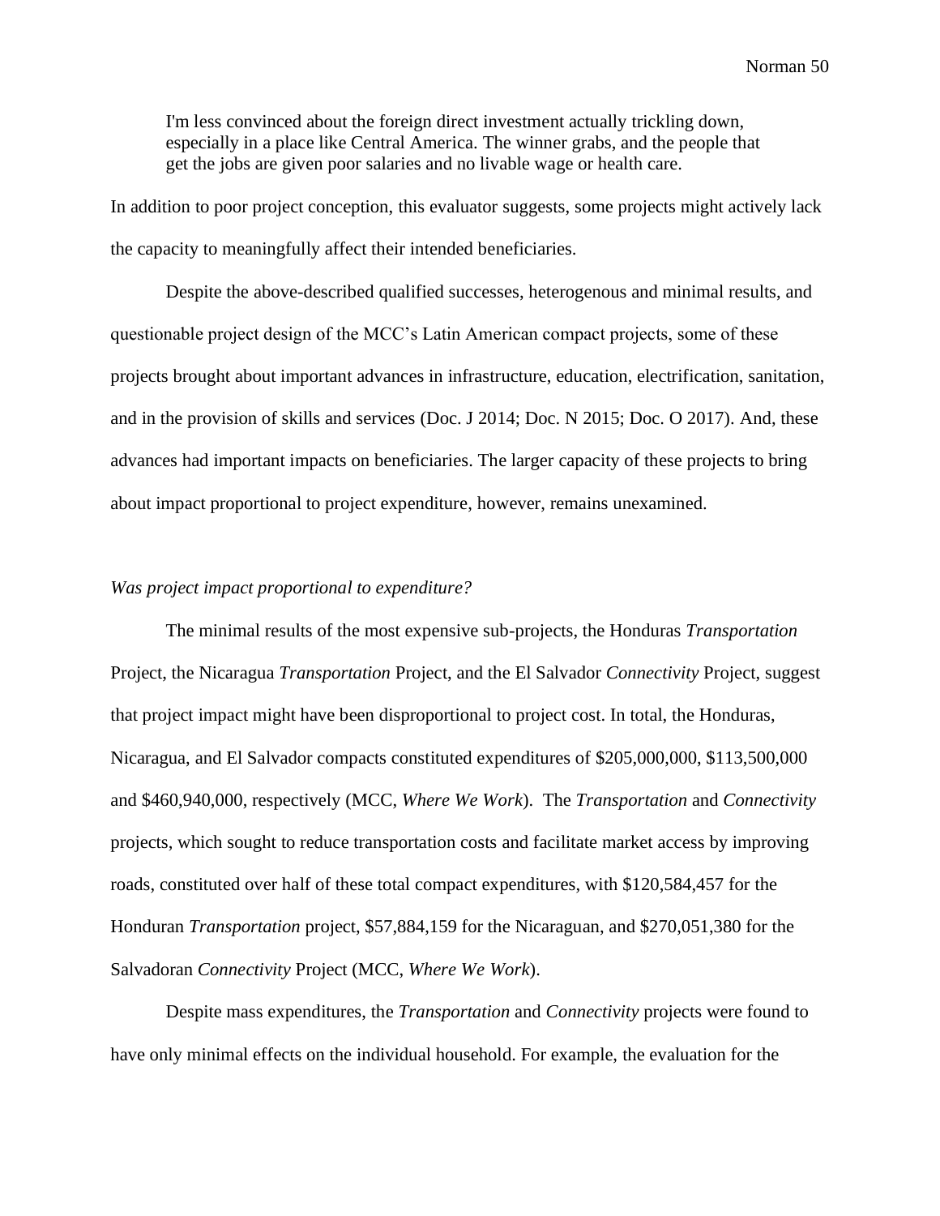> I'm less convinced about the foreign direct investment actually trickling down, especially in a place like Central America. The winner grabs, and the people that get the jobs are given poor salaries and no livable wage or health care.

In addition to poor project conception, this evaluator suggests, some projects might actively lack the capacity to meaningfully affect their intended beneficiaries.

Despite the above-described qualified successes, heterogenous and minimal results, and questionable project design of the MCC's Latin American compact projects, some of these projects brought about important advances in infrastructure, education, electrification, sanitation, and in the provision of skills and services (Doc. J 2014; Doc. N 2015; Doc. O 2017). And, these advances had important impacts on beneficiaries. The larger capacity of these projects to bring about impact proportional to project expenditure, however, remains unexamined.

*Was project impact proportional to expenditure?*

The minimal results of the most expensive sub-projects, the Honduras *Transportation* Project, the Nicaragua *Transportation* Project, and the El Salvador *Connectivity* Project, suggest that project impact might have been disproportional to project cost. In total, the Honduras, Nicaragua, and El Salvador compacts constituted expenditures of $205,000,000, $113,500,000 and $460,940,000, respectively (MCC, *Where We Work*). The *Transportation* and *Connectivity* projects, which sought to reduce transportation costs and facilitate market access by improving roads, constituted over half of these total compact expenditures, with $120,584,457 for the Honduran *Transportation* project, $57,884,159 for the Nicaraguan, and $270,051,380 for the Salvadoran *Connectivity* Project (MCC, *Where We Work*).

Despite mass expenditures, the *Transportation* and *Connectivity* projects were found to have only minimal effects on the individual household. For example, the evaluation for the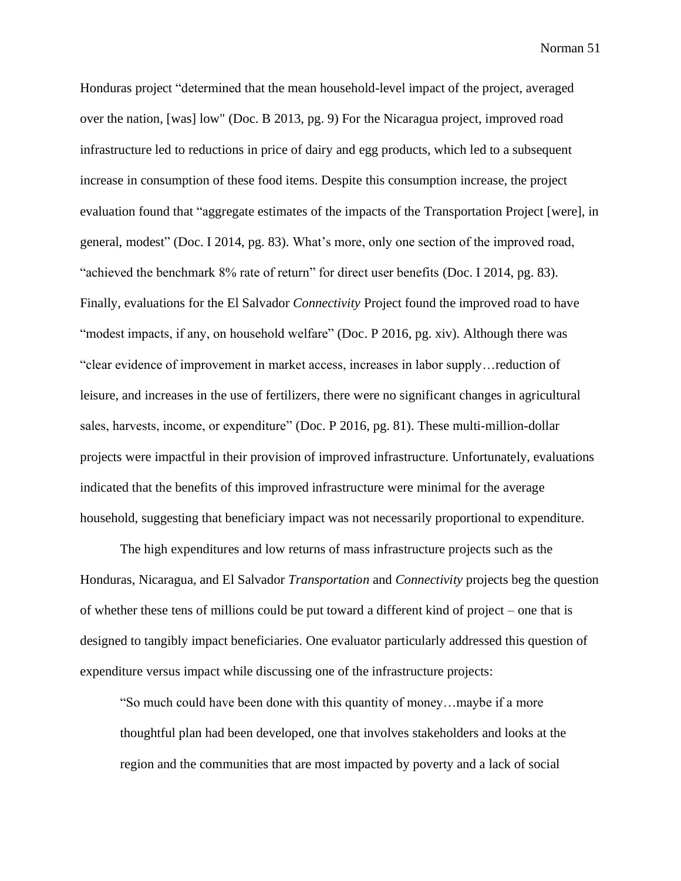Honduras project "determined that the mean household-level impact of the project, averaged over the nation, [was] low" (Doc. B 2013, pg. 9) For the Nicaragua project, improved road infrastructure led to reductions in price of dairy and egg products, which led to a subsequent increase in consumption of these food items. Despite this consumption increase, the project evaluation found that "aggregate estimates of the impacts of the Transportation Project [were], in general, modest" (Doc. I 2014, pg. 83). What's more, only one section of the improved road, "achieved the benchmark 8% rate of return" for direct user benefits (Doc. I 2014, pg. 83). Finally, evaluations for the El Salvador *Connectivity* Project found the improved road to have "modest impacts, if any, on household welfare" (Doc. P 2016, pg. xiv). Although there was "clear evidence of improvement in market access, increases in labor supply…reduction of leisure, and increases in the use of fertilizers, there were no significant changes in agricultural sales, harvests, income, or expenditure" (Doc. P 2016, pg. 81). These multi-million-dollar projects were impactful in their provision of improved infrastructure. Unfortunately, evaluations indicated that the benefits of this improved infrastructure were minimal for the average household, suggesting that beneficiary impact was not necessarily proportional to expenditure.

The high expenditures and low returns of mass infrastructure projects such as the Honduras, Nicaragua, and El Salvador *Transportation* and *Connectivity* projects beg the question of whether these tens of millions could be put toward a different kind of project – one that is designed to tangibly impact beneficiaries. One evaluator particularly addressed this question of expenditure versus impact while discussing one of the infrastructure projects:

> "So much could have been done with this quantity of money…maybe if a more thoughtful plan had been developed, one that involves stakeholders and looks at the region and the communities that are most impacted by poverty and a lack of social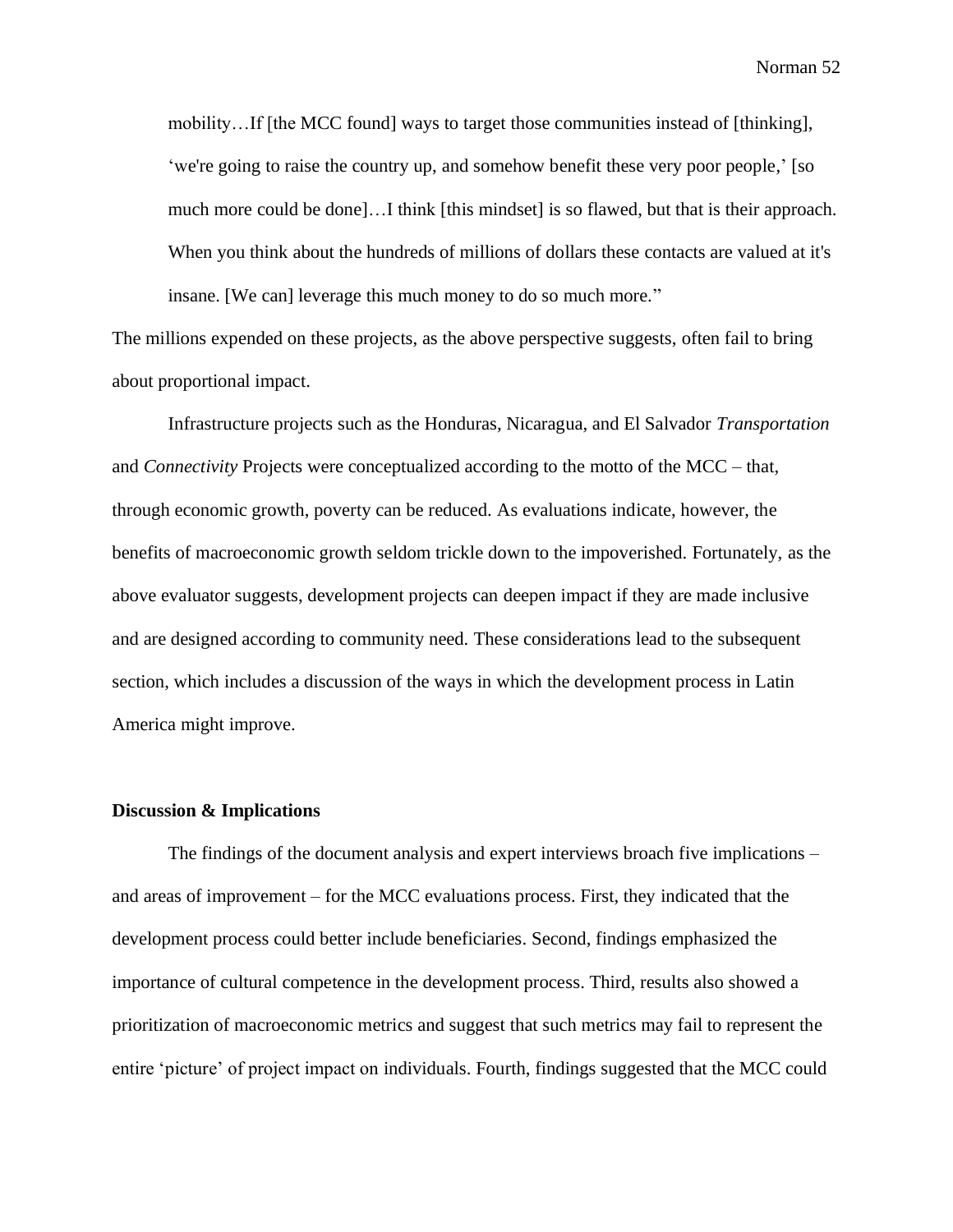> mobility…If [the MCC found] ways to target those communities instead of [thinking], 'we're going to raise the country up, and somehow benefit these very poor people,' [so much more could be done]…I think [this mindset] is so flawed, but that is their approach. When you think about the hundreds of millions of dollars these contacts are valued at it's insane. [We can] leverage this much money to do so much more."

The millions expended on these projects, as the above perspective suggests, often fail to bring about proportional impact.

Infrastructure projects such as the Honduras, Nicaragua, and El Salvador *Transportation* and *Connectivity* Projects were conceptualized according to the motto of the MCC – that, through economic growth, poverty can be reduced. As evaluations indicate, however, the benefits of macroeconomic growth seldom trickle down to the impoverished. Fortunately, as the above evaluator suggests, development projects can deepen impact if they are made inclusive and are designed according to community need. These considerations lead to the subsequent section, which includes a discussion of the ways in which the development process in Latin America might improve.

**Discussion & Implications**

The findings of the document analysis and expert interviews broach five implications – and areas of improvement – for the MCC evaluations process. First, they indicated that the development process could better include beneficiaries. Second, findings emphasized the importance of cultural competence in the development process. Third, results also showed a prioritization of macroeconomic metrics and suggest that such metrics may fail to represent the entire 'picture' of project impact on individuals. Fourth, findings suggested that the MCC could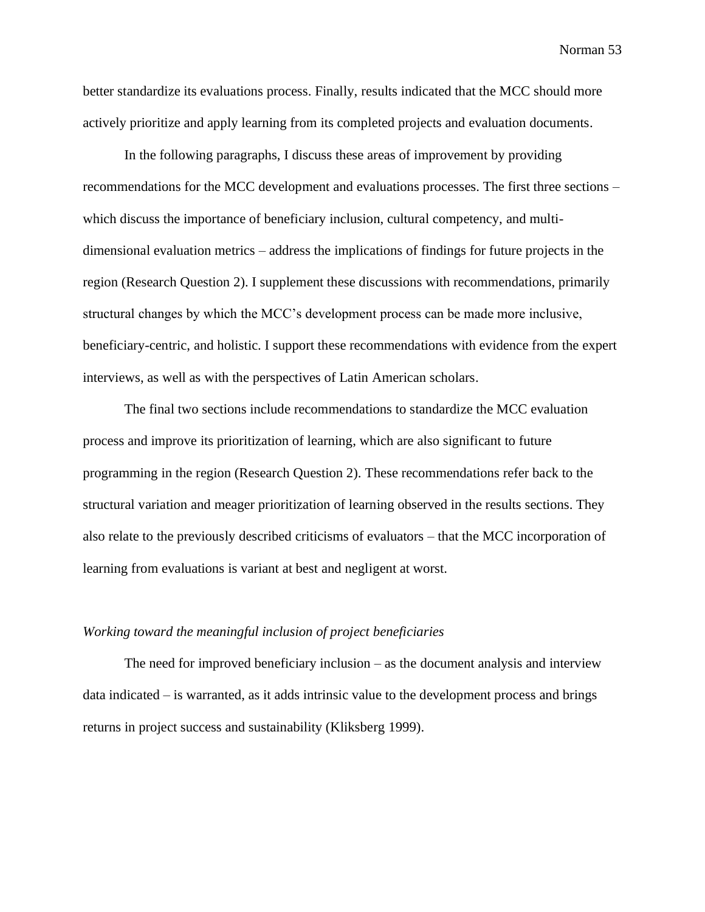better standardize its evaluations process. Finally, results indicated that the MCC should more actively prioritize and apply learning from its completed projects and evaluation documents.

In the following paragraphs, I discuss these areas of improvement by providing recommendations for the MCC development and evaluations processes. The first three sections – which discuss the importance of beneficiary inclusion, cultural competency, and multi-dimensional evaluation metrics – address the implications of findings for future projects in the region (Research Question 2). I supplement these discussions with recommendations, primarily structural changes by which the MCC's development process can be made more inclusive, beneficiary-centric, and holistic. I support these recommendations with evidence from the expert interviews, as well as with the perspectives of Latin American scholars.

The final two sections include recommendations to standardize the MCC evaluation process and improve its prioritization of learning, which are also significant to future programming in the region (Research Question 2). These recommendations refer back to the structural variation and meager prioritization of learning observed in the results sections. They also relate to the previously described criticisms of evaluators – that the MCC incorporation of learning from evaluations is variant at best and negligent at worst.

*Working toward the meaningful inclusion of project beneficiaries*

The need for improved beneficiary inclusion – as the document analysis and interview data indicated – is warranted, as it adds intrinsic value to the development process and brings returns in project success and sustainability (Kliksberg 1999).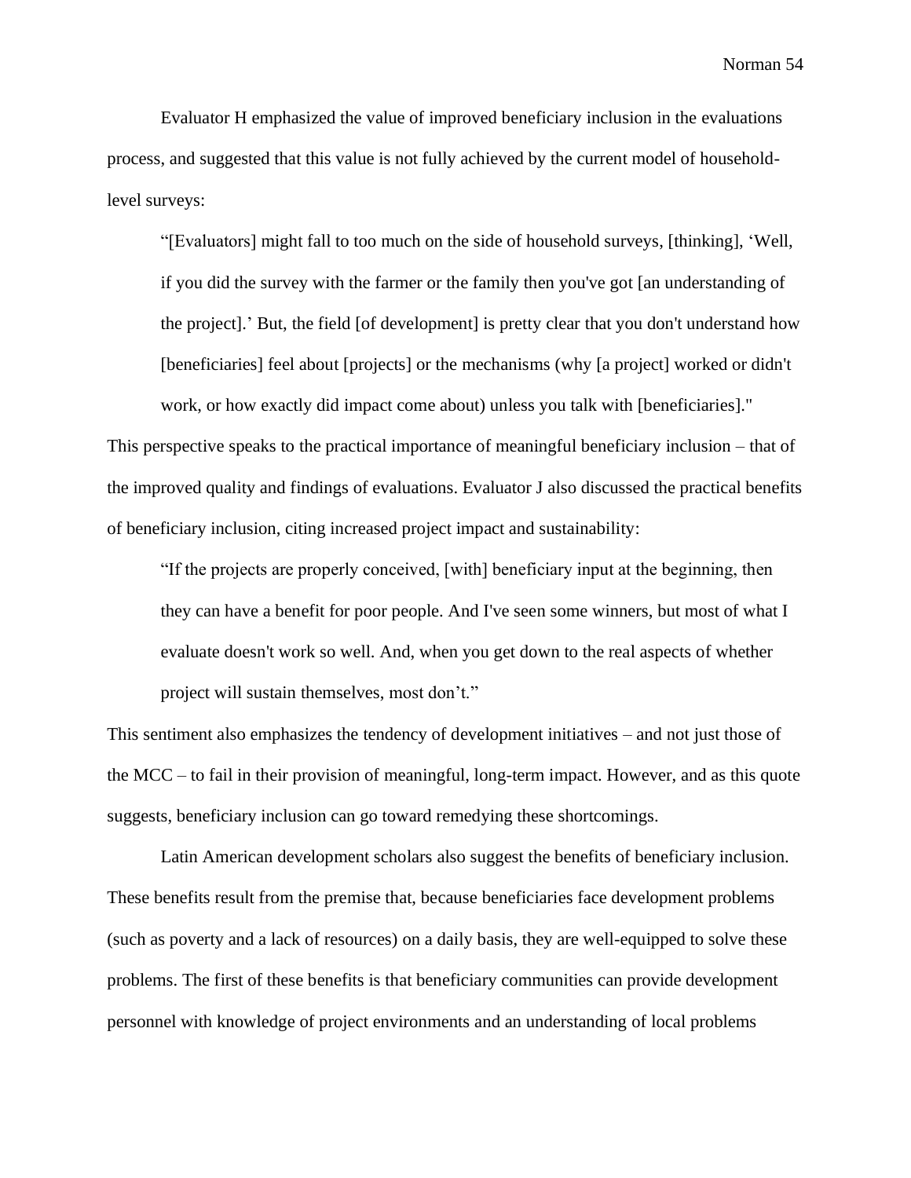Evaluator H emphasized the value of improved beneficiary inclusion in the evaluations process, and suggested that this value is not fully achieved by the current model of household-level surveys:

> "[Evaluators] might fall to too much on the side of household surveys, [thinking], 'Well, if you did the survey with the farmer or the family then you've got [an understanding of the project].' But, the field [of development] is pretty clear that you don't understand how [beneficiaries] feel about [projects] or the mechanisms (why [a project] worked or didn't work, or how exactly did impact come about) unless you talk with [beneficiaries]."

This perspective speaks to the practical importance of meaningful beneficiary inclusion – that of the improved quality and findings of evaluations. Evaluator J also discussed the practical benefits of beneficiary inclusion, citing increased project impact and sustainability:

> "If the projects are properly conceived, [with] beneficiary input at the beginning, then they can have a benefit for poor people. And I've seen some winners, but most of what I evaluate doesn't work so well. And, when you get down to the real aspects of whether project will sustain themselves, most don't."

This sentiment also emphasizes the tendency of development initiatives – and not just those of the MCC – to fail in their provision of meaningful, long-term impact. However, and as this quote suggests, beneficiary inclusion can go toward remedying these shortcomings.

Latin American development scholars also suggest the benefits of beneficiary inclusion. These benefits result from the premise that, because beneficiaries face development problems (such as poverty and a lack of resources) on a daily basis, they are well-equipped to solve these problems. The first of these benefits is that beneficiary communities can provide development personnel with knowledge of project environments and an understanding of local problems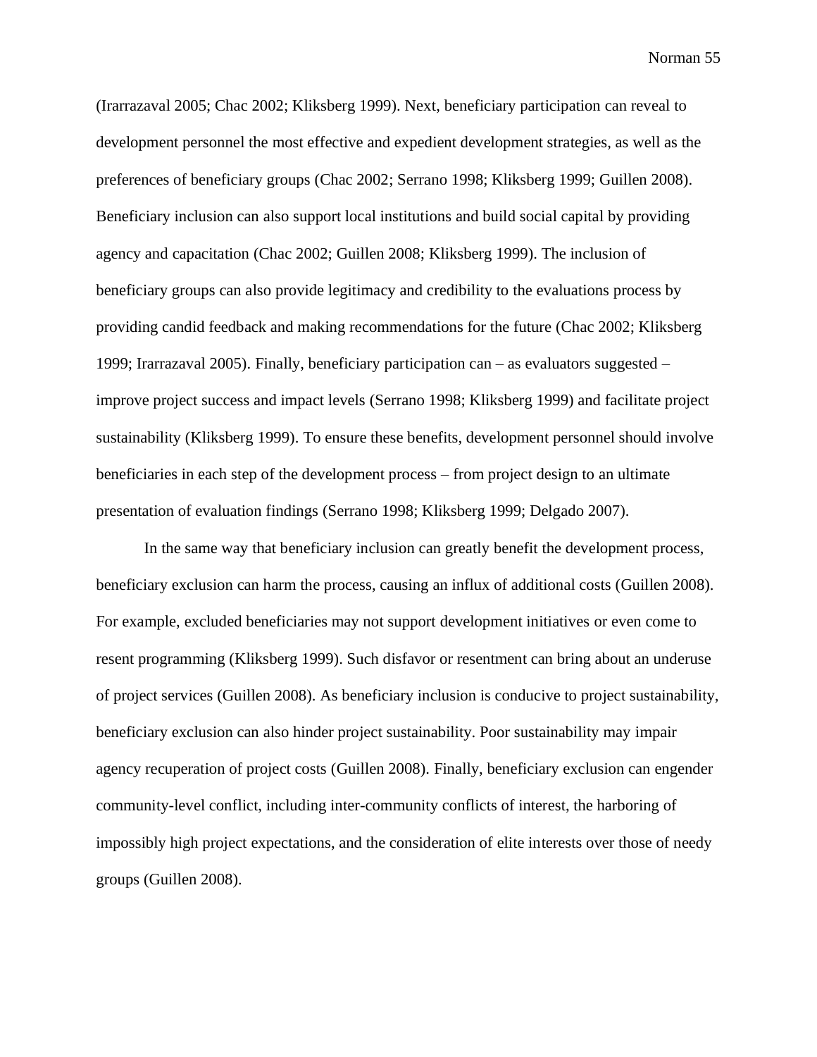(Irarrazaval 2005; Chac 2002; Kliksberg 1999). Next, beneficiary participation can reveal to development personnel the most effective and expedient development strategies, as well as the preferences of beneficiary groups (Chac 2002; Serrano 1998; Kliksberg 1999; Guillen 2008). Beneficiary inclusion can also support local institutions and build social capital by providing agency and capacitation (Chac 2002; Guillen 2008; Kliksberg 1999). The inclusion of beneficiary groups can also provide legitimacy and credibility to the evaluations process by providing candid feedback and making recommendations for the future (Chac 2002; Kliksberg 1999; Irarrazaval 2005). Finally, beneficiary participation can – as evaluators suggested – improve project success and impact levels (Serrano 1998; Kliksberg 1999) and facilitate project sustainability (Kliksberg 1999). To ensure these benefits, development personnel should involve beneficiaries in each step of the development process – from project design to an ultimate presentation of evaluation findings (Serrano 1998; Kliksberg 1999; Delgado 2007).

In the same way that beneficiary inclusion can greatly benefit the development process, beneficiary exclusion can harm the process, causing an influx of additional costs (Guillen 2008). For example, excluded beneficiaries may not support development initiatives or even come to resent programming (Kliksberg 1999). Such disfavor or resentment can bring about an underuse of project services (Guillen 2008). As beneficiary inclusion is conducive to project sustainability, beneficiary exclusion can also hinder project sustainability. Poor sustainability may impair agency recuperation of project costs (Guillen 2008). Finally, beneficiary exclusion can engender community-level conflict, including inter-community conflicts of interest, the harboring of impossibly high project expectations, and the consideration of elite interests over those of needy groups (Guillen 2008).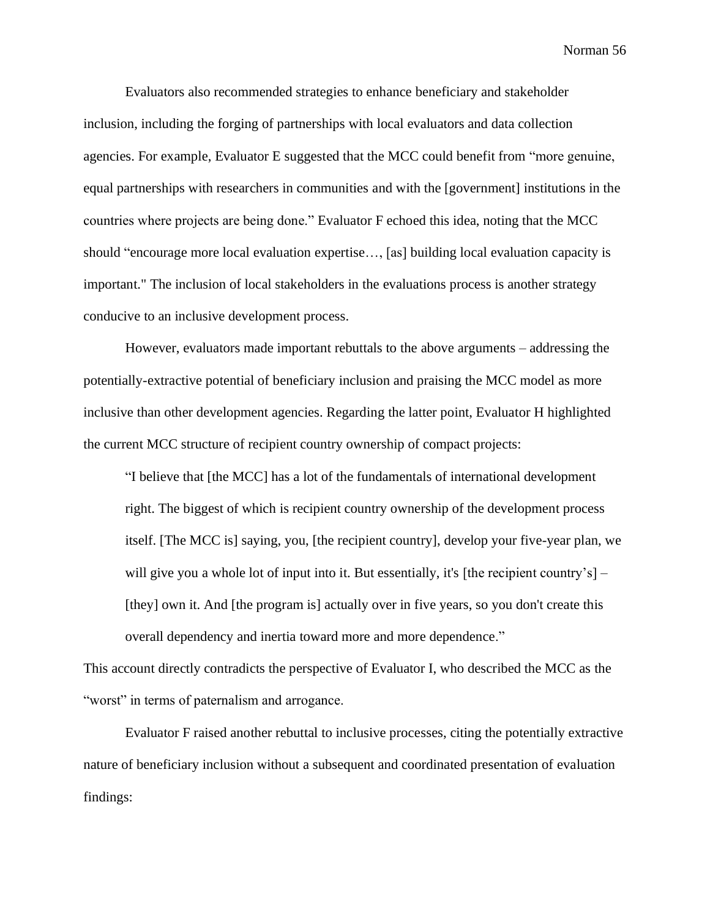Evaluators also recommended strategies to enhance beneficiary and stakeholder inclusion, including the forging of partnerships with local evaluators and data collection agencies. For example, Evaluator E suggested that the MCC could benefit from "more genuine, equal partnerships with researchers in communities and with the [government] institutions in the countries where projects are being done." Evaluator F echoed this idea, noting that the MCC should "encourage more local evaluation expertise…, [as] building local evaluation capacity is important." The inclusion of local stakeholders in the evaluations process is another strategy conducive to an inclusive development process.

However, evaluators made important rebuttals to the above arguments – addressing the potentially-extractive potential of beneficiary inclusion and praising the MCC model as more inclusive than other development agencies. Regarding the latter point, Evaluator H highlighted the current MCC structure of recipient country ownership of compact projects:

> "I believe that [the MCC] has a lot of the fundamentals of international development right. The biggest of which is recipient country ownership of the development process itself. [The MCC is] saying, you, [the recipient country], develop your five-year plan, we will give you a whole lot of input into it. But essentially, it's [the recipient country's] – [they] own it. And [the program is] actually over in five years, so you don't create this overall dependency and inertia toward more and more dependence."

This account directly contradicts the perspective of Evaluator I, who described the MCC as the "worst" in terms of paternalism and arrogance.

Evaluator F raised another rebuttal to inclusive processes, citing the potentially extractive nature of beneficiary inclusion without a subsequent and coordinated presentation of evaluation findings: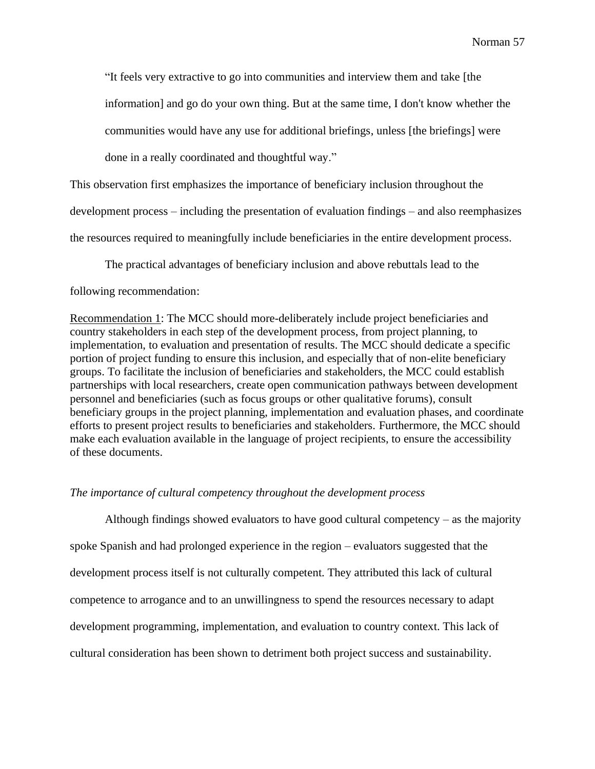> "It feels very extractive to go into communities and interview them and take [the information] and go do your own thing. But at the same time, I don't know whether the communities would have any use for additional briefings, unless [the briefings] were done in a really coordinated and thoughtful way."

This observation first emphasizes the importance of beneficiary inclusion throughout the development process – including the presentation of evaluation findings – and also reemphasizes the resources required to meaningfully include beneficiaries in the entire development process.

The practical advantages of beneficiary inclusion and above rebuttals lead to the following recommendation:

<u>Recommendation 1</u>: The MCC should more-deliberately include project beneficiaries and country stakeholders in each step of the development process, from project planning, to implementation, to evaluation and presentation of results. The MCC should dedicate a specific portion of project funding to ensure this inclusion, and especially that of non-elite beneficiary groups. To facilitate the inclusion of beneficiaries and stakeholders, the MCC could establish partnerships with local researchers, create open communication pathways between development personnel and beneficiaries (such as focus groups or other qualitative forums), consult beneficiary groups in the project planning, implementation and evaluation phases, and coordinate efforts to present project results to beneficiaries and stakeholders. Furthermore, the MCC should make each evaluation available in the language of project recipients, to ensure the accessibility of these documents.

*The importance of cultural competency throughout the development process*

Although findings showed evaluators to have good cultural competency – as the majority spoke Spanish and had prolonged experience in the region – evaluators suggested that the development process itself is not culturally competent. They attributed this lack of cultural competence to arrogance and to an unwillingness to spend the resources necessary to adapt development programming, implementation, and evaluation to country context. This lack of cultural consideration has been shown to detriment both project success and sustainability.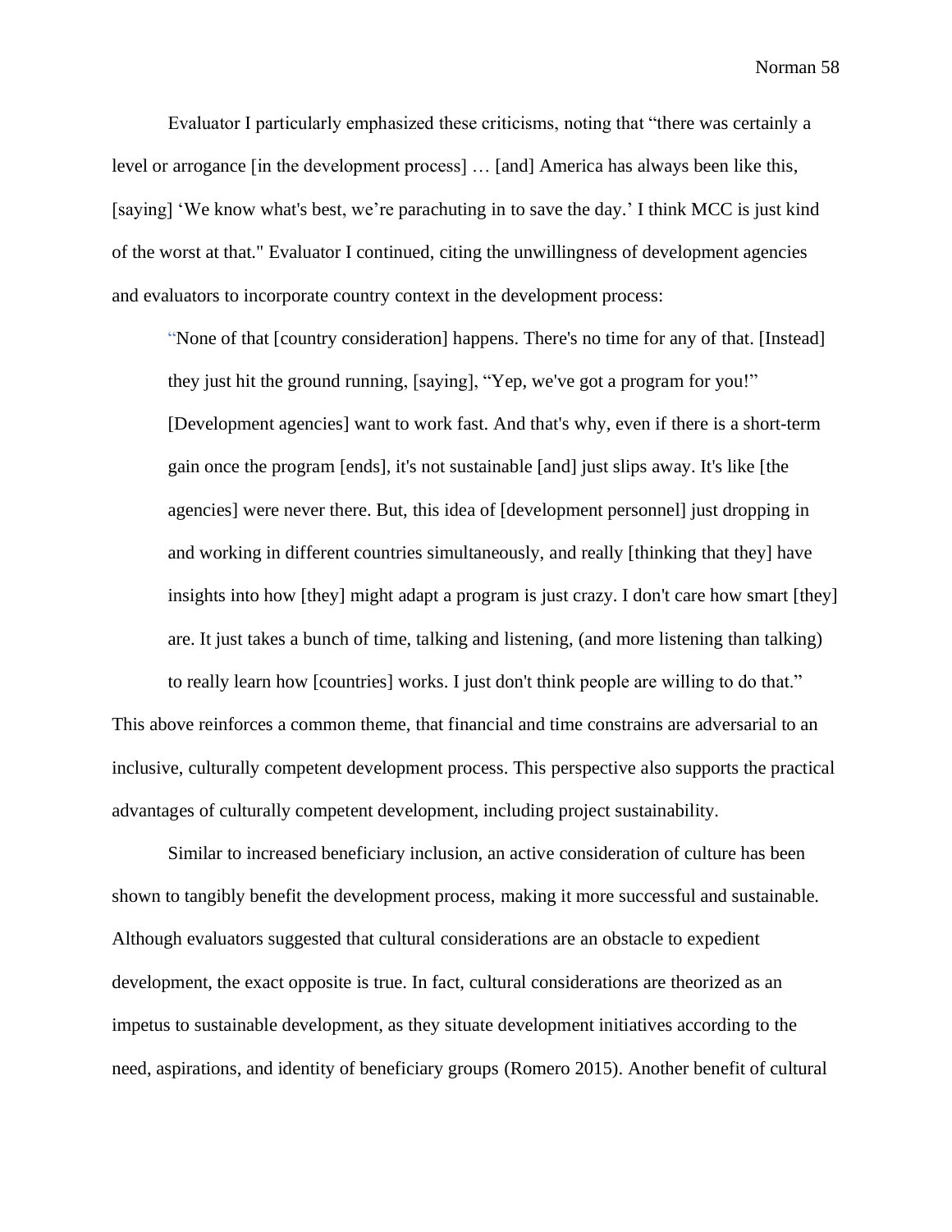Evaluator I particularly emphasized these criticisms, noting that "there was certainly a level or arrogance [in the development process] … [and] America has always been like this, [saying] 'We know what's best, we're parachuting in to save the day.' I think MCC is just kind of the worst at that." Evaluator I continued, citing the unwillingness of development agencies and evaluators to incorporate country context in the development process:

> "None of that [country consideration] happens. There's no time for any of that. [Instead] they just hit the ground running, [saying], "Yep, we've got a program for you!" [Development agencies] want to work fast. And that's why, even if there is a short-term gain once the program [ends], it's not sustainable [and] just slips away. It's like [the agencies] were never there. But, this idea of [development personnel] just dropping in and working in different countries simultaneously, and really [thinking that they] have insights into how [they] might adapt a program is just crazy. I don't care how smart [they] are. It just takes a bunch of time, talking and listening, (and more listening than talking) to really learn how [countries] works. I just don't think people are willing to do that."

This above reinforces a common theme, that financial and time constrains are adversarial to an inclusive, culturally competent development process. This perspective also supports the practical advantages of culturally competent development, including project sustainability.

Similar to increased beneficiary inclusion, an active consideration of culture has been shown to tangibly benefit the development process, making it more successful and sustainable. Although evaluators suggested that cultural considerations are an obstacle to expedient development, the exact opposite is true. In fact, cultural considerations are theorized as an impetus to sustainable development, as they situate development initiatives according to the need, aspirations, and identity of beneficiary groups (Romero 2015). Another benefit of cultural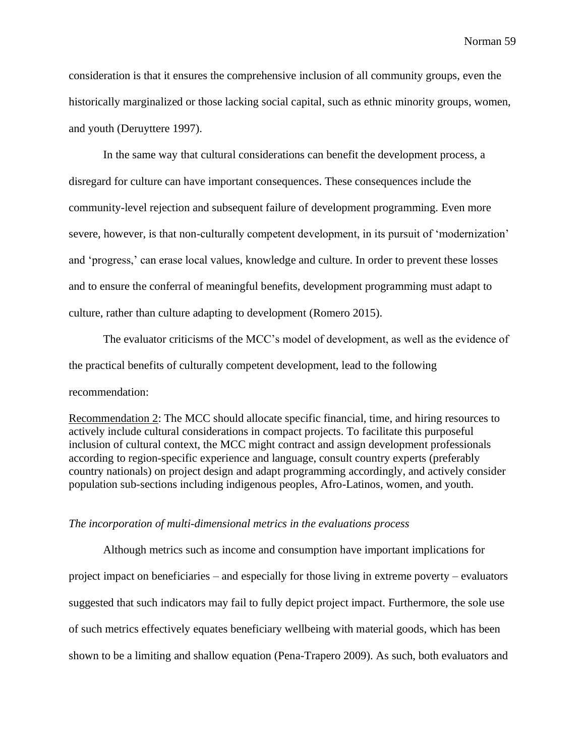consideration is that it ensures the comprehensive inclusion of all community groups, even the historically marginalized or those lacking social capital, such as ethnic minority groups, women, and youth (Deruyttere 1997).

In the same way that cultural considerations can benefit the development process, a disregard for culture can have important consequences. These consequences include the community-level rejection and subsequent failure of development programming. Even more severe, however, is that non-culturally competent development, in its pursuit of 'modernization' and 'progress,' can erase local values, knowledge and culture. In order to prevent these losses and to ensure the conferral of meaningful benefits, development programming must adapt to culture, rather than culture adapting to development (Romero 2015).

The evaluator criticisms of the MCC's model of development, as well as the evidence of the practical benefits of culturally competent development, lead to the following recommendation:

<u>Recommendation 2</u>: The MCC should allocate specific financial, time, and hiring resources to actively include cultural considerations in compact projects. To facilitate this purposeful inclusion of cultural context, the MCC might contract and assign development professionals according to region-specific experience and language, consult country experts (preferably country nationals) on project design and adapt programming accordingly, and actively consider population sub-sections including indigenous peoples, Afro-Latinos, women, and youth.

*The incorporation of multi-dimensional metrics in the evaluations process*

Although metrics such as income and consumption have important implications for project impact on beneficiaries – and especially for those living in extreme poverty – evaluators suggested that such indicators may fail to fully depict project impact. Furthermore, the sole use of such metrics effectively equates beneficiary wellbeing with material goods, which has been shown to be a limiting and shallow equation (Pena-Trapero 2009). As such, both evaluators and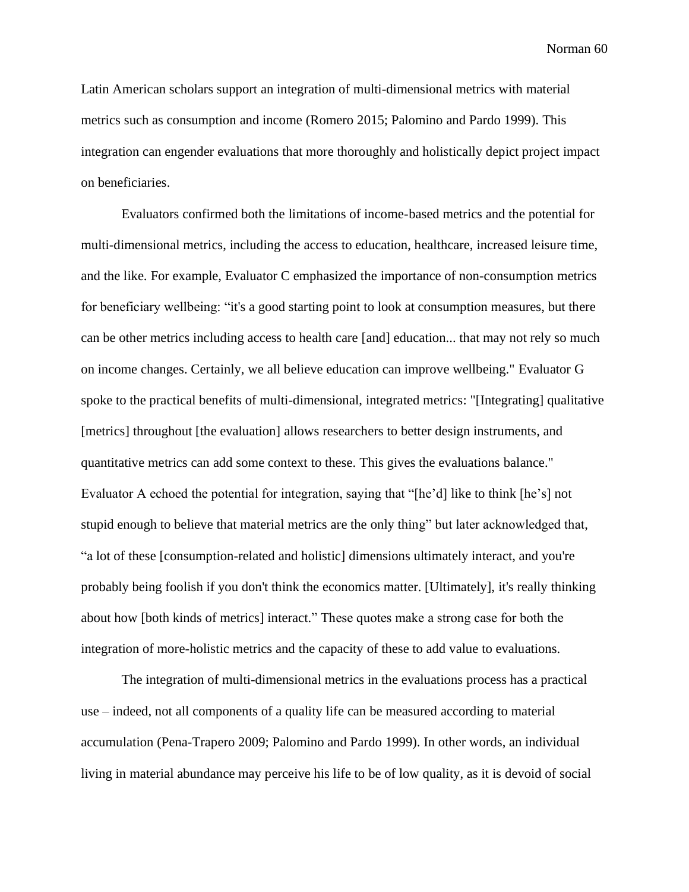Latin American scholars support an integration of multi-dimensional metrics with material metrics such as consumption and income (Romero 2015; Palomino and Pardo 1999). This integration can engender evaluations that more thoroughly and holistically depict project impact on beneficiaries.

Evaluators confirmed both the limitations of income-based metrics and the potential for multi-dimensional metrics, including the access to education, healthcare, increased leisure time, and the like. For example, Evaluator C emphasized the importance of non-consumption metrics for beneficiary wellbeing: "it's a good starting point to look at consumption measures, but there can be other metrics including access to health care [and] education... that may not rely so much on income changes. Certainly, we all believe education can improve wellbeing." Evaluator G spoke to the practical benefits of multi-dimensional, integrated metrics: "[Integrating] qualitative [metrics] throughout [the evaluation] allows researchers to better design instruments, and quantitative metrics can add some context to these. This gives the evaluations balance." Evaluator A echoed the potential for integration, saying that "[he'd] like to think [he's] not stupid enough to believe that material metrics are the only thing" but later acknowledged that, "a lot of these [consumption-related and holistic] dimensions ultimately interact, and you're probably being foolish if you don't think the economics matter. [Ultimately], it's really thinking about how [both kinds of metrics] interact." These quotes make a strong case for both the integration of more-holistic metrics and the capacity of these to add value to evaluations.

The integration of multi-dimensional metrics in the evaluations process has a practical use – indeed, not all components of a quality life can be measured according to material accumulation (Pena-Trapero 2009; Palomino and Pardo 1999). In other words, an individual living in material abundance may perceive his life to be of low quality, as it is devoid of social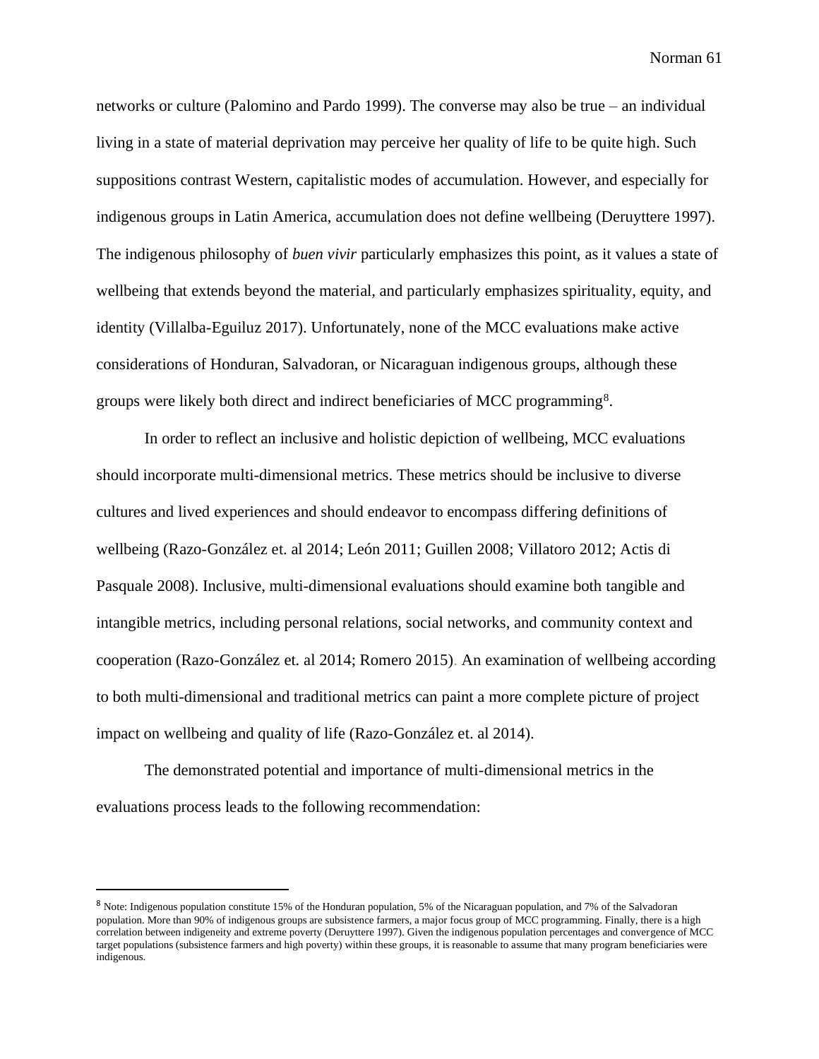networks or culture (Palomino and Pardo 1999). The converse may also be true – an individual living in a state of material deprivation may perceive her quality of life to be quite high. Such suppositions contrast Western, capitalistic modes of accumulation. However, and especially for indigenous groups in Latin America, accumulation does not define wellbeing (Deruyttere 1997). The indigenous philosophy of *buen vivir* particularly emphasizes this point, as it values a state of wellbeing that extends beyond the material, and particularly emphasizes spirituality, equity, and identity (Villalba-Eguiluz 2017). Unfortunately, none of the MCC evaluations make active considerations of Honduran, Salvadoran, or Nicaraguan indigenous groups, although these groups were likely both direct and indirect beneficiaries of MCC programming[8].

In order to reflect an inclusive and holistic depiction of wellbeing, MCC evaluations should incorporate multi-dimensional metrics. These metrics should be inclusive to diverse cultures and lived experiences and should endeavor to encompass differing definitions of wellbeing (Razo-González et. al 2014; León 2011; Guillen 2008; Villatoro 2012; Actis di Pasquale 2008). Inclusive, multi-dimensional evaluations should examine both tangible and intangible metrics, including personal relations, social networks, and community context and cooperation (Razo-González et. al 2014; Romero 2015). An examination of wellbeing according to both multi-dimensional and traditional metrics can paint a more complete picture of project impact on wellbeing and quality of life (Razo-González et. al 2014).

The demonstrated potential and importance of multi-dimensional metrics in the evaluations process leads to the following recommendation:

---

[8] Note: Indigenous population constitute 15% of the Honduran population, 5% of the Nicaraguan population, and 7% of the Salvadoran population. More than 90% of indigenous groups are subsistence farmers, a major focus group of MCC programming. Finally, there is a high correlation between indigeneity and extreme poverty (Deruyttere 1997). Given the indigenous population percentages and convergence of MCC target populations (subsistence farmers and high poverty) within these groups, it is reasonable to assume that many program beneficiaries were indigenous.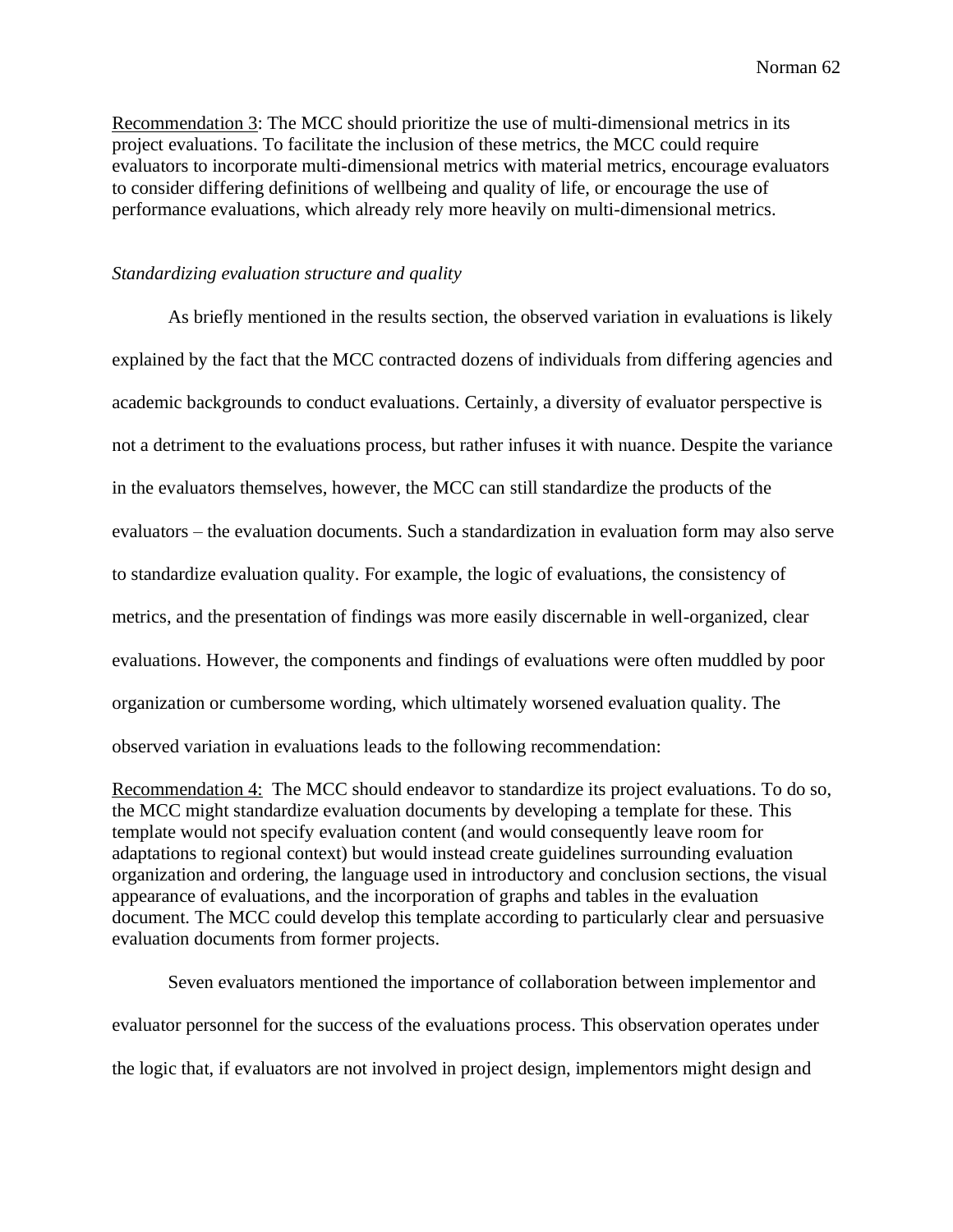<u>Recommendation 3</u>: The MCC should prioritize the use of multi-dimensional metrics in its project evaluations. To facilitate the inclusion of these metrics, the MCC could require evaluators to incorporate multi-dimensional metrics with material metrics, encourage evaluators to consider differing definitions of wellbeing and quality of life, or encourage the use of performance evaluations, which already rely more heavily on multi-dimensional metrics.

*Standardizing evaluation structure and quality*

As briefly mentioned in the results section, the observed variation in evaluations is likely explained by the fact that the MCC contracted dozens of individuals from differing agencies and academic backgrounds to conduct evaluations. Certainly, a diversity of evaluator perspective is not a detriment to the evaluations process, but rather infuses it with nuance. Despite the variance in the evaluators themselves, however, the MCC can still standardize the products of the evaluators – the evaluation documents. Such a standardization in evaluation form may also serve to standardize evaluation quality. For example, the logic of evaluations, the consistency of metrics, and the presentation of findings was more easily discernable in well-organized, clear evaluations. However, the components and findings of evaluations were often muddled by poor organization or cumbersome wording, which ultimately worsened evaluation quality. The observed variation in evaluations leads to the following recommendation:

<u>Recommendation 4:</u> The MCC should endeavor to standardize its project evaluations. To do so, the MCC might standardize evaluation documents by developing a template for these. This template would not specify evaluation content (and would consequently leave room for adaptations to regional context) but would instead create guidelines surrounding evaluation organization and ordering, the language used in introductory and conclusion sections, the visual appearance of evaluations, and the incorporation of graphs and tables in the evaluation document. The MCC could develop this template according to particularly clear and persuasive evaluation documents from former projects.

Seven evaluators mentioned the importance of collaboration between implementor and evaluator personnel for the success of the evaluations process. This observation operates under the logic that, if evaluators are not involved in project design, implementors might design and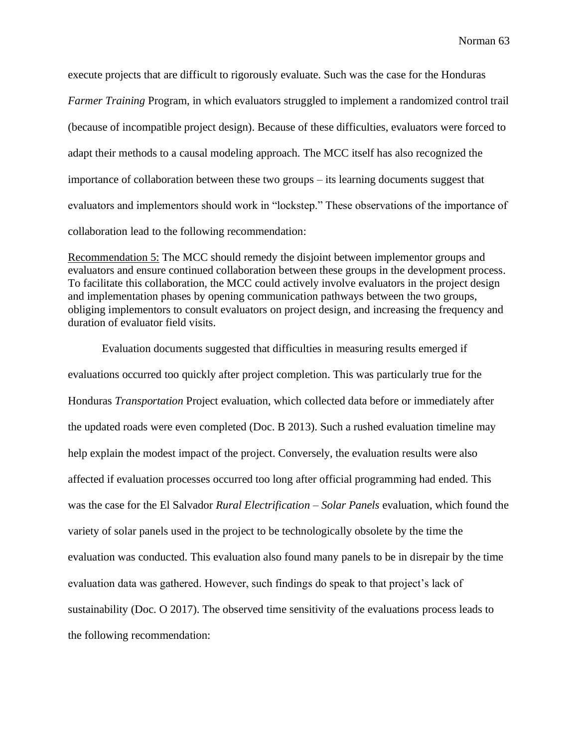execute projects that are difficult to rigorously evaluate. Such was the case for the Honduras *Farmer Training* Program, in which evaluators struggled to implement a randomized control trail (because of incompatible project design). Because of these difficulties, evaluators were forced to adapt their methods to a causal modeling approach. The MCC itself has also recognized the importance of collaboration between these two groups – its learning documents suggest that evaluators and implementors should work in "lockstep." These observations of the importance of collaboration lead to the following recommendation:

<u>Recommendation 5:</u> The MCC should remedy the disjoint between implementor groups and evaluators and ensure continued collaboration between these groups in the development process. To facilitate this collaboration, the MCC could actively involve evaluators in the project design and implementation phases by opening communication pathways between the two groups, obliging implementors to consult evaluators on project design, and increasing the frequency and duration of evaluator field visits.

Evaluation documents suggested that difficulties in measuring results emerged if evaluations occurred too quickly after project completion. This was particularly true for the Honduras *Transportation* Project evaluation, which collected data before or immediately after the updated roads were even completed (Doc. B 2013). Such a rushed evaluation timeline may help explain the modest impact of the project. Conversely, the evaluation results were also affected if evaluation processes occurred too long after official programming had ended. This was the case for the El Salvador *Rural Electrification – Solar Panels* evaluation, which found the variety of solar panels used in the project to be technologically obsolete by the time the evaluation was conducted. This evaluation also found many panels to be in disrepair by the time evaluation data was gathered. However, such findings do speak to that project's lack of sustainability (Doc. O 2017). The observed time sensitivity of the evaluations process leads to the following recommendation: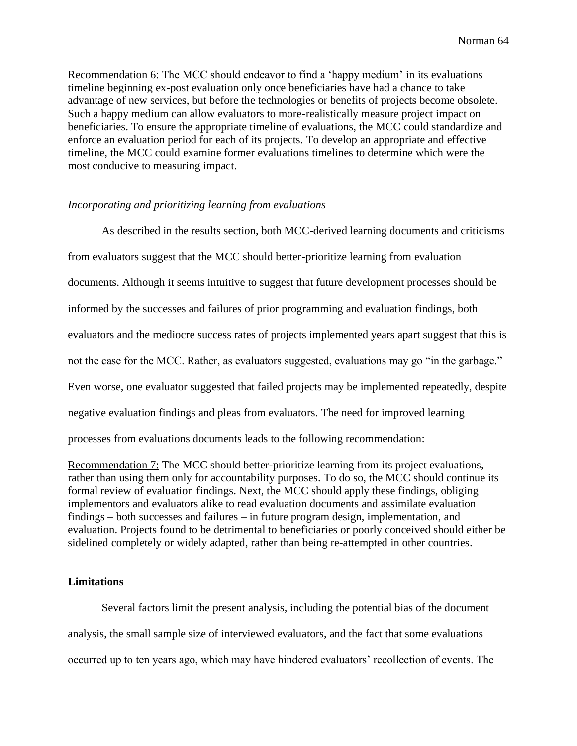Recommendation 6: The MCC should endeavor to find a 'happy medium' in its evaluations timeline beginning ex-post evaluation only once beneficiaries have had a chance to take advantage of new services, but before the technologies or benefits of projects become obsolete. Such a happy medium can allow evaluators to more-realistically measure project impact on beneficiaries. To ensure the appropriate timeline of evaluations, the MCC could standardize and enforce an evaluation period for each of its projects. To develop an appropriate and effective timeline, the MCC could examine former evaluations timelines to determine which were the most conducive to measuring impact.

*Incorporating and prioritizing learning from evaluations*

As described in the results section, both MCC-derived learning documents and criticisms from evaluators suggest that the MCC should better-prioritize learning from evaluation documents. Although it seems intuitive to suggest that future development processes should be informed by the successes and failures of prior programming and evaluation findings, both evaluators and the mediocre success rates of projects implemented years apart suggest that this is not the case for the MCC. Rather, as evaluators suggested, evaluations may go "in the garbage." Even worse, one evaluator suggested that failed projects may be implemented repeatedly, despite negative evaluation findings and pleas from evaluators. The need for improved learning processes from evaluations documents leads to the following recommendation:

Recommendation 7: The MCC should better-prioritize learning from its project evaluations, rather than using them only for accountability purposes. To do so, the MCC should continue its formal review of evaluation findings. Next, the MCC should apply these findings, obliging implementors and evaluators alike to read evaluation documents and assimilate evaluation findings – both successes and failures – in future program design, implementation, and evaluation. Projects found to be detrimental to beneficiaries or poorly conceived should either be sidelined completely or widely adapted, rather than being re-attempted in other countries.

## Limitations

Several factors limit the present analysis, including the potential bias of the document analysis, the small sample size of interviewed evaluators, and the fact that some evaluations occurred up to ten years ago, which may have hindered evaluators' recollection of events. The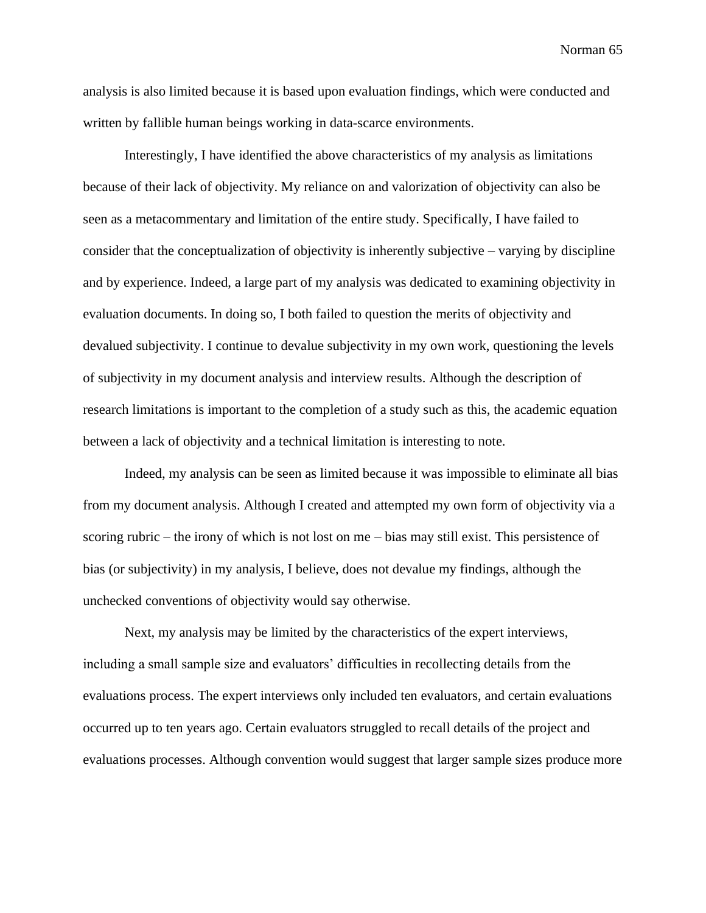analysis is also limited because it is based upon evaluation findings, which were conducted and written by fallible human beings working in data-scarce environments.

Interestingly, I have identified the above characteristics of my analysis as limitations because of their lack of objectivity. My reliance on and valorization of objectivity can also be seen as a metacommentary and limitation of the entire study. Specifically, I have failed to consider that the conceptualization of objectivity is inherently subjective – varying by discipline and by experience. Indeed, a large part of my analysis was dedicated to examining objectivity in evaluation documents. In doing so, I both failed to question the merits of objectivity and devalued subjectivity. I continue to devalue subjectivity in my own work, questioning the levels of subjectivity in my document analysis and interview results. Although the description of research limitations is important to the completion of a study such as this, the academic equation between a lack of objectivity and a technical limitation is interesting to note.

Indeed, my analysis can be seen as limited because it was impossible to eliminate all bias from my document analysis. Although I created and attempted my own form of objectivity via a scoring rubric – the irony of which is not lost on me – bias may still exist. This persistence of bias (or subjectivity) in my analysis, I believe, does not devalue my findings, although the unchecked conventions of objectivity would say otherwise.

Next, my analysis may be limited by the characteristics of the expert interviews, including a small sample size and evaluators' difficulties in recollecting details from the evaluations process. The expert interviews only included ten evaluators, and certain evaluations occurred up to ten years ago. Certain evaluators struggled to recall details of the project and evaluations processes. Although convention would suggest that larger sample sizes produce more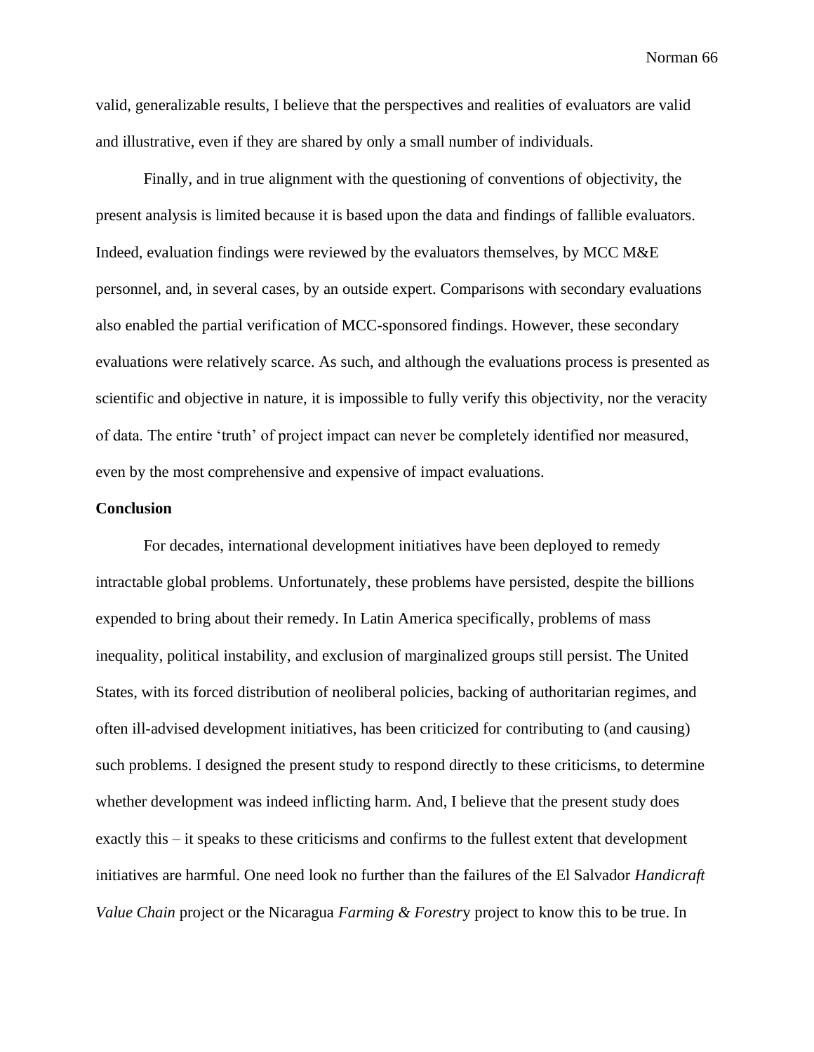valid, generalizable results, I believe that the perspectives and realities of evaluators are valid and illustrative, even if they are shared by only a small number of individuals.

Finally, and in true alignment with the questioning of conventions of objectivity, the present analysis is limited because it is based upon the data and findings of fallible evaluators. Indeed, evaluation findings were reviewed by the evaluators themselves, by MCC M&E personnel, and, in several cases, by an outside expert. Comparisons with secondary evaluations also enabled the partial verification of MCC-sponsored findings. However, these secondary evaluations were relatively scarce. As such, and although the evaluations process is presented as scientific and objective in nature, it is impossible to fully verify this objectivity, nor the veracity of data. The entire 'truth' of project impact can never be completely identified nor measured, even by the most comprehensive and expensive of impact evaluations.

**Conclusion**

For decades, international development initiatives have been deployed to remedy intractable global problems. Unfortunately, these problems have persisted, despite the billions expended to bring about their remedy. In Latin America specifically, problems of mass inequality, political instability, and exclusion of marginalized groups still persist. The United States, with its forced distribution of neoliberal policies, backing of authoritarian regimes, and often ill-advised development initiatives, has been criticized for contributing to (and causing) such problems. I designed the present study to respond directly to these criticisms, to determine whether development was indeed inflicting harm. And, I believe that the present study does exactly this – it speaks to these criticisms and confirms to the fullest extent that development initiatives are harmful. One need look no further than the failures of the El Salvador *Handicraft Value Chain* project or the Nicaragua *Farming & Forestry* project to know this to be true. In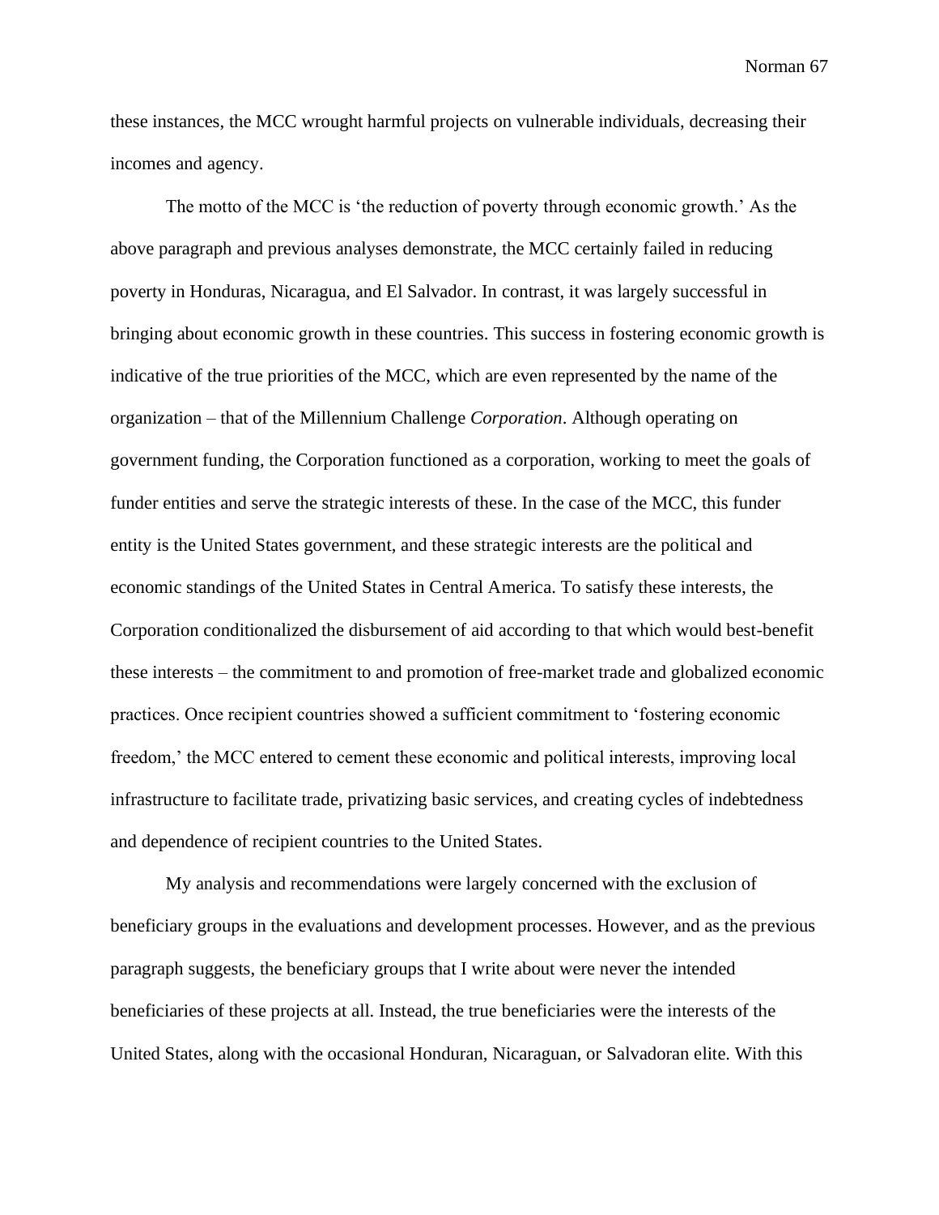these instances, the MCC wrought harmful projects on vulnerable individuals, decreasing their incomes and agency.

The motto of the MCC is 'the reduction of poverty through economic growth.' As the above paragraph and previous analyses demonstrate, the MCC certainly failed in reducing poverty in Honduras, Nicaragua, and El Salvador. In contrast, it was largely successful in bringing about economic growth in these countries. This success in fostering economic growth is indicative of the true priorities of the MCC, which are even represented by the name of the organization – that of the Millennium Challenge *Corporation*. Although operating on government funding, the Corporation functioned as a corporation, working to meet the goals of funder entities and serve the strategic interests of these. In the case of the MCC, this funder entity is the United States government, and these strategic interests are the political and economic standings of the United States in Central America. To satisfy these interests, the Corporation conditionalized the disbursement of aid according to that which would best-benefit these interests – the commitment to and promotion of free-market trade and globalized economic practices. Once recipient countries showed a sufficient commitment to 'fostering economic freedom,' the MCC entered to cement these economic and political interests, improving local infrastructure to facilitate trade, privatizing basic services, and creating cycles of indebtedness and dependence of recipient countries to the United States.

My analysis and recommendations were largely concerned with the exclusion of beneficiary groups in the evaluations and development processes. However, and as the previous paragraph suggests, the beneficiary groups that I write about were never the intended beneficiaries of these projects at all. Instead, the true beneficiaries were the interests of the United States, along with the occasional Honduran, Nicaraguan, or Salvadoran elite. With this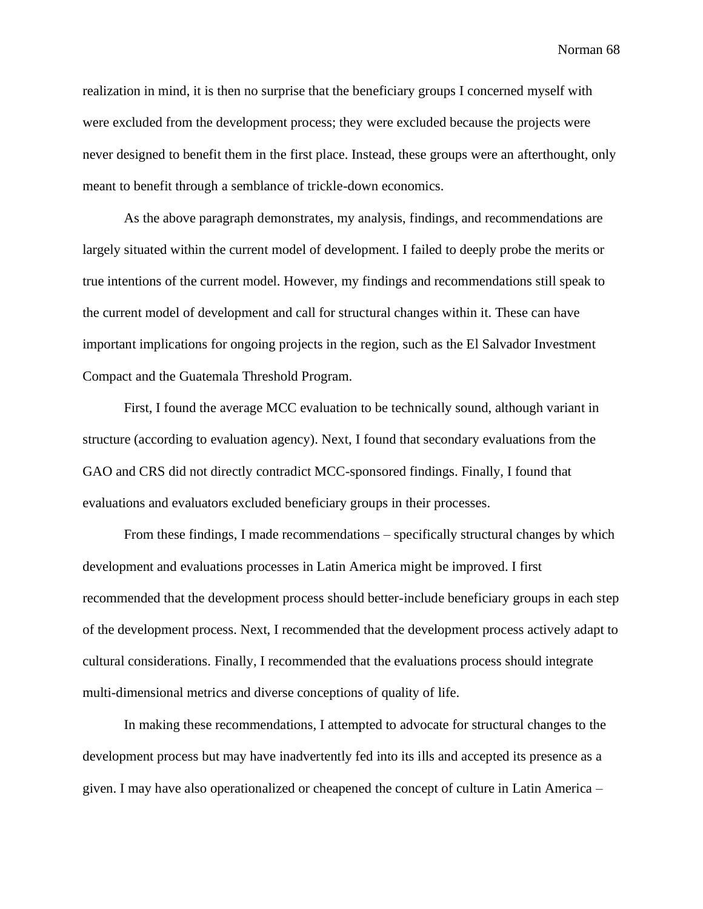realization in mind, it is then no surprise that the beneficiary groups I concerned myself with were excluded from the development process; they were excluded because the projects were never designed to benefit them in the first place. Instead, these groups were an afterthought, only meant to benefit through a semblance of trickle-down economics.

As the above paragraph demonstrates, my analysis, findings, and recommendations are largely situated within the current model of development. I failed to deeply probe the merits or true intentions of the current model. However, my findings and recommendations still speak to the current model of development and call for structural changes within it. These can have important implications for ongoing projects in the region, such as the El Salvador Investment Compact and the Guatemala Threshold Program.

First, I found the average MCC evaluation to be technically sound, although variant in structure (according to evaluation agency). Next, I found that secondary evaluations from the GAO and CRS did not directly contradict MCC-sponsored findings. Finally, I found that evaluations and evaluators excluded beneficiary groups in their processes.

From these findings, I made recommendations – specifically structural changes by which development and evaluations processes in Latin America might be improved. I first recommended that the development process should better-include beneficiary groups in each step of the development process. Next, I recommended that the development process actively adapt to cultural considerations. Finally, I recommended that the evaluations process should integrate multi-dimensional metrics and diverse conceptions of quality of life.

In making these recommendations, I attempted to advocate for structural changes to the development process but may have inadvertently fed into its ills and accepted its presence as a given. I may have also operationalized or cheapened the concept of culture in Latin America –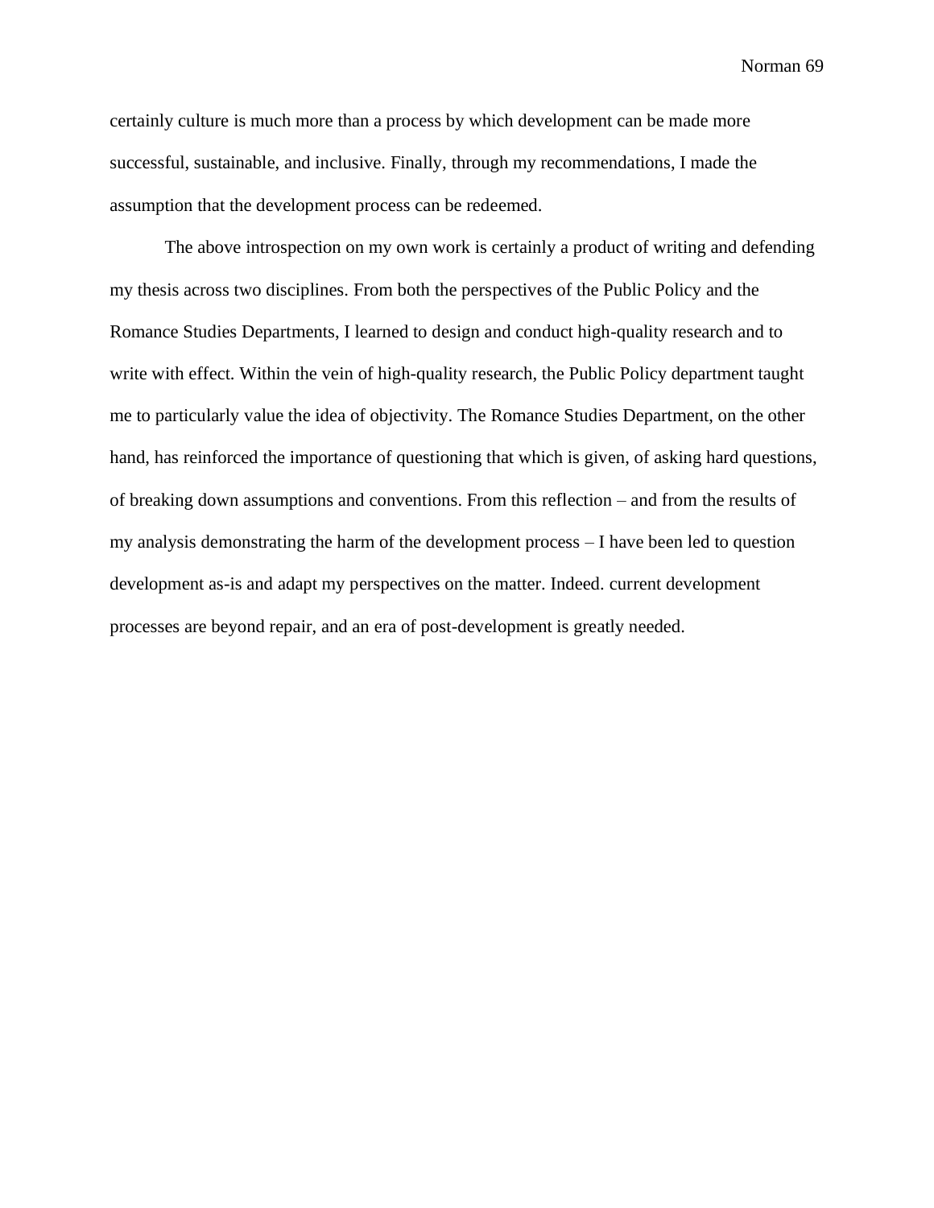certainly culture is much more than a process by which development can be made more successful, sustainable, and inclusive. Finally, through my recommendations, I made the assumption that the development process can be redeemed.

The above introspection on my own work is certainly a product of writing and defending my thesis across two disciplines. From both the perspectives of the Public Policy and the Romance Studies Departments, I learned to design and conduct high-quality research and to write with effect. Within the vein of high-quality research, the Public Policy department taught me to particularly value the idea of objectivity. The Romance Studies Department, on the other hand, has reinforced the importance of questioning that which is given, of asking hard questions, of breaking down assumptions and conventions. From this reflection – and from the results of my analysis demonstrating the harm of the development process – I have been led to question development as-is and adapt my perspectives on the matter. Indeed. current development processes are beyond repair, and an era of post-development is greatly needed.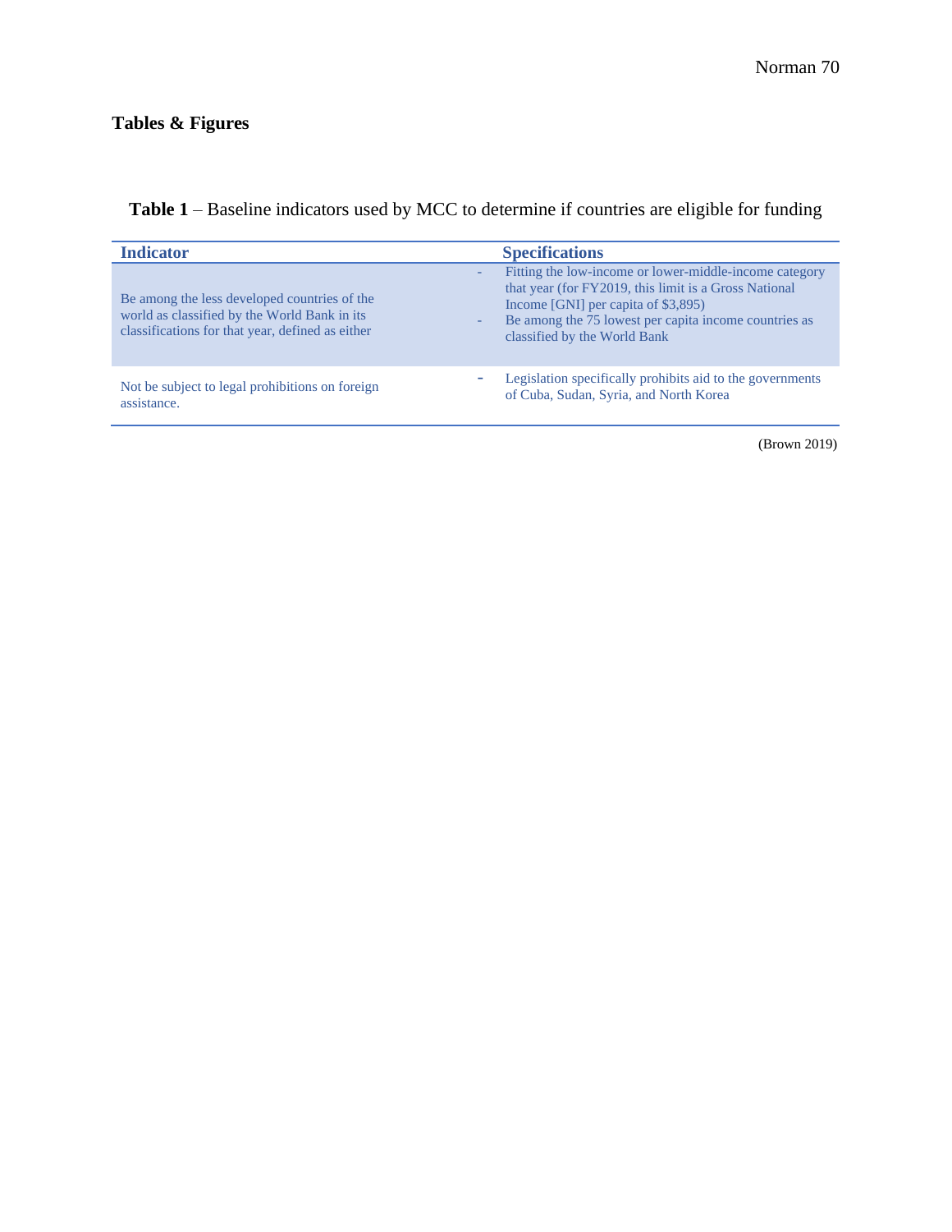## Tables & Figures

**Table 1** – Baseline indicators used by MCC to determine if countries are eligible for funding

| Indicator | Specifications |
| --- | --- |
| Be among the less developed countries of the world as classified by the World Bank in its classifications for that year, defined as either | - Fitting the low-income or lower-middle-income category that year (for FY2019, this limit is a Gross National Income [GNI] per capita of $3,895)<br>- Be among the 75 lowest per capita income countries as classified by the World Bank |
| Not be subject to legal prohibitions on foreign assistance. | - Legislation specifically prohibits aid to the governments of Cuba, Sudan, Syria, and North Korea |

(Brown 2019)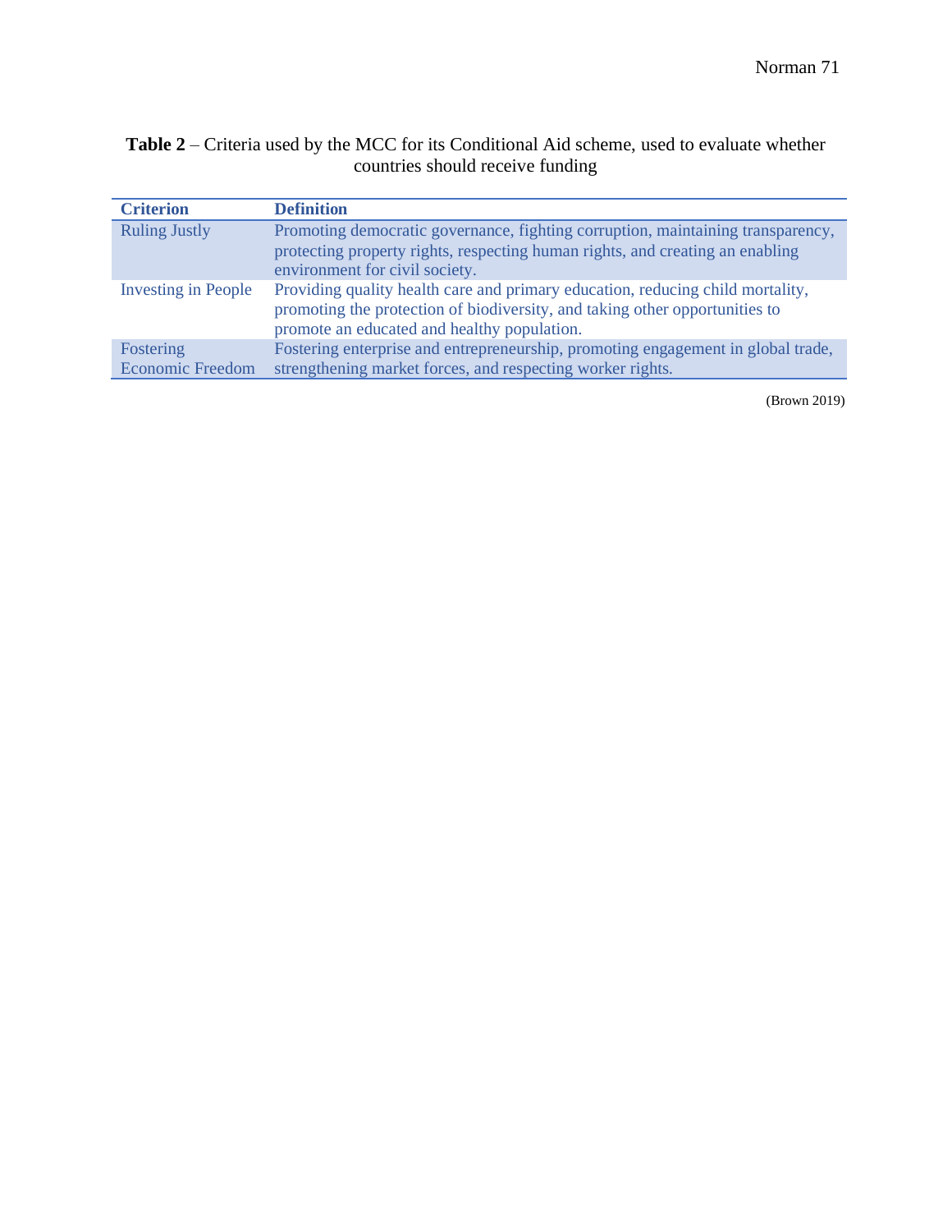**Table 2** – Criteria used by the MCC for its Conditional Aid scheme, used to evaluate whether countries should receive funding

| Criterion | Definition |
|---|---|
| Ruling Justly | Promoting democratic governance, fighting corruption, maintaining transparency, protecting property rights, respecting human rights, and creating an enabling environment for civil society. |
| Investing in People | Providing quality health care and primary education, reducing child mortality, promoting the protection of biodiversity, and taking other opportunities to promote an educated and healthy population. |
| Fostering Economic Freedom | Fostering enterprise and entrepreneurship, promoting engagement in global trade, strengthening market forces, and respecting worker rights. |

(Brown 2019)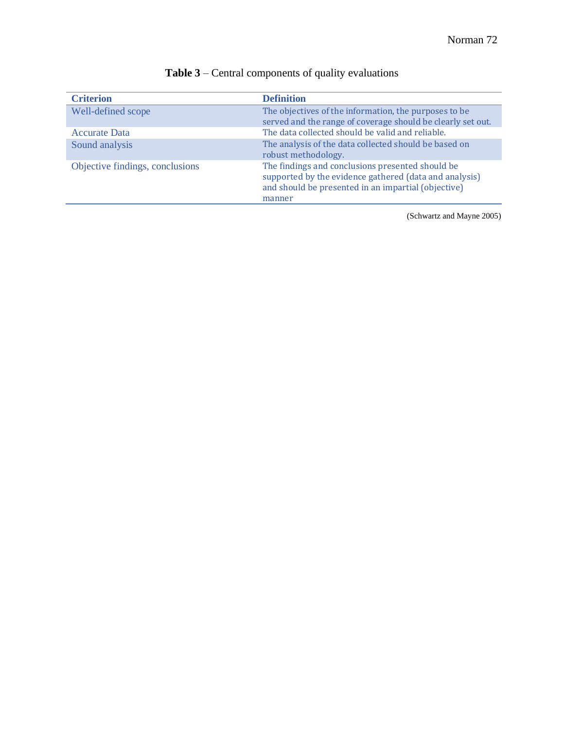**Table 3** – Central components of quality evaluations

| Criterion | Definition |
| --- | --- |
| Well-defined scope | The objectives of the information, the purposes to be served and the range of coverage should be clearly set out. |
| Accurate Data | The data collected should be valid and reliable. |
| Sound analysis | The analysis of the data collected should be based on robust methodology. |
| Objective findings, conclusions | The findings and conclusions presented should be supported by the evidence gathered (data and analysis) and should be presented in an impartial (objective) manner |

(Schwartz and Mayne 2005)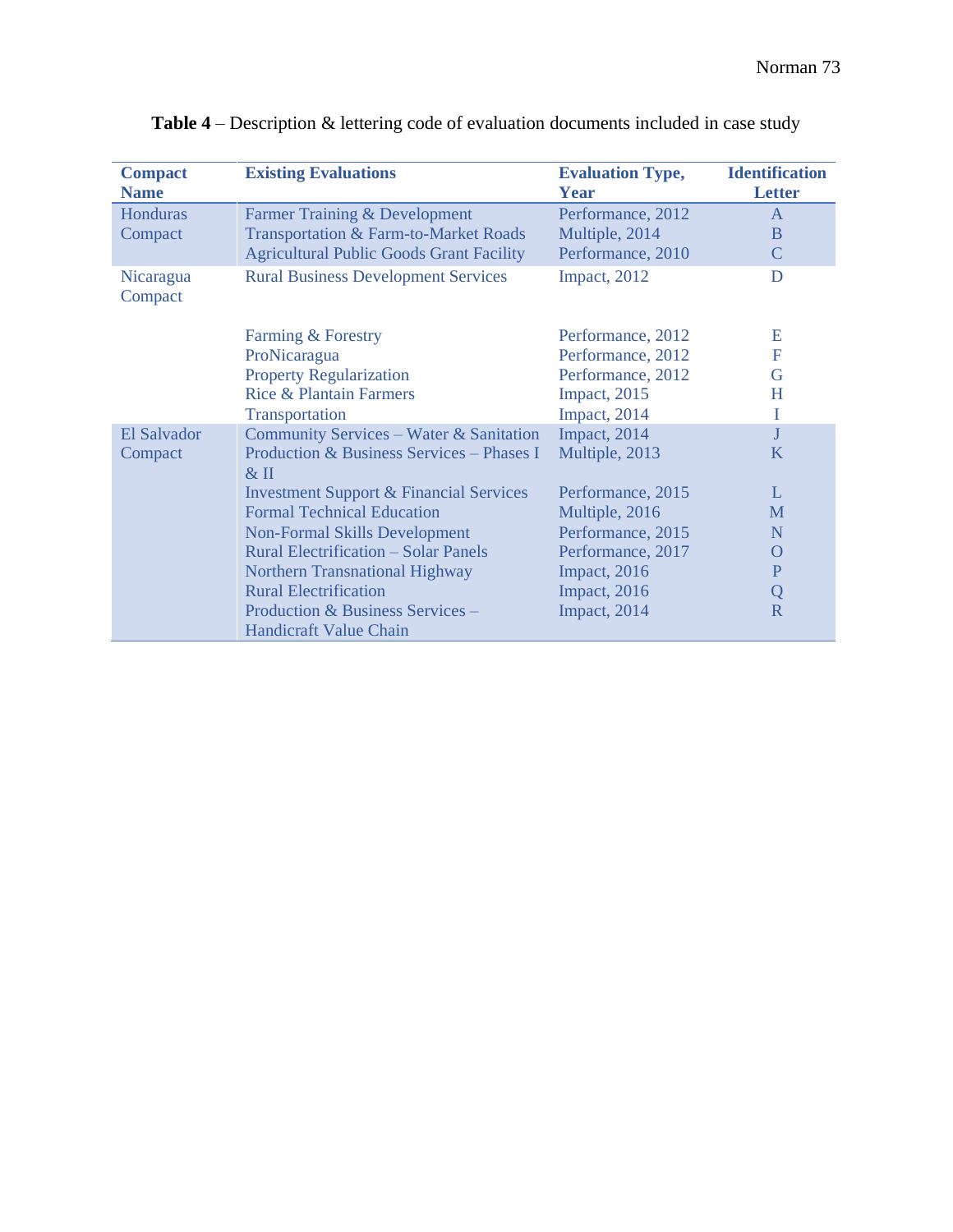**Table 4** – Description & lettering code of evaluation documents included in case study

| Compact Name | Existing Evaluations | Evaluation Type, Year | Identification Letter |
|---|---|---|---|
| Honduras Compact | Farmer Training & Development | Performance, 2012 | A |
| | Transportation & Farm-to-Market Roads | Multiple, 2014 | B |
| | Agricultural Public Goods Grant Facility | Performance, 2010 | C |
| Nicaragua Compact | Rural Business Development Services | Impact, 2012 | D |
| | Farming & Forestry | Performance, 2012 | E |
| | ProNicaragua | Performance, 2012 | F |
| | Property Regularization | Performance, 2012 | G |
| | Rice & Plantain Farmers | Impact, 2015 | H |
| | Transportation | Impact, 2014 | I |
| El Salvador Compact | Community Services – Water & Sanitation | Impact, 2014 | J |
| | Production & Business Services – Phases I & II | Multiple, 2013 | K |
| | Investment Support & Financial Services | Performance, 2015 | L |
| | Formal Technical Education | Multiple, 2016 | M |
| | Non-Formal Skills Development | Performance, 2015 | N |
| | Rural Electrification – Solar Panels | Performance, 2017 | O |
| | Northern Transnational Highway | Impact, 2016 | P |
| | Rural Electrification | Impact, 2016 | Q |
| | Production & Business Services – Handicraft Value Chain | Impact, 2014 | R |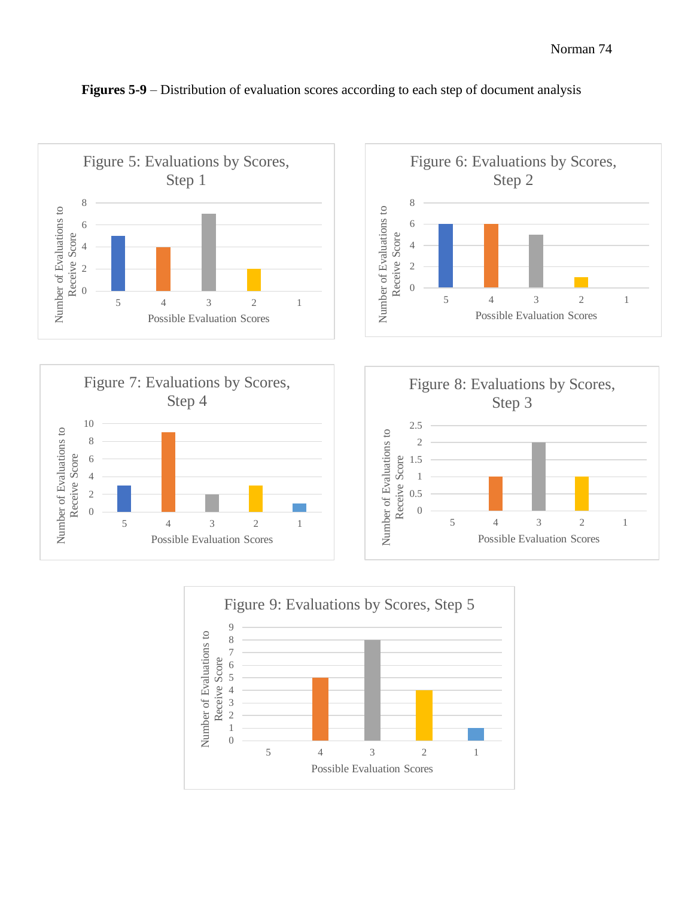**Figures 5-9** – Distribution of evaluation scores according to each step of document analysis

Figure 5: Evaluations by Scores, Step 1

Figure 6: Evaluations by Scores, Step 2

Figure 7: Evaluations by Scores, Step 4

Figure 8: Evaluations by Scores, Step 3

Figure 9: Evaluations by Scores, Step 5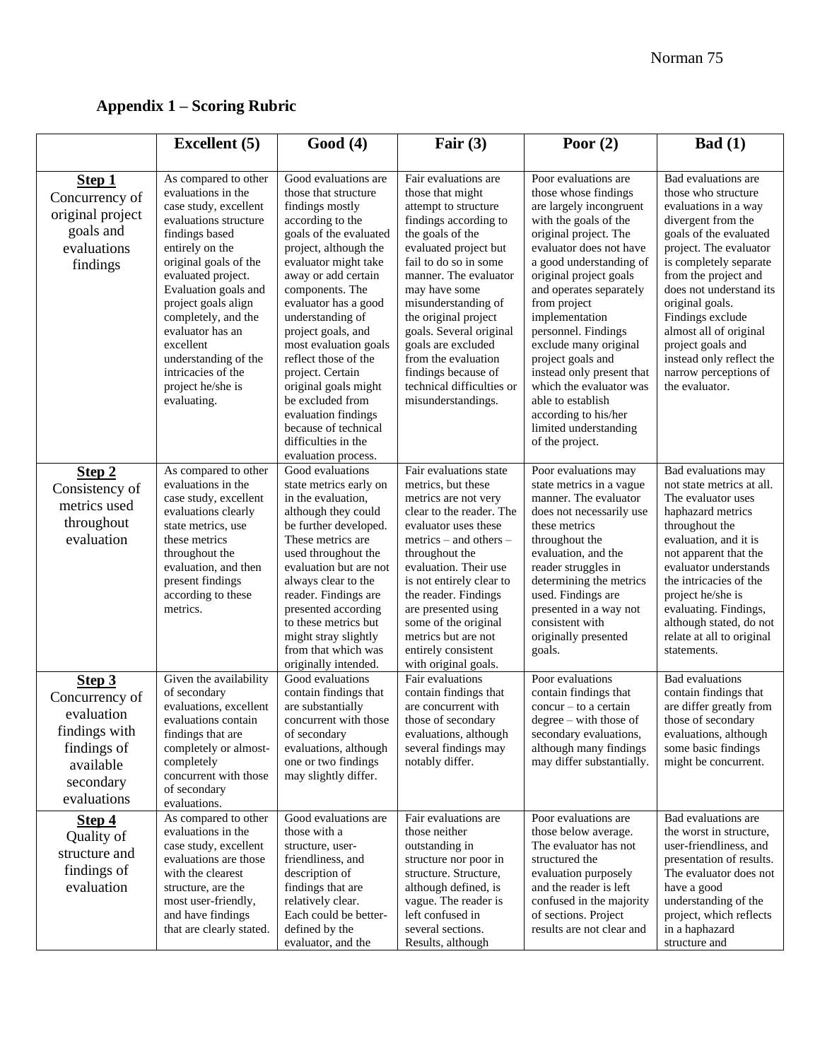## Appendix 1 – Scoring Rubric

| | Excellent (5) | Good (4) | Fair (3) | Poor (2) | Bad (1) |
|---|---|---|---|---|---|
| **Step 1** Concurrency of original project goals and evaluations findings | As compared to other evaluations in the case study, excellent evaluations structure findings based entirely on the original goals of the evaluated project. Evaluation goals and project goals align completely, and the evaluator has an excellent understanding of the intricacies of the project he/she is evaluating. | Good evaluations are those that structure findings mostly according to the goals of the evaluated project, although the evaluator might take away or add certain components. The evaluator has a good understanding of project goals, and most evaluation goals reflect those of the project. Certain original goals might be excluded from evaluation findings because of technical difficulties in the evaluation process. | Fair evaluations are those that might attempt to structure findings according to the goals of the evaluated project but fail to do so in some manner. The evaluator may have some misunderstanding of the original project goals. Several original goals are excluded from the evaluation findings because of technical difficulties or misunderstandings. | Poor evaluations are those whose findings are largely incongruent with the goals of the original project. The evaluator does not have a good understanding of original project goals and operates separately from project implementation personnel. Findings exclude many original project goals and instead only present that which the evaluator was able to establish according to his/her limited understanding of the project. | Bad evaluations are those who structure evaluations in a way divergent from the goals of the evaluated project. The evaluator is completely separate from the project and does not understand its original goals. Findings exclude almost all of original project goals and instead only reflect the narrow perceptions of the evaluator. |
| **Step 2** Consistency of metrics used throughout evaluation | As compared to other evaluations in the case study, excellent evaluations clearly state metrics, use these metrics throughout the evaluation, and then present findings according to these metrics. | Good evaluations state metrics early on in the evaluation, although they could be further developed. These metrics are used throughout the evaluation but are not always clear to the reader. Findings are presented according to these metrics but might stray slightly from that which was originally intended. | Fair evaluations state metrics, but these metrics are not very clear to the reader. The evaluator uses these metrics – and others – throughout the evaluation. Their use is not entirely clear to the reader. Findings are presented using some of the original metrics but are not entirely consistent with original goals. | Poor evaluations may state metrics in a vague manner. The evaluator does not necessarily use these metrics throughout the evaluation, and the reader struggles in determining the metrics used. Findings are presented in a way not consistent with originally presented goals. | Bad evaluations may not state metrics at all. The evaluator uses haphazard metrics throughout the evaluation, and it is not apparent that the evaluator understands the intricacies of the project he/she is evaluating. Findings, although stated, do not relate at all to original statements. |
| **Step 3** Concurrency of evaluation findings with findings of available secondary evaluations | Given the availability of secondary evaluations, excellent evaluations contain findings that are completely or almost-completely concurrent with those of secondary evaluations. | Good evaluations contain findings that are substantially concurrent with those of secondary evaluations, although one or two findings may slightly differ. | Fair evaluations contain findings that are concurrent with those of secondary evaluations, although several findings may notably differ. | Poor evaluations contain findings that concur – to a certain degree – with those of secondary evaluations, although many findings may differ substantially. | Bad evaluations contain findings that are differ greatly from those of secondary evaluations, although some basic findings might be concurrent. |
| **Step 4** Quality of structure and findings of evaluation | As compared to other evaluations in the case study, excellent evaluations are those with the clearest structure, are the most user-friendly, and have findings that are clearly stated. | Good evaluations are those with a structure, user-friendliness, and description of findings that are relatively clear. Each could be better-defined by the evaluator, and the | Fair evaluations are those neither outstanding in structure nor poor in structure. Structure, although defined, is vague. The reader is left confused in several sections. Results, although | Poor evaluations are those below average. The evaluator has not structured the evaluation purposely and the reader is left confused in the majority of sections. Project results are not clear and | Bad evaluations are the worst in structure, user-friendliness, and presentation of results. The evaluator does not have a good understanding of the project, which reflects in a haphazard structure and |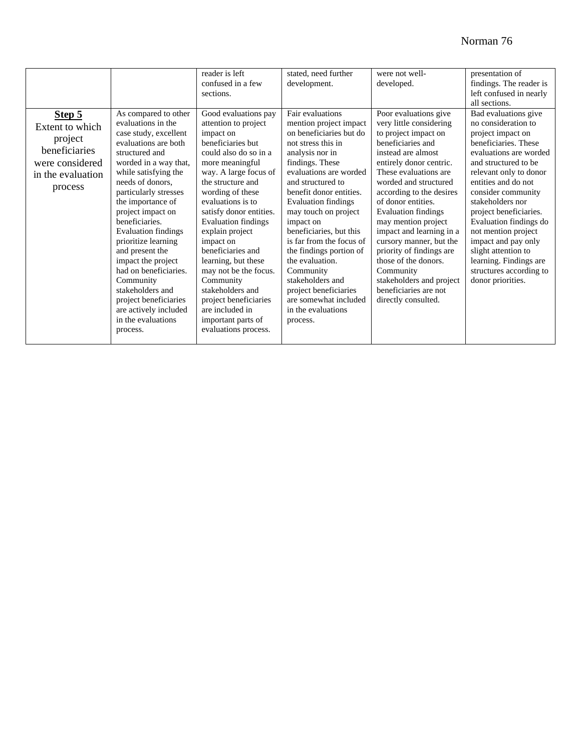| | | reader is left confused in a few sections. | stated, need further development. | were not well-developed. | presentation of findings. The reader is left confused in nearly all sections. |
|---|---|---|---|---|---|
| **Step 5** Extent to which project beneficiaries were considered in the evaluation process | As compared to other evaluations in the case study, excellent evaluations are both structured and worded in a way that, while satisfying the needs of donors, particularly stresses the importance of project impact on beneficiaries. Evaluation findings prioritize learning and present the impact the project had on beneficiaries. Community stakeholders and project beneficiaries are actively included in the evaluations process. | Good evaluations pay attention to project impact on beneficiaries but could also do so in a more meaningful way. A large focus of the structure and wording of these evaluations is to satisfy donor entities. Evaluation findings explain project impact on beneficiaries and learning, but these may not be the focus. Community stakeholders and project beneficiaries are included in important parts of evaluations process. | Fair evaluations mention project impact on beneficiaries but do not stress this in analysis nor in findings. These evaluations are worded and structured to benefit donor entities. Evaluation findings may touch on project impact on beneficiaries, but this is far from the focus of the findings portion of the evaluation. Community stakeholders and project beneficiaries are somewhat included in the evaluations process. | Poor evaluations give very little considering to project impact on beneficiaries and instead are almost entirely donor centric. These evaluations are worded and structured according to the desires of donor entities. Evaluation findings may mention project impact and learning in a cursory manner, but the priority of findings are those of the donors. Community stakeholders and project beneficiaries are not directly consulted. | Bad evaluations give no consideration to project impact on beneficiaries. These evaluations are worded and structured to be relevant only to donor entities and do not consider community stakeholders nor project beneficiaries. Evaluation findings do not mention project impact and pay only slight attention to learning. Findings are structures according to donor priorities. |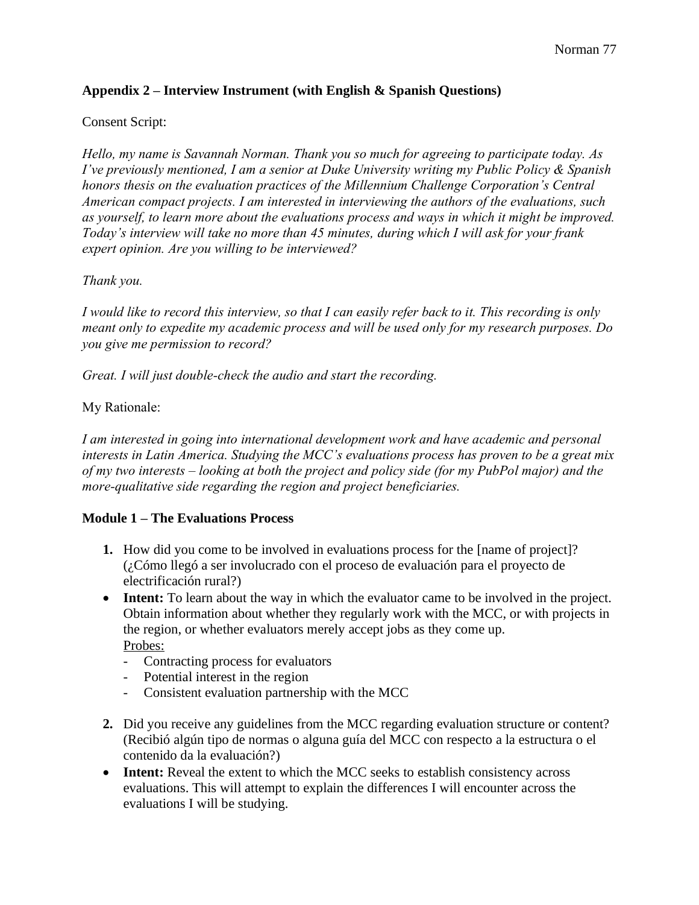**Appendix 2 – Interview Instrument (with English & Spanish Questions)**

Consent Script:

*Hello, my name is Savannah Norman. Thank you so much for agreeing to participate today. As I've previously mentioned, I am a senior at Duke University writing my Public Policy & Spanish honors thesis on the evaluation practices of the Millennium Challenge Corporation's Central American compact projects. I am interested in interviewing the authors of the evaluations, such as yourself, to learn more about the evaluations process and ways in which it might be improved. Today's interview will take no more than 45 minutes, during which I will ask for your frank expert opinion. Are you willing to be interviewed?*

*Thank you.*

*I would like to record this interview, so that I can easily refer back to it. This recording is only meant only to expedite my academic process and will be used only for my research purposes. Do you give me permission to record?*

*Great. I will just double-check the audio and start the recording.*

My Rationale:

*I am interested in going into international development work and have academic and personal interests in Latin America. Studying the MCC's evaluations process has proven to be a great mix of my two interests – looking at both the project and policy side (for my PubPol major) and the more-qualitative side regarding the region and project beneficiaries.*

**Module 1 – The Evaluations Process**

**1.** How did you come to be involved in evaluations process for the [name of project]? (¿Cómo llegó a ser involucrado con el proceso de evaluación para el proyecto de electrificación rural?)

- **Intent:** To learn about the way in which the evaluator came to be involved in the project. Obtain information about whether they regularly work with the MCC, or with projects in the region, or whether evaluators merely accept jobs as they come up.
  Probes:
  - Contracting process for evaluators
  - Potential interest in the region
  - Consistent evaluation partnership with the MCC

**2.** Did you receive any guidelines from the MCC regarding evaluation structure or content? (Recibió algún tipo de normas o alguna guía del MCC con respecto a la estructura o el contenido da la evaluación?)

- **Intent:** Reveal the extent to which the MCC seeks to establish consistency across evaluations. This will attempt to explain the differences I will encounter across the evaluations I will be studying.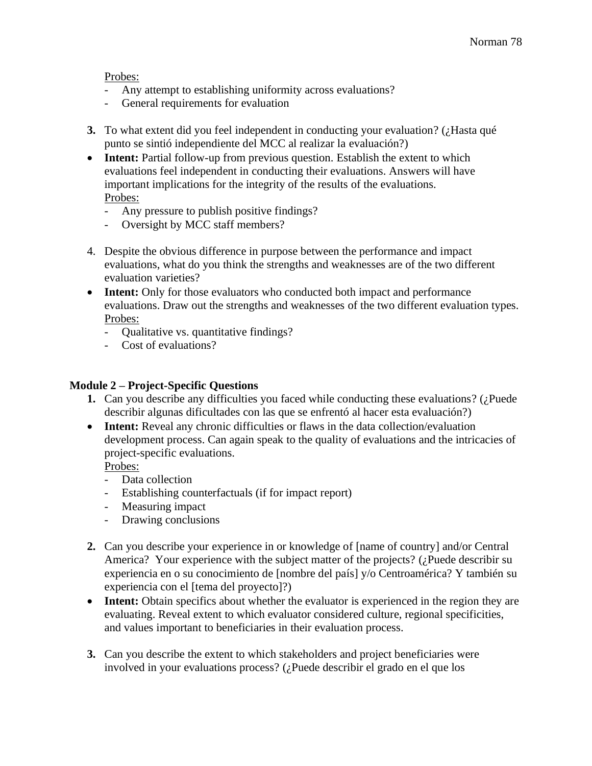Probes:

- Any attempt to establishing uniformity across evaluations?
- General requirements for evaluation

**3.** To what extent did you feel independent in conducting your evaluation? (¿Hasta qué punto se sintió independiente del MCC al realizar la evaluación?)

- **Intent:** Partial follow-up from previous question. Establish the extent to which evaluations feel independent in conducting their evaluations. Answers will have important implications for the integrity of the results of the evaluations.

  Probes:
  - Any pressure to publish positive findings?
  - Oversight by MCC staff members?

4. Despite the obvious difference in purpose between the performance and impact evaluations, what do you think the strengths and weaknesses are of the two different evaluation varieties?

- **Intent:** Only for those evaluators who conducted both impact and performance evaluations. Draw out the strengths and weaknesses of the two different evaluation types.

  Probes:
  - Qualitative vs. quantitative findings?
  - Cost of evaluations?

**Module 2 – Project-Specific Questions**

**1.** Can you describe any difficulties you faced while conducting these evaluations? (¿Puede describir algunas dificultades con las que se enfrentó al hacer esta evaluación?)

- **Intent:** Reveal any chronic difficulties or flaws in the data collection/evaluation development process. Can again speak to the quality of evaluations and the intricacies of project-specific evaluations.

  Probes:
  - Data collection
  - Establishing counterfactuals (if for impact report)
  - Measuring impact
  - Drawing conclusions

**2.** Can you describe your experience in or knowledge of [name of country] and/or Central America? Your experience with the subject matter of the projects? (¿Puede describir su experiencia en o su conocimiento de [nombre del país] y/o Centroamérica? Y también su experiencia con el [tema del proyecto]?)

- **Intent:** Obtain specifics about whether the evaluator is experienced in the region they are evaluating. Reveal extent to which evaluator considered culture, regional specificities, and values important to beneficiaries in their evaluation process.

**3.** Can you describe the extent to which stakeholders and project beneficiaries were involved in your evaluations process? (¿Puede describir el grado en el que los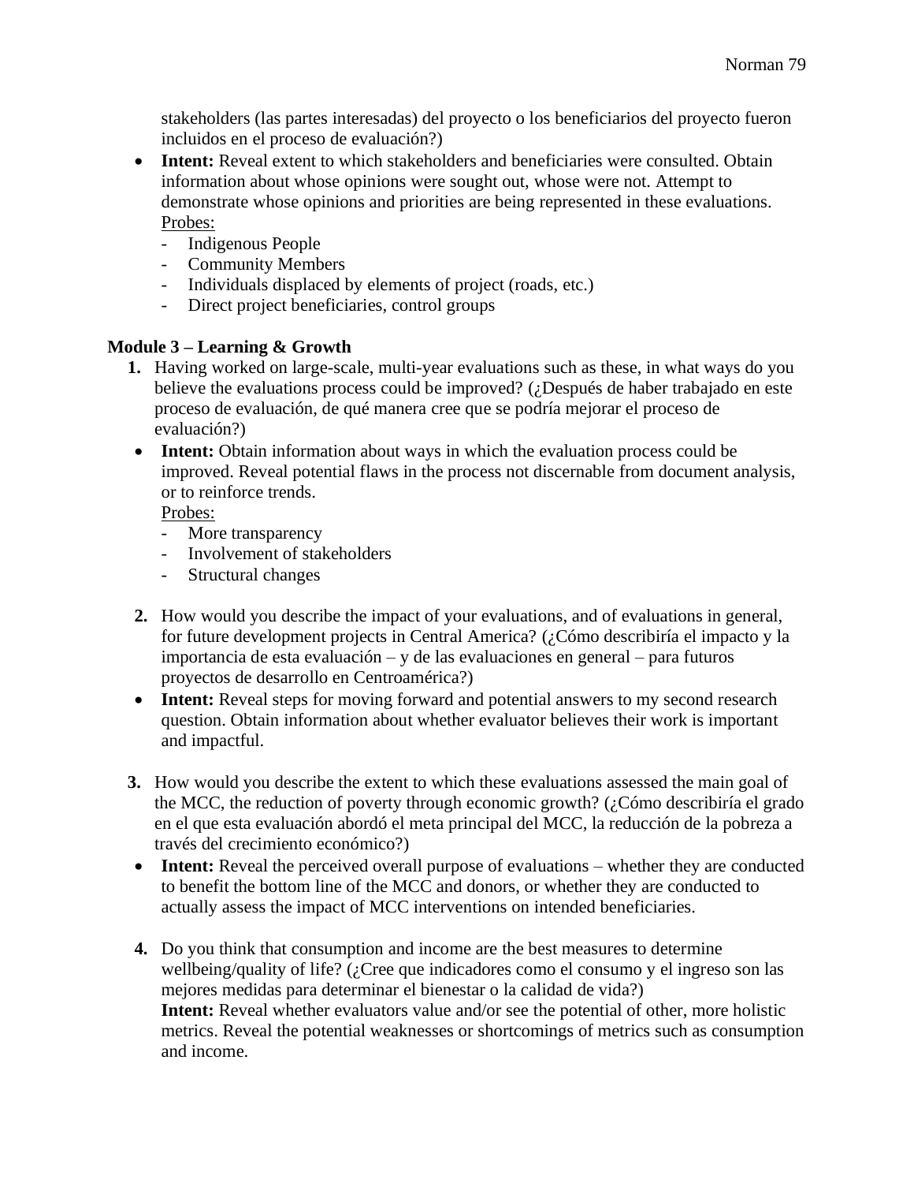stakeholders (las partes interesadas) del proyecto o los beneficiarios del proyecto fueron incluidos en el proceso de evaluación?)

- **Intent:** Reveal extent to which stakeholders and beneficiaries were consulted. Obtain information about whose opinions were sought out, whose were not. Attempt to demonstrate whose opinions and priorities are being represented in these evaluations.
  Probes:
  - Indigenous People
  - Community Members
  - Individuals displaced by elements of project (roads, etc.)
  - Direct project beneficiaries, control groups

**Module 3 – Learning & Growth**

1. Having worked on large-scale, multi-year evaluations such as these, in what ways do you believe the evaluations process could be improved? (¿Después de haber trabajado en este proceso de evaluación, de qué manera cree que se podría mejorar el proceso de evaluación?)
   - **Intent:** Obtain information about ways in which the evaluation process could be improved. Reveal potential flaws in the process not discernable from document analysis, or to reinforce trends.
     Probes:
     - More transparency
     - Involvement of stakeholders
     - Structural changes

2. How would you describe the impact of your evaluations, and of evaluations in general, for future development projects in Central America? (¿Cómo describiría el impacto y la importancia de esta evaluación – y de las evaluaciones en general – para futuros proyectos de desarrollo en Centroamérica?)
   - **Intent:** Reveal steps for moving forward and potential answers to my second research question. Obtain information about whether evaluator believes their work is important and impactful.

3. How would you describe the extent to which these evaluations assessed the main goal of the MCC, the reduction of poverty through economic growth? (¿Cómo describiría el grado en el que esta evaluación abordó el meta principal del MCC, la reducción de la pobreza a través del crecimiento económico?)
   - **Intent:** Reveal the perceived overall purpose of evaluations – whether they are conducted to benefit the bottom line of the MCC and donors, or whether they are conducted to actually assess the impact of MCC interventions on intended beneficiaries.

4. Do you think that consumption and income are the best measures to determine wellbeing/quality of life? (¿Cree que indicadores como el consumo y el ingreso son las mejores medidas para determinar el bienestar o la calidad de vida?)
   **Intent:** Reveal whether evaluators value and/or see the potential of other, more holistic metrics. Reveal the potential weaknesses or shortcomings of metrics such as consumption and income.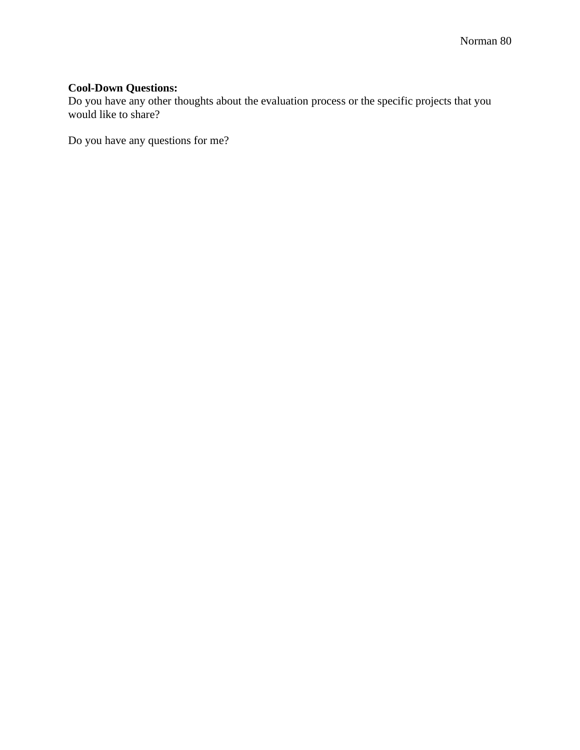**Cool-Down Questions:**
Do you have any other thoughts about the evaluation process or the specific projects that you would like to share?

Do you have any questions for me?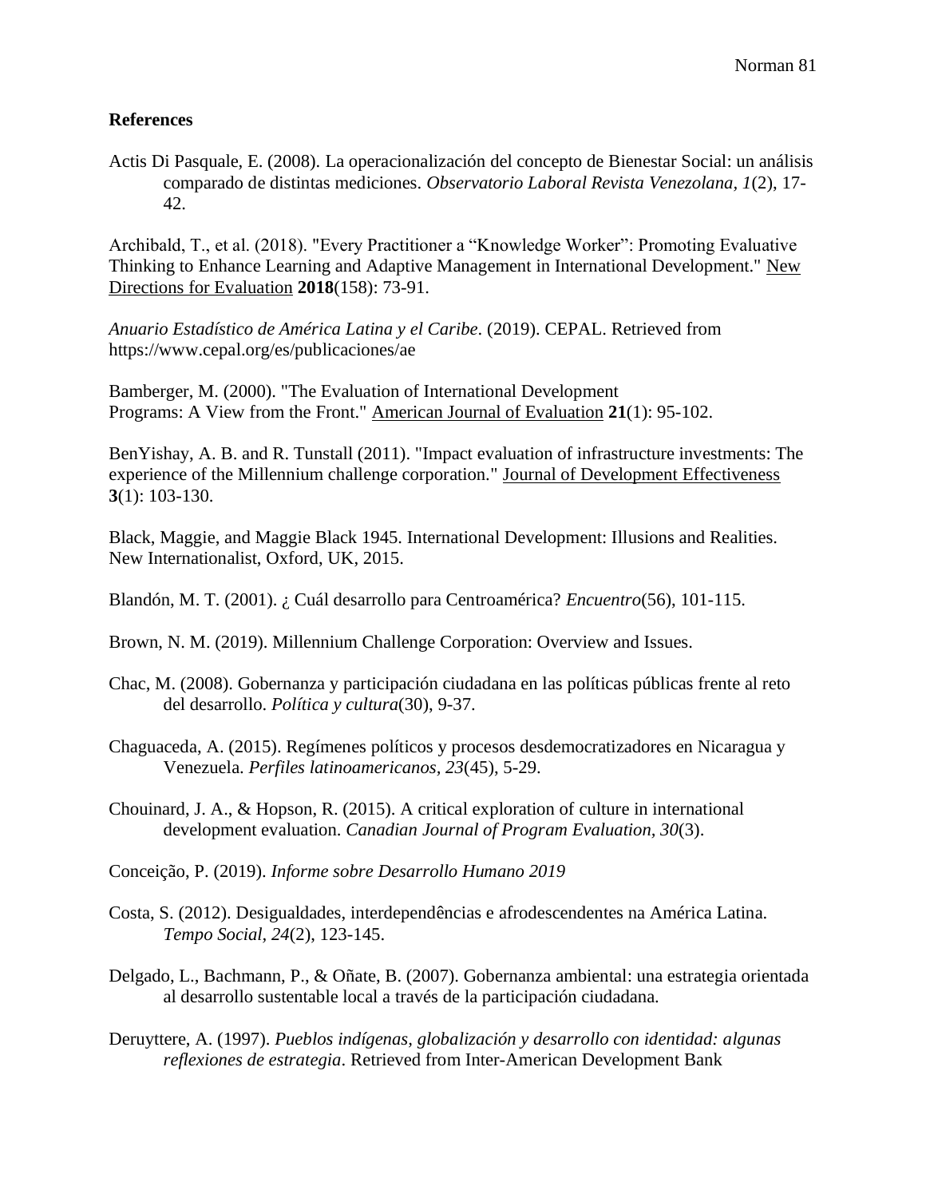**References**

Actis Di Pasquale, E. (2008). La operacionalización del concepto de Bienestar Social: un análisis comparado de distintas mediciones. *Observatorio Laboral Revista Venezolana, 1*(2), 17-42.

Archibald, T., et al. (2018). "Every Practitioner a "Knowledge Worker": Promoting Evaluative Thinking to Enhance Learning and Adaptive Management in International Development." New Directions for Evaluation **2018**(158): 73-91.

*Anuario Estadístico de América Latina y el Caribe*. (2019). CEPAL. Retrieved from https://www.cepal.org/es/publicaciones/ae

Bamberger, M. (2000). "The Evaluation of International Development Programs: A View from the Front." American Journal of Evaluation **21**(1): 95-102.

BenYishay, A. B. and R. Tunstall (2011). "Impact evaluation of infrastructure investments: The experience of the Millennium challenge corporation." Journal of Development Effectiveness **3**(1): 103-130.

Black, Maggie, and Maggie Black 1945. International Development: Illusions and Realities. New Internationalist, Oxford, UK, 2015.

Blandón, M. T. (2001). ¿ Cuál desarrollo para Centroamérica? *Encuentro*(56), 101-115.

Brown, N. M. (2019). Millennium Challenge Corporation: Overview and Issues.

Chac, M. (2008). Gobernanza y participación ciudadana en las políticas públicas frente al reto del desarrollo. *Política y cultura*(30), 9-37.

Chaguaceda, A. (2015). Regímenes políticos y procesos desdemocratizadores en Nicaragua y Venezuela. *Perfiles latinoamericanos, 23*(45), 5-29.

Chouinard, J. A., & Hopson, R. (2015). A critical exploration of culture in international development evaluation. *Canadian Journal of Program Evaluation, 30*(3).

Conceição, P. (2019). *Informe sobre Desarrollo Humano 2019*

Costa, S. (2012). Desigualdades, interdependências e afrodescendentes na América Latina. *Tempo Social, 24*(2), 123-145.

Delgado, L., Bachmann, P., & Oñate, B. (2007). Gobernanza ambiental: una estrategia orientada al desarrollo sustentable local a través de la participación ciudadana.

Deruyttere, A. (1997). *Pueblos indígenas, globalización y desarrollo con identidad: algunas reflexiones de estrategia*. Retrieved from Inter-American Development Bank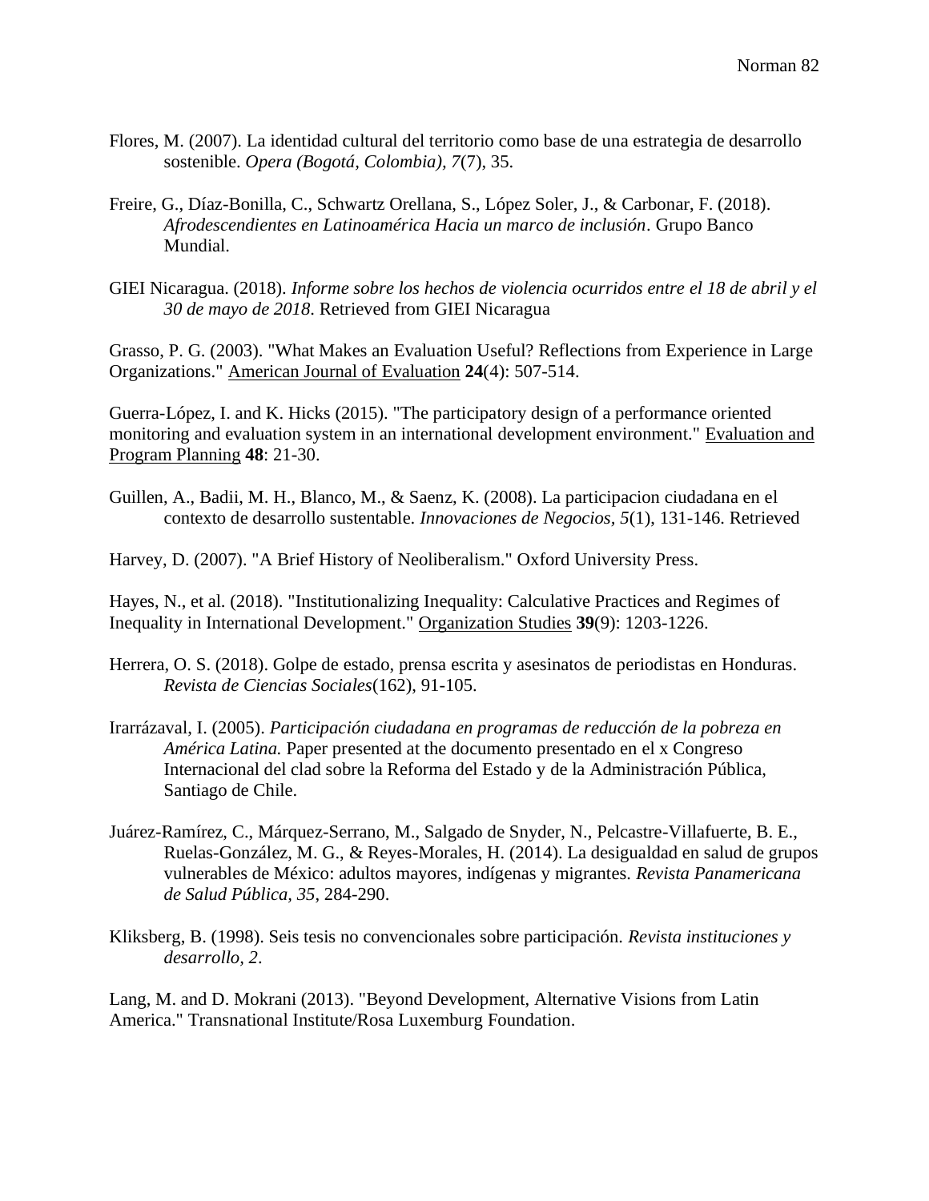Flores, M. (2007). La identidad cultural del territorio como base de una estrategia de desarrollo sostenible. *Opera (Bogotá, Colombia), 7*(7), 35.

Freire, G., Díaz-Bonilla, C., Schwartz Orellana, S., López Soler, J., & Carbonar, F. (2018). *Afrodescendientes en Latinoamérica Hacia un marco de inclusión*. Grupo Banco Mundial.

GIEI Nicaragua. (2018). *Informe sobre los hechos de violencia ocurridos entre el 18 de abril y el 30 de mayo de 2018*. Retrieved from GIEI Nicaragua

Grasso, P. G. (2003). "What Makes an Evaluation Useful? Reflections from Experience in Large Organizations." American Journal of Evaluation **24**(4): 507-514.

Guerra-López, I. and K. Hicks (2015). "The participatory design of a performance oriented monitoring and evaluation system in an international development environment." Evaluation and Program Planning **48**: 21-30.

Guillen, A., Badii, M. H., Blanco, M., & Saenz, K. (2008). La participacion ciudadana en el contexto de desarrollo sustentable. *Innovaciones de Negocios, 5*(1), 131-146. Retrieved

Harvey, D. (2007). "A Brief History of Neoliberalism." Oxford University Press.

Hayes, N., et al. (2018). "Institutionalizing Inequality: Calculative Practices and Regimes of Inequality in International Development." Organization Studies **39**(9): 1203-1226.

Herrera, O. S. (2018). Golpe de estado, prensa escrita y asesinatos de periodistas en Honduras. *Revista de Ciencias Sociales*(162), 91-105.

Irarrázaval, I. (2005). *Participación ciudadana en programas de reducción de la pobreza en América Latina.* Paper presented at the documento presentado en el x Congreso Internacional del clad sobre la Reforma del Estado y de la Administración Pública, Santiago de Chile.

Juárez-Ramírez, C., Márquez-Serrano, M., Salgado de Snyder, N., Pelcastre-Villafuerte, B. E., Ruelas-González, M. G., & Reyes-Morales, H. (2014). La desigualdad en salud de grupos vulnerables de México: adultos mayores, indígenas y migrantes. *Revista Panamericana de Salud Pública, 35*, 284-290.

Kliksberg, B. (1998). Seis tesis no convencionales sobre participación. *Revista instituciones y desarrollo, 2*.

Lang, M. and D. Mokrani (2013). "Beyond Development, Alternative Visions from Latin America." Transnational Institute/Rosa Luxemburg Foundation.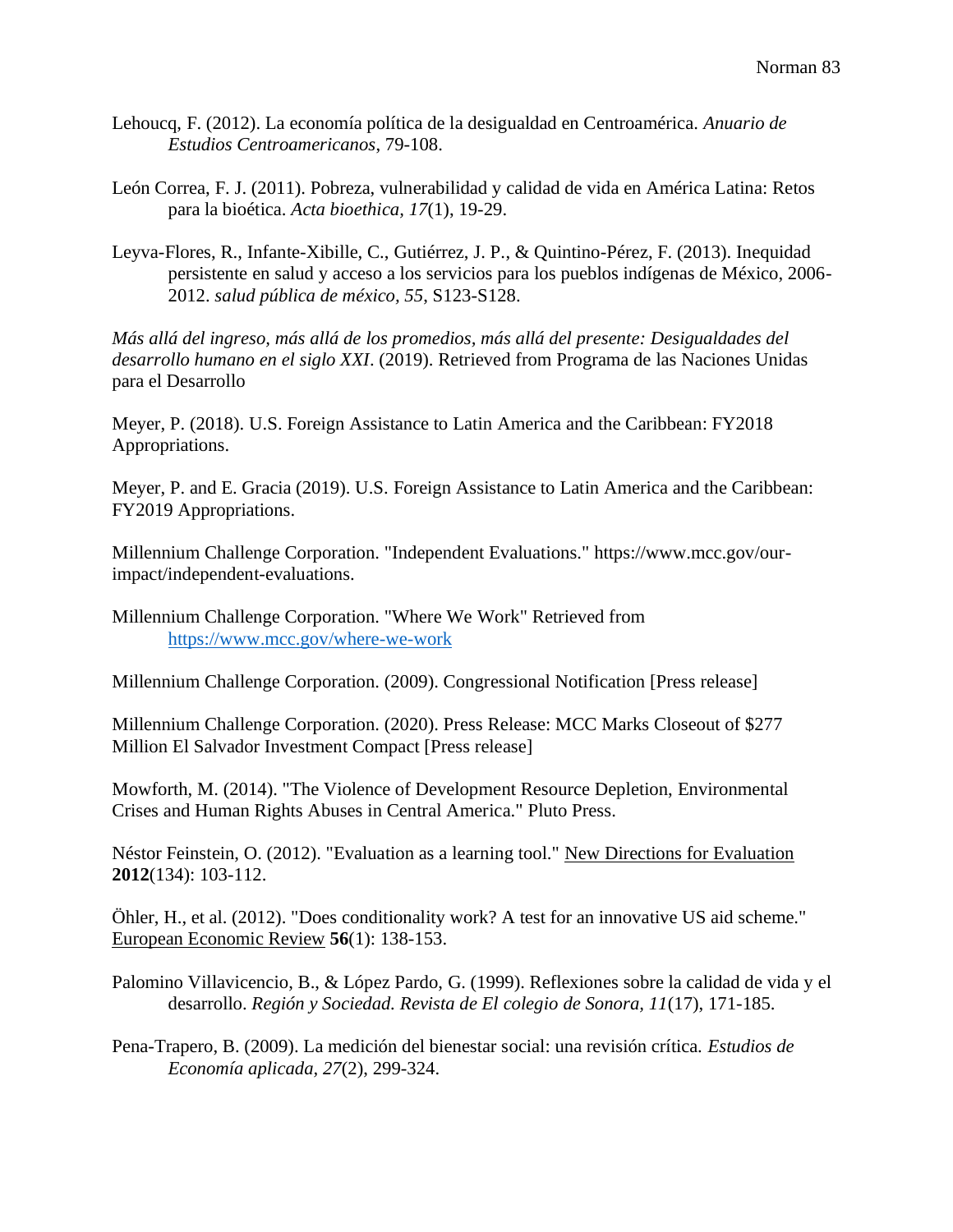Lehoucq, F. (2012). La economía política de la desigualdad en Centroamérica. *Anuario de Estudios Centroamericanos*, 79-108.

León Correa, F. J. (2011). Pobreza, vulnerabilidad y calidad de vida en América Latina: Retos para la bioética. *Acta bioethica, 17*(1), 19-29.

Leyva-Flores, R., Infante-Xibille, C., Gutiérrez, J. P., & Quintino-Pérez, F. (2013). Inequidad persistente en salud y acceso a los servicios para los pueblos indígenas de México, 2006-2012. *salud pública de méxico, 55*, S123-S128.

*Más allá del ingreso, más allá de los promedios, más allá del presente: Desigualdades del desarrollo humano en el siglo XXI*. (2019). Retrieved from Programa de las Naciones Unidas para el Desarrollo

Meyer, P. (2018). U.S. Foreign Assistance to Latin America and the Caribbean: FY2018 Appropriations.

Meyer, P. and E. Gracia (2019). U.S. Foreign Assistance to Latin America and the Caribbean: FY2019 Appropriations.

Millennium Challenge Corporation. "Independent Evaluations." https://www.mcc.gov/our-impact/independent-evaluations.

Millennium Challenge Corporation. "Where We Work" Retrieved from https://www.mcc.gov/where-we-work

Millennium Challenge Corporation. (2009). Congressional Notification [Press release]

Millennium Challenge Corporation. (2020). Press Release: MCC Marks Closeout of $277 Million El Salvador Investment Compact [Press release]

Mowforth, M. (2014). "The Violence of Development Resource Depletion, Environmental Crises and Human Rights Abuses in Central America." Pluto Press.

Néstor Feinstein, O. (2012). "Evaluation as a learning tool." New Directions for Evaluation **2012**(134): 103-112.

Öhler, H., et al. (2012). "Does conditionality work? A test for an innovative US aid scheme." European Economic Review **56**(1): 138-153.

Palomino Villavicencio, B., & López Pardo, G. (1999). Reflexiones sobre la calidad de vida y el desarrollo. *Región y Sociedad. Revista de El colegio de Sonora, 11*(17), 171-185.

Pena-Trapero, B. (2009). La medición del bienestar social: una revisión crítica. *Estudios de Economía aplicada, 27*(2), 299-324.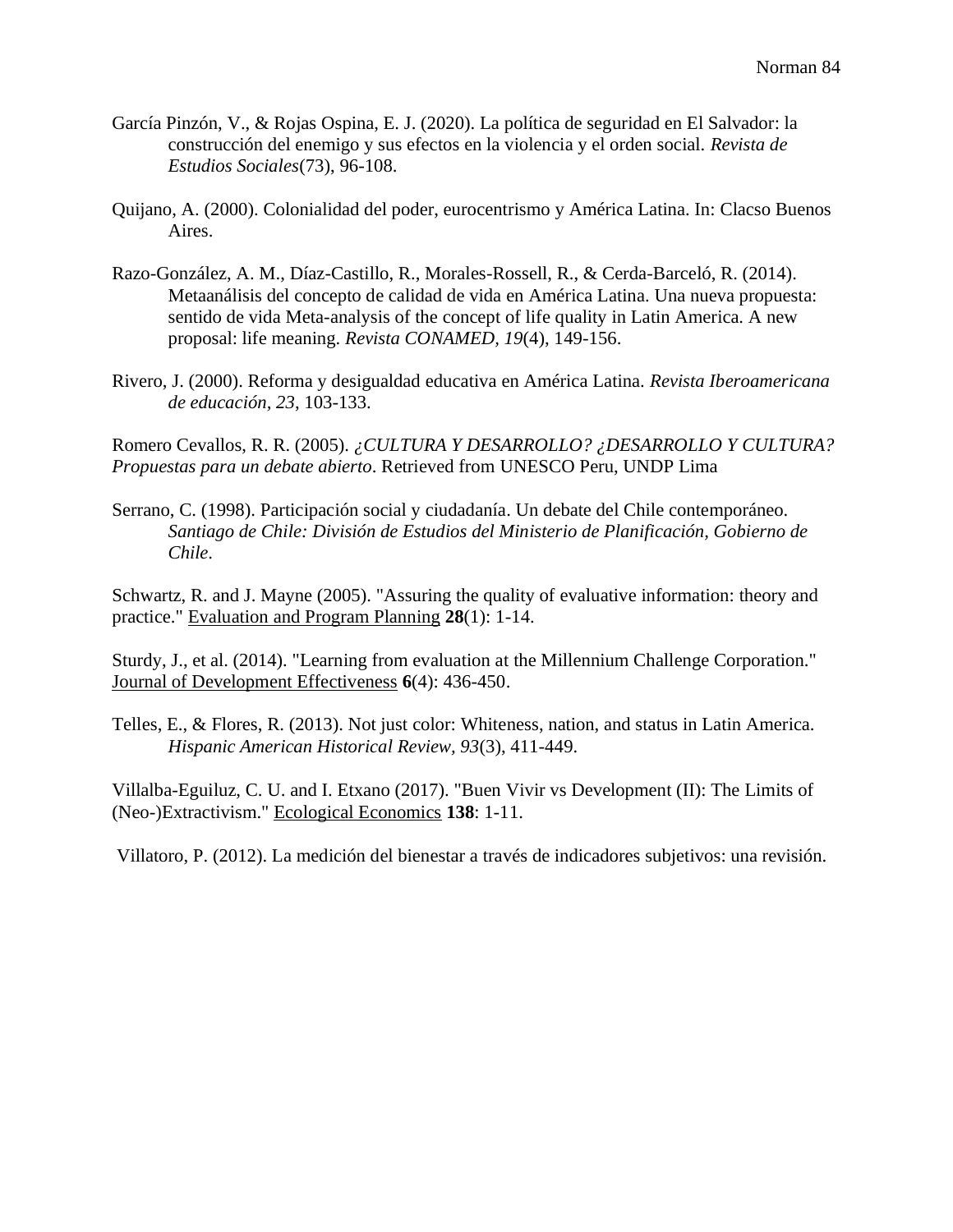García Pinzón, V., & Rojas Ospina, E. J. (2020). La política de seguridad en El Salvador: la construcción del enemigo y sus efectos en la violencia y el orden social. *Revista de Estudios Sociales*(73), 96-108.

Quijano, A. (2000). Colonialidad del poder, eurocentrismo y América Latina. In: Clacso Buenos Aires.

Razo-González, A. M., Díaz-Castillo, R., Morales-Rossell, R., & Cerda-Barceló, R. (2014). Metaanálisis del concepto de calidad de vida en América Latina. Una nueva propuesta: sentido de vida Meta-analysis of the concept of life quality in Latin America. A new proposal: life meaning. *Revista CONAMED, 19*(4), 149-156.

Rivero, J. (2000). Reforma y desigualdad educativa en América Latina. *Revista Iberoamericana de educación, 23*, 103-133.

Romero Cevallos, R. R. (2005). *¿CULTURA Y DESARROLLO? ¿DESARROLLO Y CULTURA? Propuestas para un debate abierto*. Retrieved from UNESCO Peru, UNDP Lima

Serrano, C. (1998). Participación social y ciudadanía. Un debate del Chile contemporáneo. *Santiago de Chile: División de Estudios del Ministerio de Planificación, Gobierno de Chile*.

Schwartz, R. and J. Mayne (2005). "Assuring the quality of evaluative information: theory and practice." Evaluation and Program Planning **28**(1): 1-14.

Sturdy, J., et al. (2014). "Learning from evaluation at the Millennium Challenge Corporation." Journal of Development Effectiveness **6**(4): 436-450.

Telles, E., & Flores, R. (2013). Not just color: Whiteness, nation, and status in Latin America. *Hispanic American Historical Review, 93*(3), 411-449.

Villalba-Eguiluz, C. U. and I. Etxano (2017). "Buen Vivir vs Development (II): The Limits of (Neo-)Extractivism." Ecological Economics **138**: 1-11.

Villatoro, P. (2012). La medición del bienestar a través de indicadores subjetivos: una revisión.